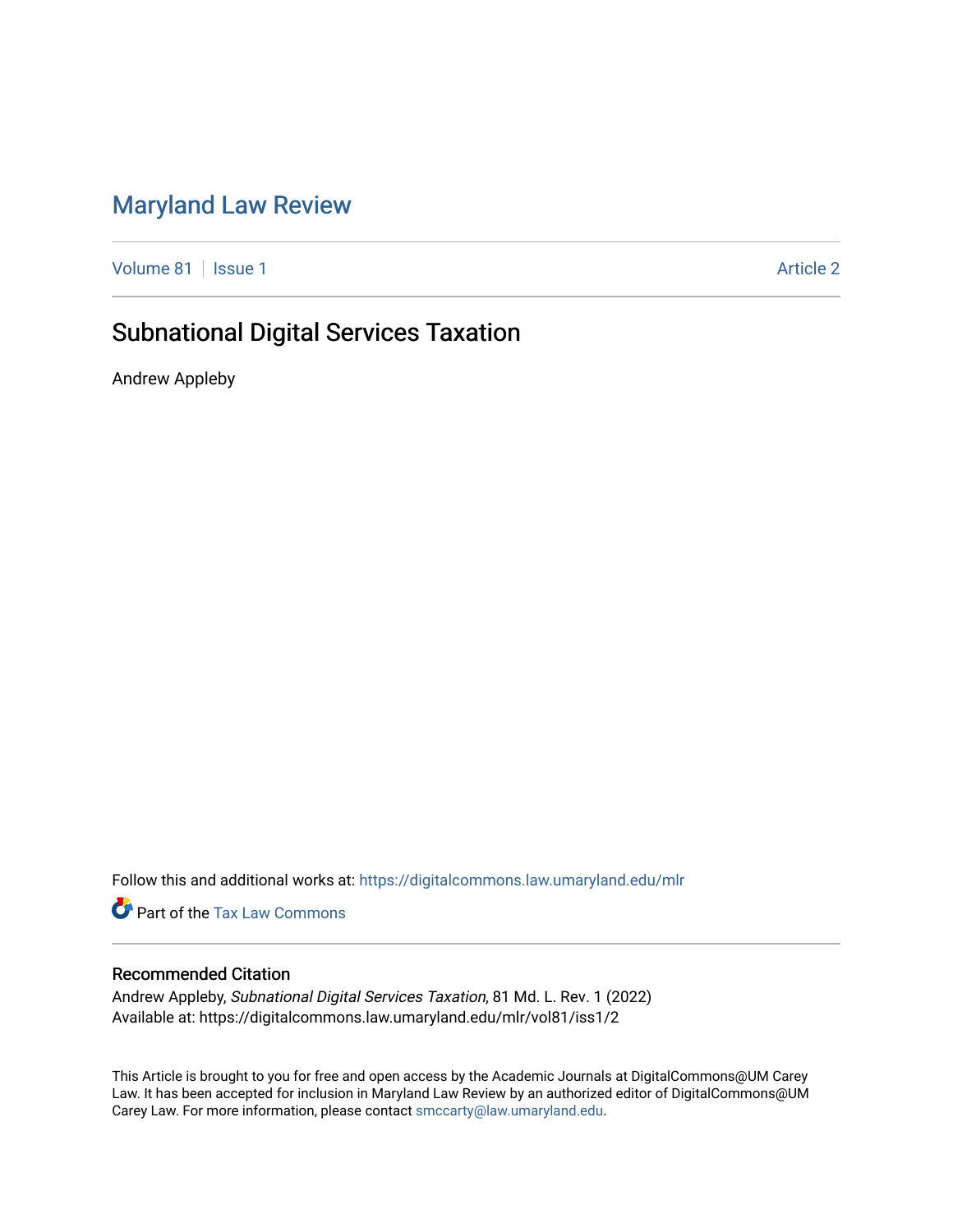# Maryland Law Review

Volume 81 | Issue 1 | Article 2

## Subnational Digital Services Taxation

Andrew Appleby

Follow this and additional works at: https://digitalcommons.law.umaryland.edu/mlr

Part of the Tax Law Commons

### Recommended Citation

Andrew Appleby, *Subnational Digital Services Taxation*, 81 Md. L. Rev. 1 (2022)
Available at: https://digitalcommons.law.umaryland.edu/mlr/vol81/iss1/2

This Article is brought to you for free and open access by the Academic Journals at DigitalCommons@UM Carey Law. It has been accepted for inclusion in Maryland Law Review by an authorized editor of DigitalCommons@UM Carey Law. For more information, please contact smccarty@law.umaryland.edu.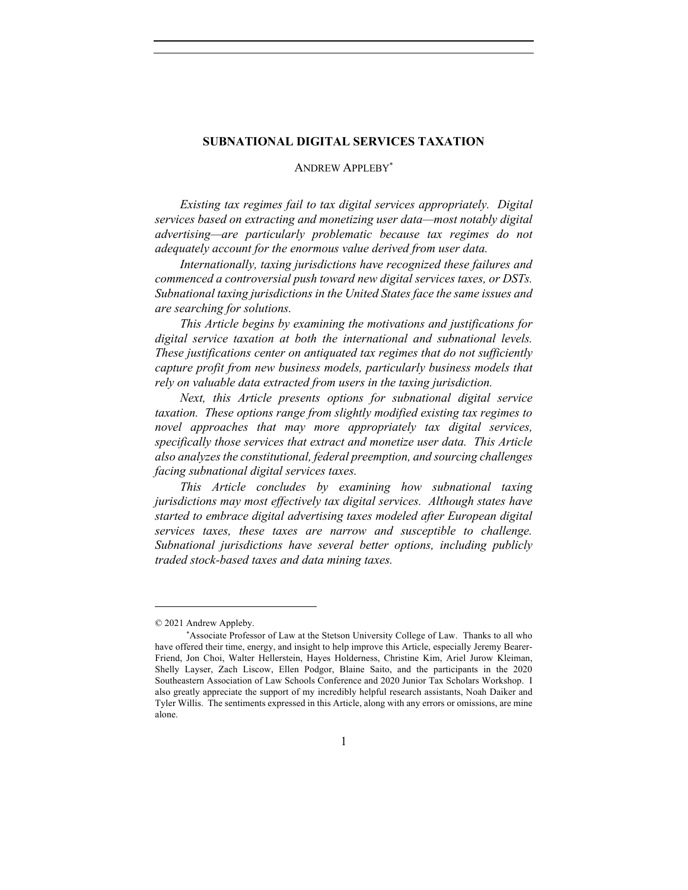# SUBNATIONAL DIGITAL SERVICES TAXATION

ANDREW APPLEBY*

*Existing tax regimes fail to tax digital services appropriately. Digital services based on extracting and monetizing user data—most notably digital advertising—are particularly problematic because tax regimes do not adequately account for the enormous value derived from user data.*

*Internationally, taxing jurisdictions have recognized these failures and commenced a controversial push toward new digital services taxes, or DSTs. Subnational taxing jurisdictions in the United States face the same issues and are searching for solutions.*

*This Article begins by examining the motivations and justifications for digital service taxation at both the international and subnational levels. These justifications center on antiquated tax regimes that do not sufficiently capture profit from new business models, particularly business models that rely on valuable data extracted from users in the taxing jurisdiction.*

*Next, this Article presents options for subnational digital service taxation. These options range from slightly modified existing tax regimes to novel approaches that may more appropriately tax digital services, specifically those services that extract and monetize user data. This Article also analyzes the constitutional, federal preemption, and sourcing challenges facing subnational digital services taxes.*

*This Article concludes by examining how subnational taxing jurisdictions may most effectively tax digital services. Although states have started to embrace digital advertising taxes modeled after European digital services taxes, these taxes are narrow and susceptible to challenge. Subnational jurisdictions have several better options, including publicly traded stock-based taxes and data mining taxes.*

---

© 2021 Andrew Appleby.

*Associate Professor of Law at the Stetson University College of Law. Thanks to all who have offered their time, energy, and insight to help improve this Article, especially Jeremy Bearer-Friend, Jon Choi, Walter Hellerstein, Hayes Holderness, Christine Kim, Ariel Jurow Kleiman, Shelly Layser, Zach Liscow, Ellen Podgor, Blaine Saito, and the participants in the 2020 Southeastern Association of Law Schools Conference and 2020 Junior Tax Scholars Workshop. I also greatly appreciate the support of my incredibly helpful research assistants, Noah Daiker and Tyler Willis. The sentiments expressed in this Article, along with any errors or omissions, are mine alone.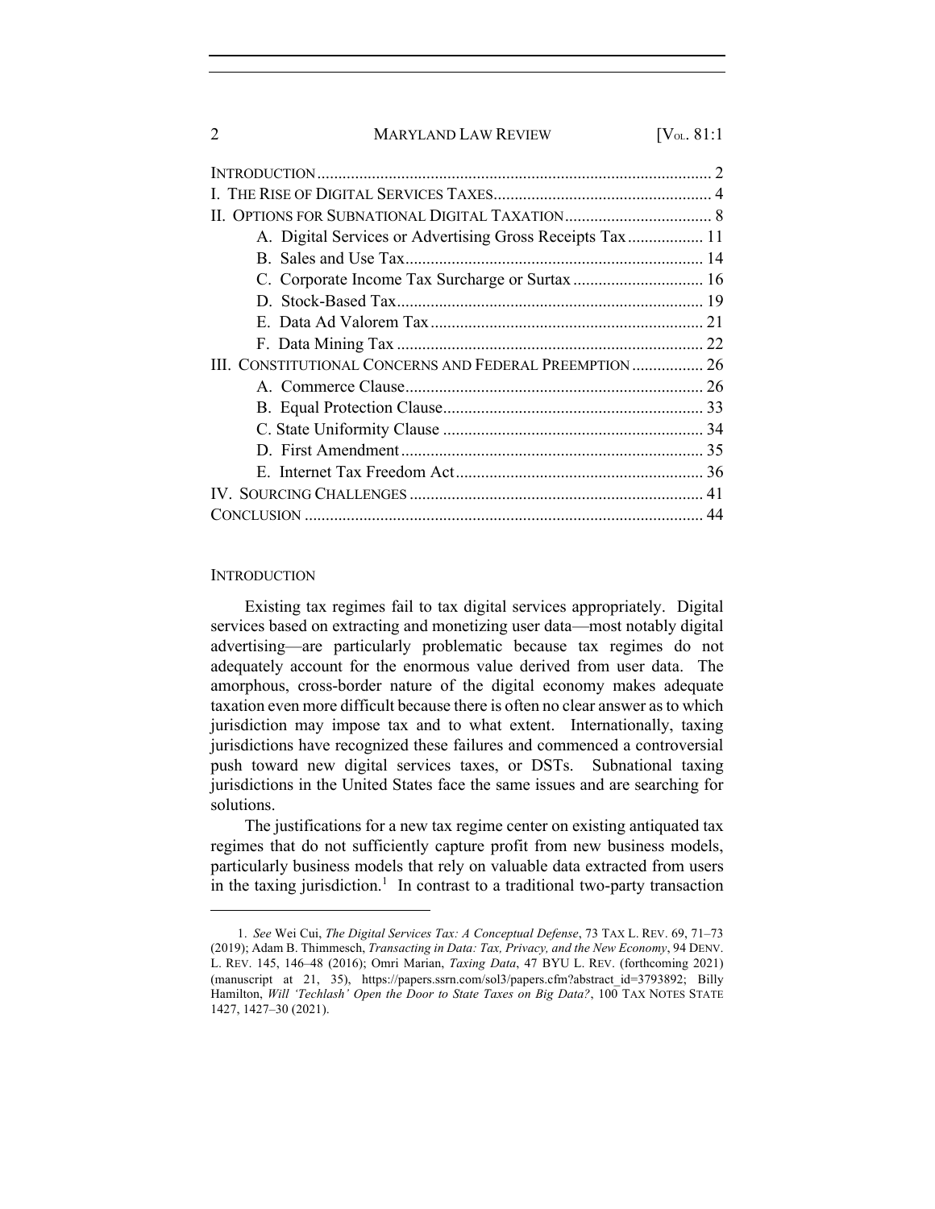| | |
|---|---|
| INTRODUCTION | 2 |
| I. THE RISE OF DIGITAL SERVICES TAXES | 4 |
| II. OPTIONS FOR SUBNATIONAL DIGITAL TAXATION | 8 |
| A. Digital Services or Advertising Gross Receipts Tax | 11 |
| B. Sales and Use Tax | 14 |
| C. Corporate Income Tax Surcharge or Surtax | 16 |
| D. Stock-Based Tax | 19 |
| E. Data Ad Valorem Tax | 21 |
| F. Data Mining Tax | 22 |
| III. CONSTITUTIONAL CONCERNS AND FEDERAL PREEMPTION | 26 |
| A. Commerce Clause | 26 |
| B. Equal Protection Clause | 33 |
| C. State Uniformity Clause | 34 |
| D. First Amendment | 35 |
| E. Internet Tax Freedom Act | 36 |
| IV. SOURCING CHALLENGES | 41 |
| CONCLUSION | 44 |

## INTRODUCTION

Existing tax regimes fail to tax digital services appropriately. Digital services based on extracting and monetizing user data—most notably digital advertising—are particularly problematic because tax regimes do not adequately account for the enormous value derived from user data. The amorphous, cross-border nature of the digital economy makes adequate taxation even more difficult because there is often no clear answer as to which jurisdiction may impose tax and to what extent. Internationally, taxing jurisdictions have recognized these failures and commenced a controversial push toward new digital services taxes, or DSTs. Subnational taxing jurisdictions in the United States face the same issues and are searching for solutions.

The justifications for a new tax regime center on existing antiquated tax regimes that do not sufficiently capture profit from new business models, particularly business models that rely on valuable data extracted from users in the taxing jurisdiction.[1] In contrast to a traditional two-party transaction

---

1. *See* Wei Cui, *The Digital Services Tax: A Conceptual Defense*, 73 TAX L. REV. 69, 71–73 (2019); Adam B. Thimmesch, *Transacting in Data: Tax, Privacy, and the New Economy*, 94 DENV. L. REV. 145, 146–48 (2016); Omri Marian, *Taxing Data*, 47 BYU L. REV. (forthcoming 2021) (manuscript at 21, 35), https://papers.ssrn.com/sol3/papers.cfm?abstract_id=3793892; Billy Hamilton, *Will 'Techlash' Open the Door to State Taxes on Big Data?*, 100 TAX NOTES STATE 1427, 1427–30 (2021).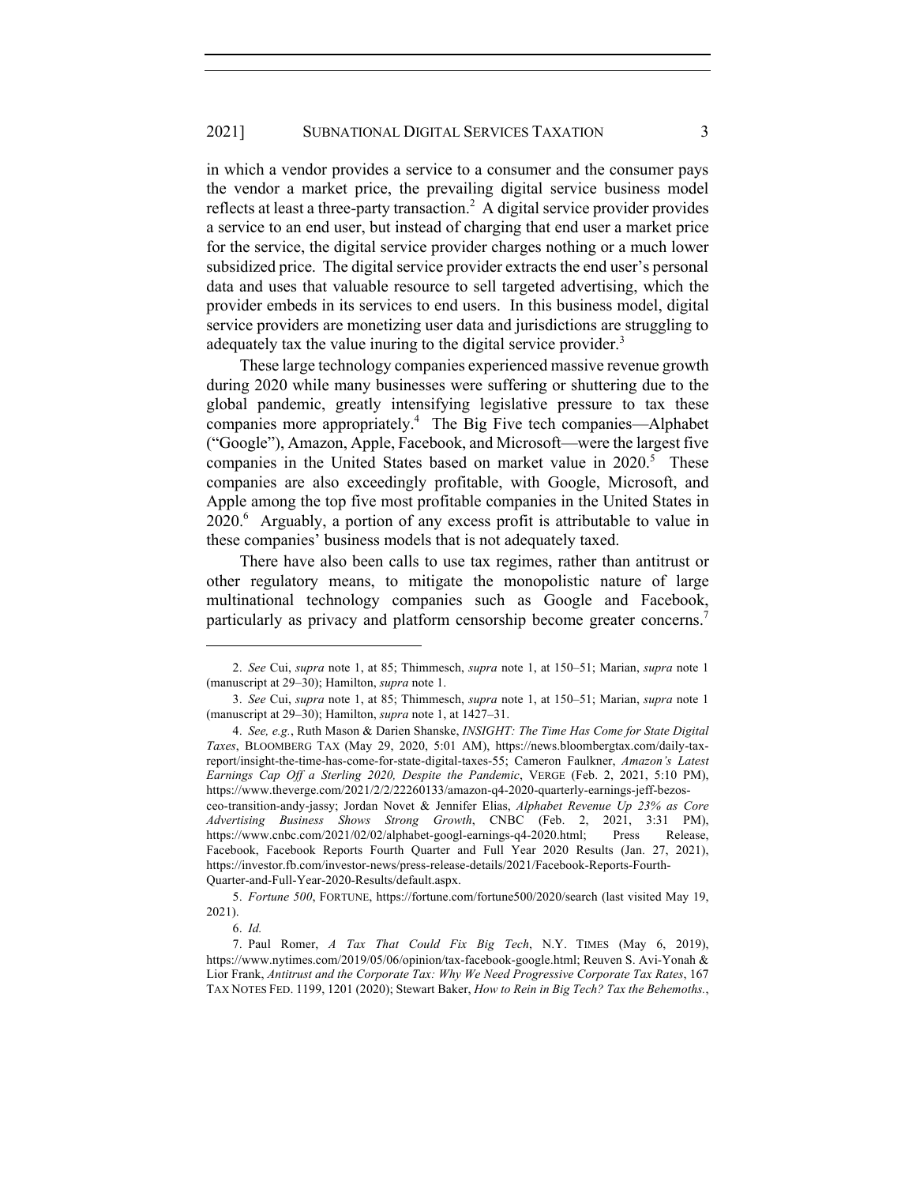in which a vendor provides a service to a consumer and the consumer pays the vendor a market price, the prevailing digital service business model reflects at least a three-party transaction.[2] A digital service provider provides a service to an end user, but instead of charging that end user a market price for the service, the digital service provider charges nothing or a much lower subsidized price. The digital service provider extracts the end user's personal data and uses that valuable resource to sell targeted advertising, which the provider embeds in its services to end users. In this business model, digital service providers are monetizing user data and jurisdictions are struggling to adequately tax the value inuring to the digital service provider.[3]

These large technology companies experienced massive revenue growth during 2020 while many businesses were suffering or shuttering due to the global pandemic, greatly intensifying legislative pressure to tax these companies more appropriately.[4] The Big Five tech companies—Alphabet ("Google"), Amazon, Apple, Facebook, and Microsoft—were the largest five companies in the United States based on market value in 2020.[5] These companies are also exceedingly profitable, with Google, Microsoft, and Apple among the top five most profitable companies in the United States in 2020.[6] Arguably, a portion of any excess profit is attributable to value in these companies' business models that is not adequately taxed.

There have also been calls to use tax regimes, rather than antitrust or other regulatory means, to mitigate the monopolistic nature of large multinational technology companies such as Google and Facebook, particularly as privacy and platform censorship become greater concerns.[7]

---

2. *See* Cui, *supra* note 1, at 85; Thimmesch, *supra* note 1, at 150–51; Marian, *supra* note 1 (manuscript at 29–30); Hamilton, *supra* note 1.

3. *See* Cui, *supra* note 1, at 85; Thimmesch, *supra* note 1, at 150–51; Marian, *supra* note 1 (manuscript at 29–30); Hamilton, *supra* note 1, at 1427–31.

4. *See, e.g.*, Ruth Mason & Darien Shanske, *INSIGHT: The Time Has Come for State Digital Taxes*, BLOOMBERG TAX (May 29, 2020, 5:01 AM), https://news.bloombergtax.com/daily-tax-report/insight-the-time-has-come-for-state-digital-taxes-55; Cameron Faulkner, *Amazon's Latest Earnings Cap Off a Sterling 2020, Despite the Pandemic*, VERGE (Feb. 2, 2021, 5:10 PM), https://www.theverge.com/2021/2/2/22260133/amazon-q4-2020-quarterly-earnings-jeff-bezos-ceo-transition-andy-jassy; Jordan Novet & Jennifer Elias, *Alphabet Revenue Up 23% as Core Advertising Business Shows Strong Growth*, CNBC (Feb. 2, 2021, 3:31 PM), https://www.cnbc.com/2021/02/02/alphabet-googl-earnings-q4-2020.html; Press Release, Facebook, Facebook Reports Fourth Quarter and Full Year 2020 Results (Jan. 27, 2021), https://investor.fb.com/investor-news/press-release-details/2021/Facebook-Reports-Fourth-Quarter-and-Full-Year-2020-Results/default.aspx.

5. *Fortune 500*, FORTUNE, https://fortune.com/fortune500/2020/search (last visited May 19, 2021).

6. *Id.*

7. Paul Romer, *A Tax That Could Fix Big Tech*, N.Y. TIMES (May 6, 2019), https://www.nytimes.com/2019/05/06/opinion/tax-facebook-google.html; Reuven S. Avi-Yonah & Lior Frank, *Antitrust and the Corporate Tax: Why We Need Progressive Corporate Tax Rates*, 167 TAX NOTES FED. 1199, 1201 (2020); Stewart Baker, *How to Rein in Big Tech? Tax the Behemoths.*,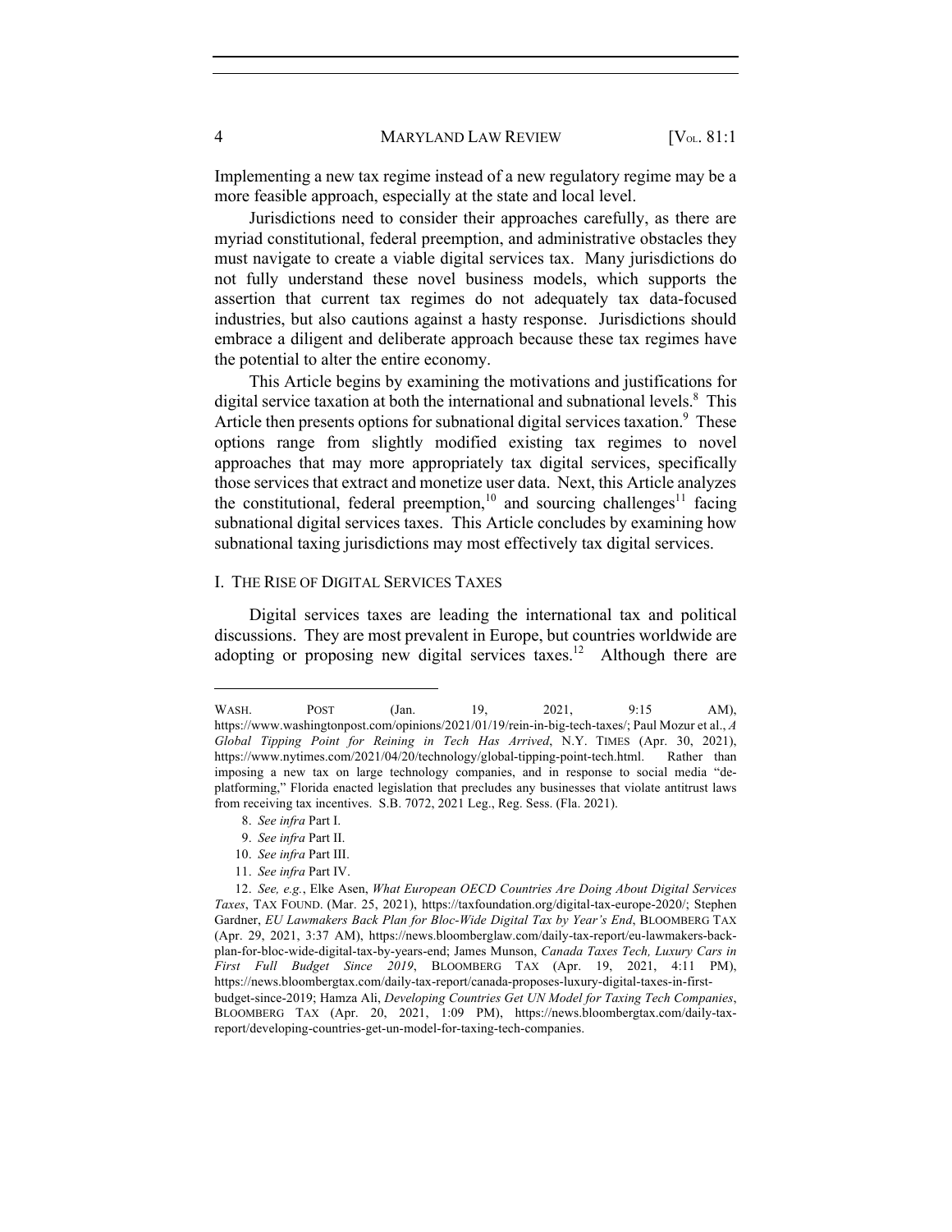Implementing a new tax regime instead of a new regulatory regime may be a more feasible approach, especially at the state and local level.

Jurisdictions need to consider their approaches carefully, as there are myriad constitutional, federal preemption, and administrative obstacles they must navigate to create a viable digital services tax. Many jurisdictions do not fully understand these novel business models, which supports the assertion that current tax regimes do not adequately tax data-focused industries, but also cautions against a hasty response. Jurisdictions should embrace a diligent and deliberate approach because these tax regimes have the potential to alter the entire economy.

This Article begins by examining the motivations and justifications for digital service taxation at both the international and subnational levels.[8] This Article then presents options for subnational digital services taxation.[9] These options range from slightly modified existing tax regimes to novel approaches that may more appropriately tax digital services, specifically those services that extract and monetize user data. Next, this Article analyzes the constitutional, federal preemption,[10] and sourcing challenges[11] facing subnational digital services taxes. This Article concludes by examining how subnational taxing jurisdictions may most effectively tax digital services.

## I. The Rise of Digital Services Taxes

Digital services taxes are leading the international tax and political discussions. They are most prevalent in Europe, but countries worldwide are adopting or proposing new digital services taxes.[12] Although there are

---

WASH. POST (Jan. 19, 2021, 9:15 AM), https://www.washingtonpost.com/opinions/2021/01/19/rein-in-big-tech-taxes/; Paul Mozur et al., *A Global Tipping Point for Reining in Tech Has Arrived*, N.Y. TIMES (Apr. 30, 2021), https://www.nytimes.com/2021/04/20/technology/global-tipping-point-tech.html. Rather than imposing a new tax on large technology companies, and in response to social media "de-platforming," Florida enacted legislation that precludes any businesses that violate antitrust laws from receiving tax incentives. S.B. 7072, 2021 Leg., Reg. Sess. (Fla. 2021).

8. *See infra* Part I.

9. *See infra* Part II.

10. *See infra* Part III.

11. *See infra* Part IV.

12. *See, e.g.*, Elke Asen, *What European OECD Countries Are Doing About Digital Services Taxes*, TAX FOUND. (Mar. 25, 2021), https://taxfoundation.org/digital-tax-europe-2020/; Stephen Gardner, *EU Lawmakers Back Plan for Bloc-Wide Digital Tax by Year's End*, BLOOMBERG TAX (Apr. 29, 2021, 3:37 AM), https://news.bloomberglaw.com/daily-tax-report/eu-lawmakers-back-plan-for-bloc-wide-digital-tax-by-years-end; James Munson, *Canada Taxes Tech, Luxury Cars in First Full Budget Since 2019*, BLOOMBERG TAX (Apr. 19, 2021, 4:11 PM), https://news.bloombergtax.com/daily-tax-report/canada-proposes-luxury-digital-taxes-in-first-budget-since-2019; Hamza Ali, *Developing Countries Get UN Model for Taxing Tech Companies*, BLOOMBERG TAX (Apr. 20, 2021, 1:09 PM), https://news.bloombergtax.com/daily-tax-report/developing-countries-get-un-model-for-taxing-tech-companies.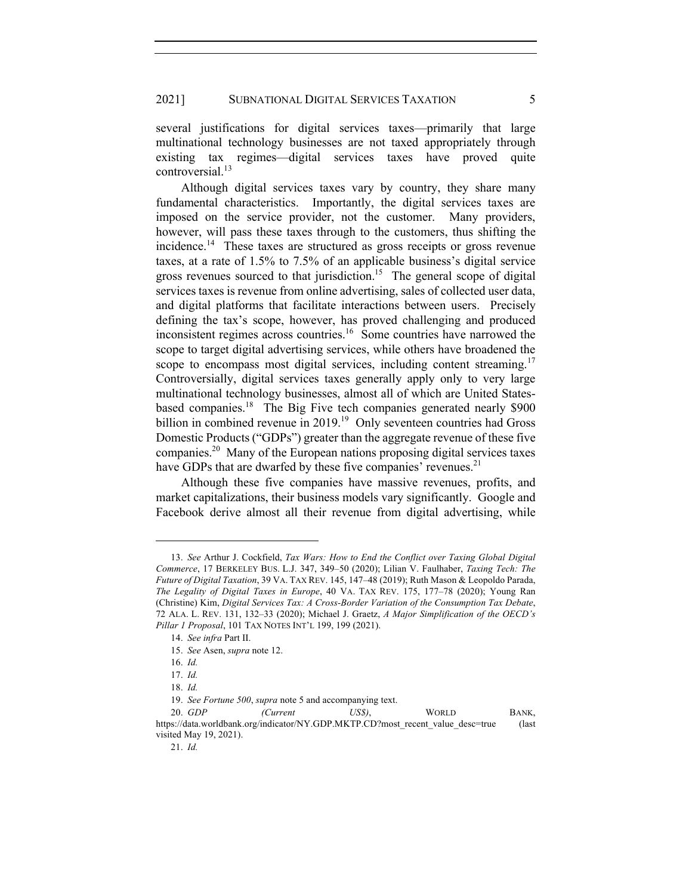several justifications for digital services taxes—primarily that large multinational technology businesses are not taxed appropriately through existing tax regimes—digital services taxes have proved quite controversial.[13]

Although digital services taxes vary by country, they share many fundamental characteristics. Importantly, the digital services taxes are imposed on the service provider, not the customer. Many providers, however, will pass these taxes through to the customers, thus shifting the incidence.[14] These taxes are structured as gross receipts or gross revenue taxes, at a rate of 1.5% to 7.5% of an applicable business's digital service gross revenues sourced to that jurisdiction.[15] The general scope of digital services taxes is revenue from online advertising, sales of collected user data, and digital platforms that facilitate interactions between users. Precisely defining the tax's scope, however, has proved challenging and produced inconsistent regimes across countries.[16] Some countries have narrowed the scope to target digital advertising services, while others have broadened the scope to encompass most digital services, including content streaming.[17] Controversially, digital services taxes generally apply only to very large multinational technology businesses, almost all of which are United States-based companies.[18] The Big Five tech companies generated nearly $900 billion in combined revenue in 2019.[19] Only seventeen countries had Gross Domestic Products ("GDPs") greater than the aggregate revenue of these five companies.[20] Many of the European nations proposing digital services taxes have GDPs that are dwarfed by these five companies' revenues.[21]

Although these five companies have massive revenues, profits, and market capitalizations, their business models vary significantly. Google and Facebook derive almost all their revenue from digital advertising, while

---

13. *See* Arthur J. Cockfield, *Tax Wars: How to End the Conflict over Taxing Global Digital Commerce*, 17 BERKELEY BUS. L.J. 347, 349–50 (2020); Lilian V. Faulhaber, *Taxing Tech: The Future of Digital Taxation*, 39 VA. TAX REV. 145, 147–48 (2019); Ruth Mason & Leopoldo Parada, *The Legality of Digital Taxes in Europe*, 40 VA. TAX REV. 175, 177–78 (2020); Young Ran (Christine) Kim, *Digital Services Tax: A Cross-Border Variation of the Consumption Tax Debate*, 72 ALA. L. REV. 131, 132–33 (2020); Michael J. Graetz, *A Major Simplification of the OECD's Pillar 1 Proposal*, 101 TAX NOTES INT'L 199, 199 (2021).

14. *See infra* Part II.

15. *See* Asen, *supra* note 12.

16. *Id.*

17. *Id.*

18. *Id.*

19. *See Fortune 500*, *supra* note 5 and accompanying text.

20. *GDP (Current US$)*, WORLD BANK, https://data.worldbank.org/indicator/NY.GDP.MKTP.CD?most_recent_value_desc=true (last visited May 19, 2021).

21. *Id.*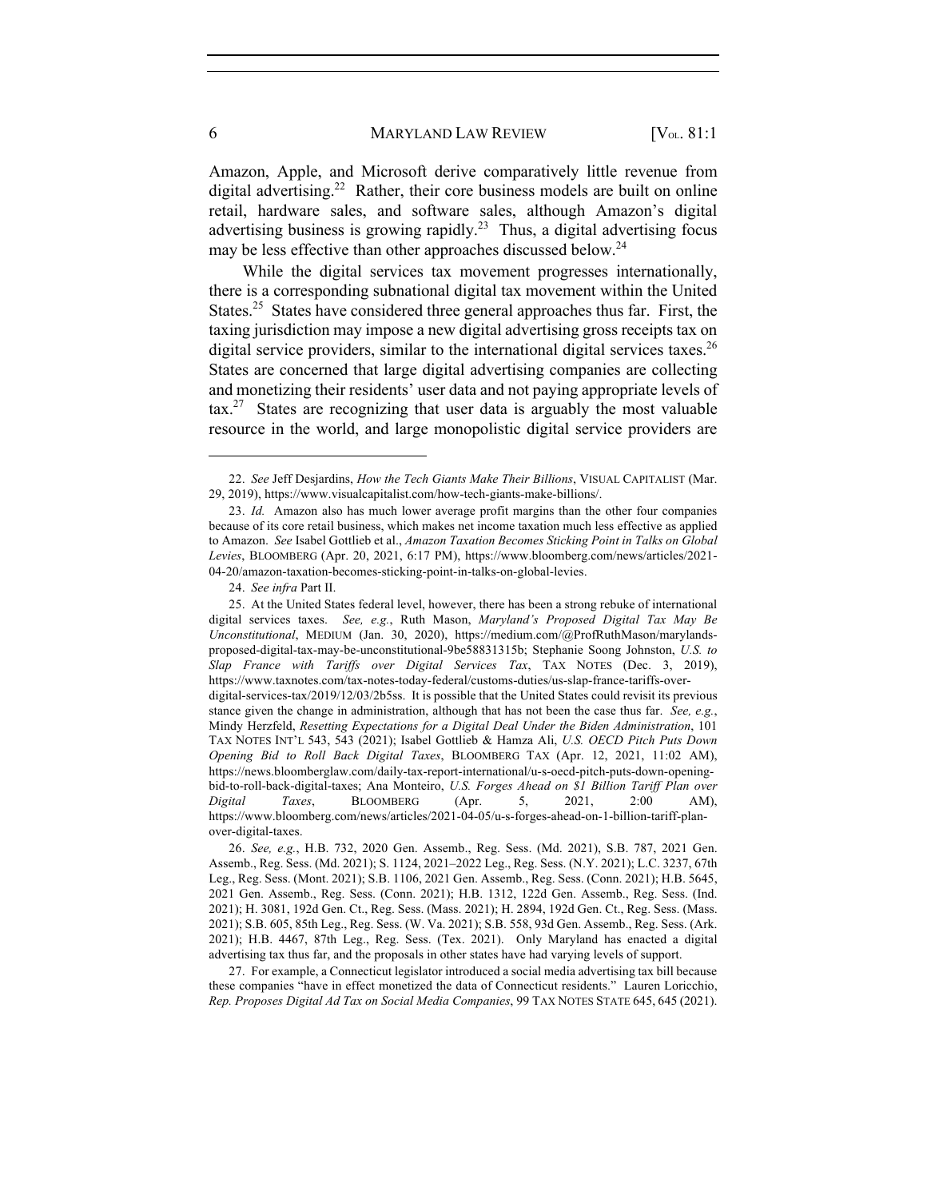Amazon, Apple, and Microsoft derive comparatively little revenue from digital advertising.[22] Rather, their core business models are built on online retail, hardware sales, and software sales, although Amazon's digital advertising business is growing rapidly.[23] Thus, a digital advertising focus may be less effective than other approaches discussed below.[24]

While the digital services tax movement progresses internationally, there is a corresponding subnational digital tax movement within the United States.[25] States have considered three general approaches thus far. First, the taxing jurisdiction may impose a new digital advertising gross receipts tax on digital service providers, similar to the international digital services taxes.[26] States are concerned that large digital advertising companies are collecting and monetizing their residents' user data and not paying appropriate levels of tax.[27] States are recognizing that user data is arguably the most valuable resource in the world, and large monopolistic digital service providers are

---

22. *See* Jeff Desjardins, *How the Tech Giants Make Their Billions*, VISUAL CAPITALIST (Mar. 29, 2019), https://www.visualcapitalist.com/how-tech-giants-make-billions/.

23. *Id.* Amazon also has much lower average profit margins than the other four companies because of its core retail business, which makes net income taxation much less effective as applied to Amazon. *See* Isabel Gottlieb et al., *Amazon Taxation Becomes Sticking Point in Talks on Global Levies*, BLOOMBERG (Apr. 20, 2021, 6:17 PM), https://www.bloomberg.com/news/articles/2021-04-20/amazon-taxation-becomes-sticking-point-in-talks-on-global-levies.

24. *See infra* Part II.

25. At the United States federal level, however, there has been a strong rebuke of international digital services taxes. *See, e.g.*, Ruth Mason, *Maryland's Proposed Digital Tax May Be Unconstitutional*, MEDIUM (Jan. 30, 2020), https://medium.com/@ProfRuthMason/marylands-proposed-digital-tax-may-be-unconstitutional-9be58831315b; Stephanie Soong Johnston, *U.S. to Slap France with Tariffs over Digital Services Tax*, TAX NOTES (Dec. 3, 2019), https://www.taxnotes.com/tax-notes-today-federal/customs-duties/us-slap-france-tariffs-over-digital-services-tax/2019/12/03/2b5ss. It is possible that the United States could revisit its previous stance given the change in administration, although that has not been the case thus far. *See, e.g.*, Mindy Herzfeld, *Resetting Expectations for a Digital Deal Under the Biden Administration*, 101 TAX NOTES INT'L 543, 543 (2021); Isabel Gottlieb & Hamza Ali, *U.S. OECD Pitch Puts Down Opening Bid to Roll Back Digital Taxes*, BLOOMBERG TAX (Apr. 12, 2021, 11:02 AM), https://news.bloomberglaw.com/daily-tax-report-international/u-s-oecd-pitch-puts-down-opening-bid-to-roll-back-digital-taxes; Ana Monteiro, *U.S. Forges Ahead on $1 Billion Tariff Plan over Digital Taxes*, BLOOMBERG (Apr. 5, 2021, 2:00 AM), https://www.bloomberg.com/news/articles/2021-04-05/u-s-forges-ahead-on-1-billion-tariff-plan-over-digital-taxes.

26. *See, e.g.*, H.B. 732, 2020 Gen. Assemb., Reg. Sess. (Md. 2021), S.B. 787, 2021 Gen. Assemb., Reg. Sess. (Md. 2021); S. 1124, 2021–2022 Leg., Reg. Sess. (N.Y. 2021); L.C. 3237, 67th Leg., Reg. Sess. (Mont. 2021); S.B. 1106, 2021 Gen. Assemb., Reg. Sess. (Conn. 2021); H.B. 5645, 2021 Gen. Assemb., Reg. Sess. (Conn. 2021); H.B. 1312, 122d Gen. Assemb., Reg. Sess. (Ind. 2021); H. 3081, 192d Gen. Ct., Reg. Sess. (Mass. 2021); H. 2894, 192d Gen. Ct., Reg. Sess. (Mass. 2021); S.B. 605, 85th Leg., Reg. Sess. (W. Va. 2021); S.B. 558, 93d Gen. Assemb., Reg. Sess. (Ark. 2021); H.B. 4467, 87th Leg., Reg. Sess. (Tex. 2021). Only Maryland has enacted a digital advertising tax thus far, and the proposals in other states have had varying levels of support.

27. For example, a Connecticut legislator introduced a social media advertising tax bill because these companies "have in effect monetized the data of Connecticut residents." Lauren Loricchio, *Rep. Proposes Digital Ad Tax on Social Media Companies*, 99 TAX NOTES STATE 645, 645 (2021).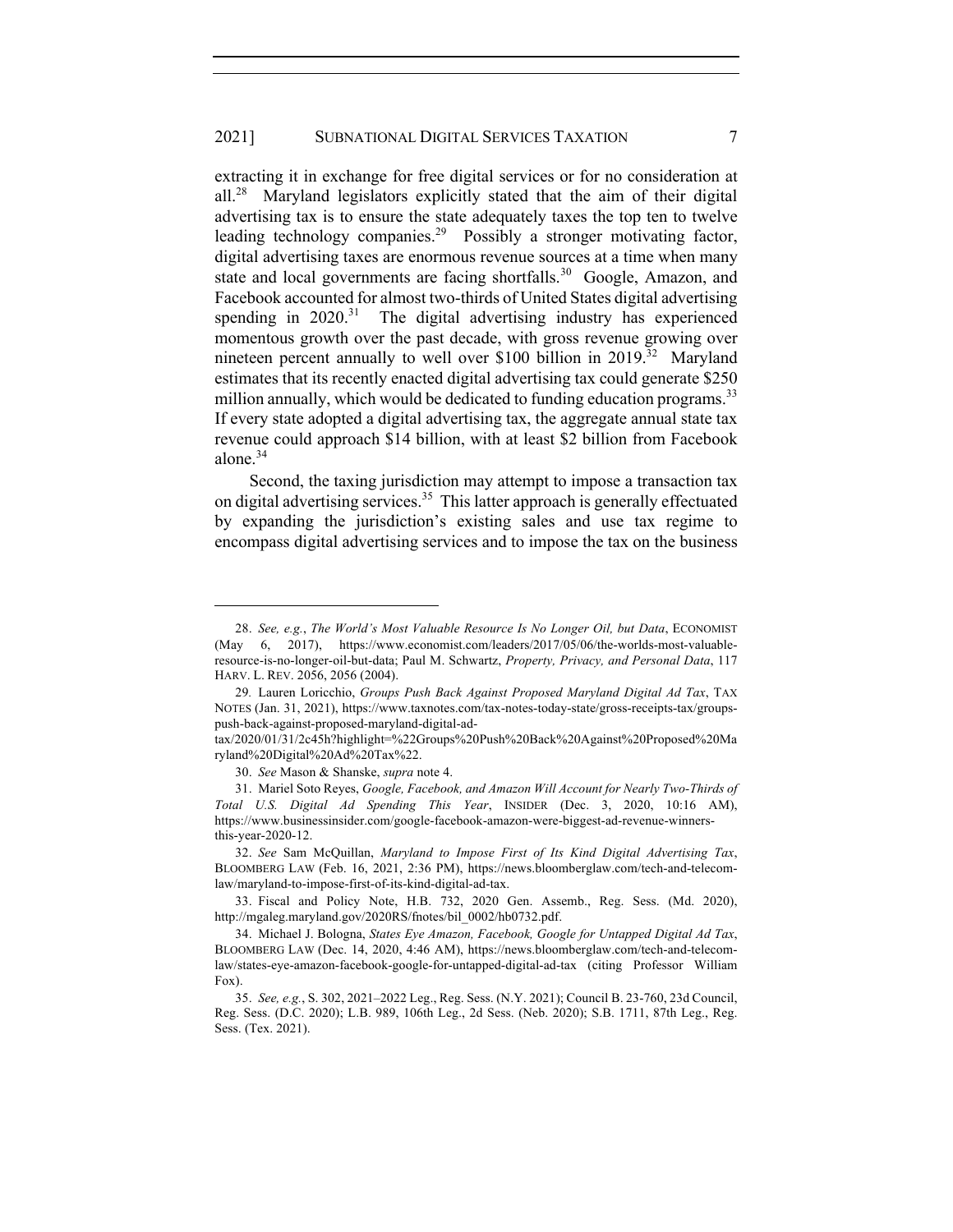extracting it in exchange for free digital services or for no consideration at all.[28] Maryland legislators explicitly stated that the aim of their digital advertising tax is to ensure the state adequately taxes the top ten to twelve leading technology companies.[29] Possibly a stronger motivating factor, digital advertising taxes are enormous revenue sources at a time when many state and local governments are facing shortfalls.[30] Google, Amazon, and Facebook accounted for almost two-thirds of United States digital advertising spending in 2020.[31] The digital advertising industry has experienced momentous growth over the past decade, with gross revenue growing over nineteen percent annually to well over $100 billion in 2019.[32] Maryland estimates that its recently enacted digital advertising tax could generate $250 million annually, which would be dedicated to funding education programs.[33] If every state adopted a digital advertising tax, the aggregate annual state tax revenue could approach $14 billion, with at least $2 billion from Facebook alone.[34]

Second, the taxing jurisdiction may attempt to impose a transaction tax on digital advertising services.[35] This latter approach is generally effectuated by expanding the jurisdiction's existing sales and use tax regime to encompass digital advertising services and to impose the tax on the business

---

28. *See, e.g.*, *The World's Most Valuable Resource Is No Longer Oil, but Data*, ECONOMIST (May 6, 2017), https://www.economist.com/leaders/2017/05/06/the-worlds-most-valuable-resource-is-no-longer-oil-but-data; Paul M. Schwartz, *Property, Privacy, and Personal Data*, 117 HARV. L. REV. 2056, 2056 (2004).

29. Lauren Loricchio, *Groups Push Back Against Proposed Maryland Digital Ad Tax*, TAX NOTES (Jan. 31, 2021), https://www.taxnotes.com/tax-notes-today-state/gross-receipts-tax/groups-push-back-against-proposed-maryland-digital-ad-tax/2020/01/31/2c45h?highlight=%22Groups%20Push%20Back%20Against%20Proposed%20Maryland%20Digital%20Ad%20Tax%22.

30. *See* Mason & Shanske, *supra* note 4.

31. Mariel Soto Reyes, *Google, Facebook, and Amazon Will Account for Nearly Two-Thirds of Total U.S. Digital Ad Spending This Year*, INSIDER (Dec. 3, 2020, 10:16 AM), https://www.businessinsider.com/google-facebook-amazon-were-biggest-ad-revenue-winners-this-year-2020-12.

32. *See* Sam McQuillan, *Maryland to Impose First of Its Kind Digital Advertising Tax*, BLOOMBERG LAW (Feb. 16, 2021, 2:36 PM), https://news.bloomberglaw.com/tech-and-telecom-law/maryland-to-impose-first-of-its-kind-digital-ad-tax.

33. Fiscal and Policy Note, H.B. 732, 2020 Gen. Assemb., Reg. Sess. (Md. 2020), http://mgaleg.maryland.gov/2020RS/fnotes/bil_0002/hb0732.pdf.

34. Michael J. Bologna, *States Eye Amazon, Facebook, Google for Untapped Digital Ad Tax*, BLOOMBERG LAW (Dec. 14, 2020, 4:46 AM), https://news.bloomberglaw.com/tech-and-telecom-law/states-eye-amazon-facebook-google-for-untapped-digital-ad-tax (citing Professor William Fox).

35. *See, e.g.*, S. 302, 2021–2022 Leg., Reg. Sess. (N.Y. 2021); Council B. 23-760, 23d Council, Reg. Sess. (D.C. 2020); L.B. 989, 106th Leg., 2d Sess. (Neb. 2020); S.B. 1711, 87th Leg., Reg. Sess. (Tex. 2021).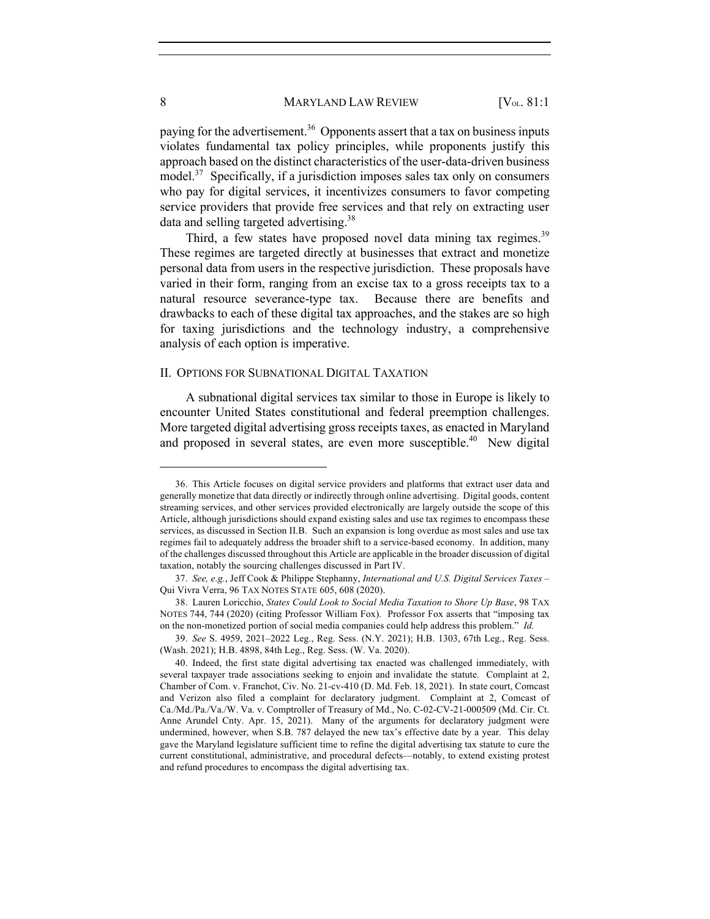paying for the advertisement.[36] Opponents assert that a tax on business inputs violates fundamental tax policy principles, while proponents justify this approach based on the distinct characteristics of the user-data-driven business model.[37] Specifically, if a jurisdiction imposes sales tax only on consumers who pay for digital services, it incentivizes consumers to favor competing service providers that provide free services and that rely on extracting user data and selling targeted advertising.[38]

Third, a few states have proposed novel data mining tax regimes.[39] These regimes are targeted directly at businesses that extract and monetize personal data from users in the respective jurisdiction. These proposals have varied in their form, ranging from an excise tax to a gross receipts tax to a natural resource severance-type tax. Because there are benefits and drawbacks to each of these digital tax approaches, and the stakes are so high for taxing jurisdictions and the technology industry, a comprehensive analysis of each option is imperative.

## II. Options for Subnational Digital Taxation

A subnational digital services tax similar to those in Europe is likely to encounter United States constitutional and federal preemption challenges. More targeted digital advertising gross receipts taxes, as enacted in Maryland and proposed in several states, are even more susceptible.[40] New digital

---

36. This Article focuses on digital service providers and platforms that extract user data and generally monetize that data directly or indirectly through online advertising. Digital goods, content streaming services, and other services provided electronically are largely outside the scope of this Article, although jurisdictions should expand existing sales and use tax regimes to encompass these services, as discussed in Section II.B. Such an expansion is long overdue as most sales and use tax regimes fail to adequately address the broader shift to a service-based economy. In addition, many of the challenges discussed throughout this Article are applicable in the broader discussion of digital taxation, notably the sourcing challenges discussed in Part IV.

37. *See, e.g.*, Jeff Cook & Philippe Stephanny, *International and U.S. Digital Services Taxes –* Qui Vivra Verra, 96 Tax Notes State 605, 608 (2020).

38. Lauren Loricchio, *States Could Look to Social Media Taxation to Shore Up Base*, 98 Tax Notes 744, 744 (2020) (citing Professor William Fox). Professor Fox asserts that "imposing tax on the non-monetized portion of social media companies could help address this problem." *Id.*

39. *See* S. 4959, 2021–2022 Leg., Reg. Sess. (N.Y. 2021); H.B. 1303, 67th Leg., Reg. Sess. (Wash. 2021); H.B. 4898, 84th Leg., Reg. Sess. (W. Va. 2020).

40. Indeed, the first state digital advertising tax enacted was challenged immediately, with several taxpayer trade associations seeking to enjoin and invalidate the statute. Complaint at 2, Chamber of Com. v. Franchot, Civ. No. 21-cv-410 (D. Md. Feb. 18, 2021). In state court, Comcast and Verizon also filed a complaint for declaratory judgment. Complaint at 2, Comcast of Ca./Md./Pa./Va./W. Va. v. Comptroller of Treasury of Md., No. C-02-CV-21-000509 (Md. Cir. Ct. Anne Arundel Cnty. Apr. 15, 2021). Many of the arguments for declaratory judgment were undermined, however, when S.B. 787 delayed the new tax's effective date by a year. This delay gave the Maryland legislature sufficient time to refine the digital advertising tax statute to cure the current constitutional, administrative, and procedural defects—notably, to extend existing protest and refund procedures to encompass the digital advertising tax.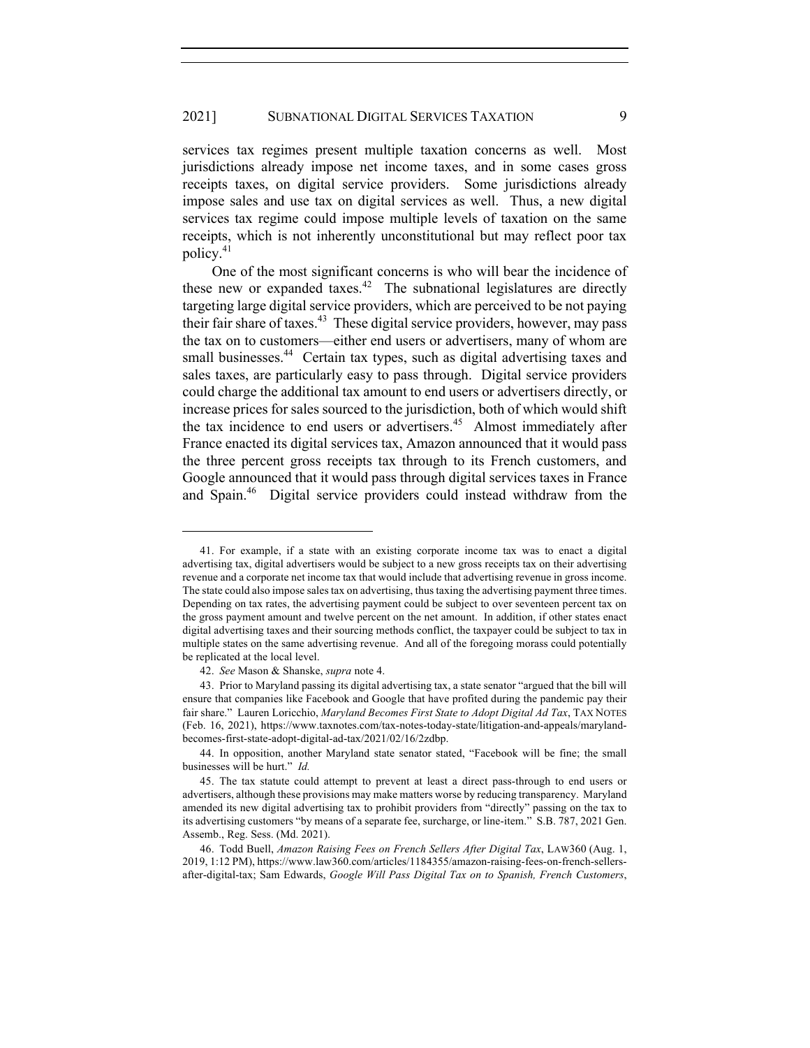services tax regimes present multiple taxation concerns as well. Most jurisdictions already impose net income taxes, and in some cases gross receipts taxes, on digital service providers. Some jurisdictions already impose sales and use tax on digital services as well. Thus, a new digital services tax regime could impose multiple levels of taxation on the same receipts, which is not inherently unconstitutional but may reflect poor tax policy.[41]

One of the most significant concerns is who will bear the incidence of these new or expanded taxes.[42] The subnational legislatures are directly targeting large digital service providers, which are perceived to be not paying their fair share of taxes.[43] These digital service providers, however, may pass the tax on to customers—either end users or advertisers, many of whom are small businesses.[44] Certain tax types, such as digital advertising taxes and sales taxes, are particularly easy to pass through. Digital service providers could charge the additional tax amount to end users or advertisers directly, or increase prices for sales sourced to the jurisdiction, both of which would shift the tax incidence to end users or advertisers.[45] Almost immediately after France enacted its digital services tax, Amazon announced that it would pass the three percent gross receipts tax through to its French customers, and Google announced that it would pass through digital services taxes in France and Spain.[46] Digital service providers could instead withdraw from the

---

41. For example, if a state with an existing corporate income tax was to enact a digital advertising tax, digital advertisers would be subject to a new gross receipts tax on their advertising revenue and a corporate net income tax that would include that advertising revenue in gross income. The state could also impose sales tax on advertising, thus taxing the advertising payment three times. Depending on tax rates, the advertising payment could be subject to over seventeen percent tax on the gross payment amount and twelve percent on the net amount. In addition, if other states enact digital advertising taxes and their sourcing methods conflict, the taxpayer could be subject to tax in multiple states on the same advertising revenue. And all of the foregoing morass could potentially be replicated at the local level.

42. *See* Mason & Shanske, *supra* note 4.

43. Prior to Maryland passing its digital advertising tax, a state senator "argued that the bill will ensure that companies like Facebook and Google that have profited during the pandemic pay their fair share." Lauren Loricchio, *Maryland Becomes First State to Adopt Digital Ad Tax*, TAX NOTES (Feb. 16, 2021), https://www.taxnotes.com/tax-notes-today-state/litigation-and-appeals/maryland-becomes-first-state-adopt-digital-ad-tax/2021/02/16/2zdbp.

44. In opposition, another Maryland state senator stated, "Facebook will be fine; the small businesses will be hurt." *Id.*

45. The tax statute could attempt to prevent at least a direct pass-through to end users or advertisers, although these provisions may make matters worse by reducing transparency. Maryland amended its new digital advertising tax to prohibit providers from "directly" passing on the tax to its advertising customers "by means of a separate fee, surcharge, or line-item." S.B. 787, 2021 Gen. Assemb., Reg. Sess. (Md. 2021).

46. Todd Buell, *Amazon Raising Fees on French Sellers After Digital Tax*, LAW360 (Aug. 1, 2019, 1:12 PM), https://www.law360.com/articles/1184355/amazon-raising-fees-on-french-sellers-after-digital-tax; Sam Edwards, *Google Will Pass Digital Tax on to Spanish, French Customers*,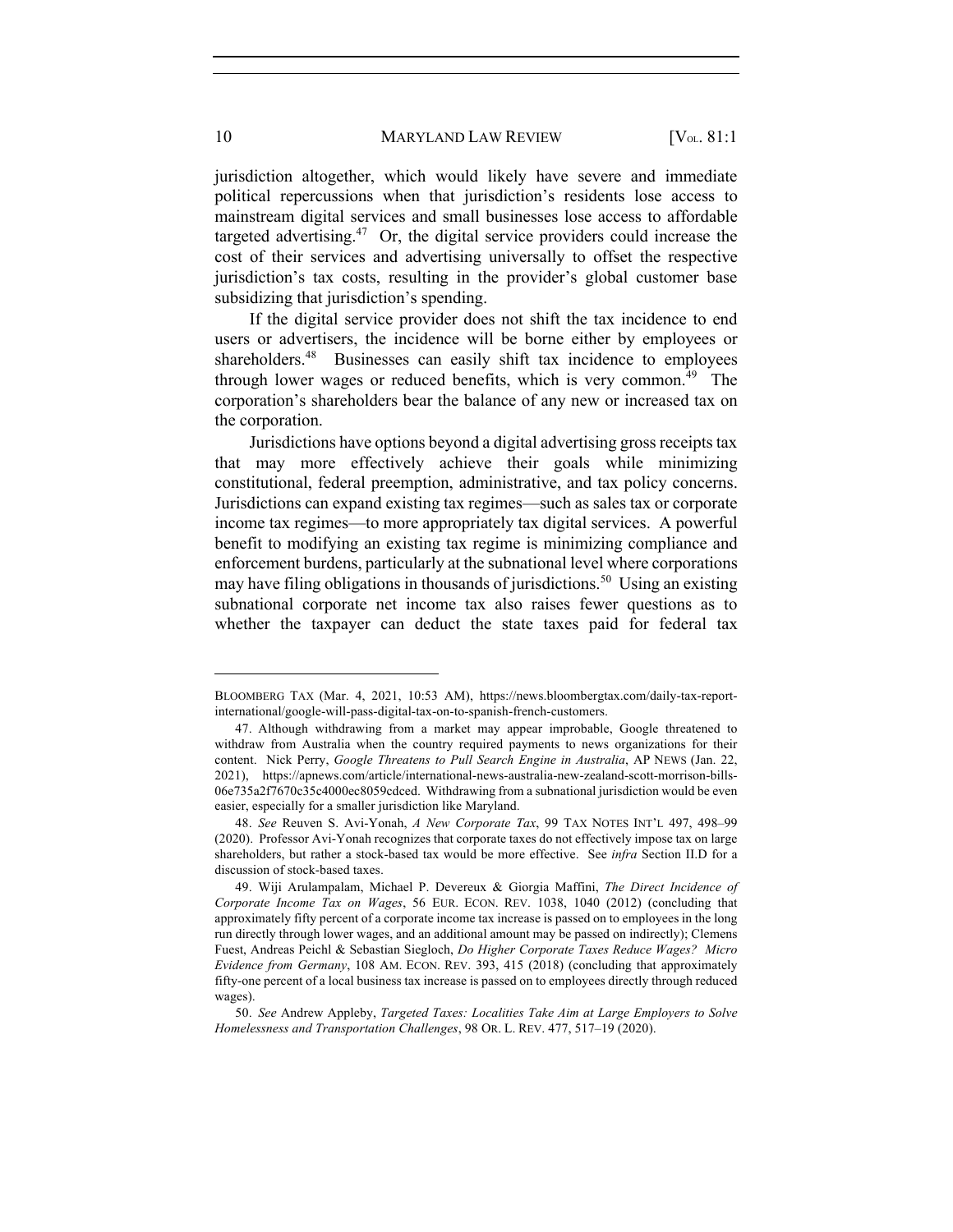jurisdiction altogether, which would likely have severe and immediate political repercussions when that jurisdiction's residents lose access to mainstream digital services and small businesses lose access to affordable targeted advertising.[47] Or, the digital service providers could increase the cost of their services and advertising universally to offset the respective jurisdiction's tax costs, resulting in the provider's global customer base subsidizing that jurisdiction's spending.

If the digital service provider does not shift the tax incidence to end users or advertisers, the incidence will be borne either by employees or shareholders.[48] Businesses can easily shift tax incidence to employees through lower wages or reduced benefits, which is very common.[49] The corporation's shareholders bear the balance of any new or increased tax on the corporation.

Jurisdictions have options beyond a digital advertising gross receipts tax that may more effectively achieve their goals while minimizing constitutional, federal preemption, administrative, and tax policy concerns. Jurisdictions can expand existing tax regimes—such as sales tax or corporate income tax regimes—to more appropriately tax digital services. A powerful benefit to modifying an existing tax regime is minimizing compliance and enforcement burdens, particularly at the subnational level where corporations may have filing obligations in thousands of jurisdictions.[50] Using an existing subnational corporate net income tax also raises fewer questions as to whether the taxpayer can deduct the state taxes paid for federal tax

---

BLOOMBERG TAX (Mar. 4, 2021, 10:53 AM), https://news.bloombergtax.com/daily-tax-report-international/google-will-pass-digital-tax-on-to-spanish-french-customers.

47. Although withdrawing from a market may appear improbable, Google threatened to withdraw from Australia when the country required payments to news organizations for their content. Nick Perry, *Google Threatens to Pull Search Engine in Australia*, AP NEWS (Jan. 22, 2021), https://apnews.com/article/international-news-australia-new-zealand-scott-morrison-bills-06e735a2f7670c35c4000ec8059cdced. Withdrawing from a subnational jurisdiction would be even easier, especially for a smaller jurisdiction like Maryland.

48. *See* Reuven S. Avi-Yonah, *A New Corporate Tax*, 99 TAX NOTES INT'L 497, 498–99 (2020). Professor Avi-Yonah recognizes that corporate taxes do not effectively impose tax on large shareholders, but rather a stock-based tax would be more effective. See *infra* Section II.D for a discussion of stock-based taxes.

49. Wiji Arulampalam, Michael P. Devereux & Giorgia Maffini, *The Direct Incidence of Corporate Income Tax on Wages*, 56 EUR. ECON. REV. 1038, 1040 (2012) (concluding that approximately fifty percent of a corporate income tax increase is passed on to employees in the long run directly through lower wages, and an additional amount may be passed on indirectly); Clemens Fuest, Andreas Peichl & Sebastian Siegloch, *Do Higher Corporate Taxes Reduce Wages? Micro Evidence from Germany*, 108 AM. ECON. REV. 393, 415 (2018) (concluding that approximately fifty-one percent of a local business tax increase is passed on to employees directly through reduced wages).

50. *See* Andrew Appleby, *Targeted Taxes: Localities Take Aim at Large Employers to Solve Homelessness and Transportation Challenges*, 98 OR. L. REV. 477, 517–19 (2020).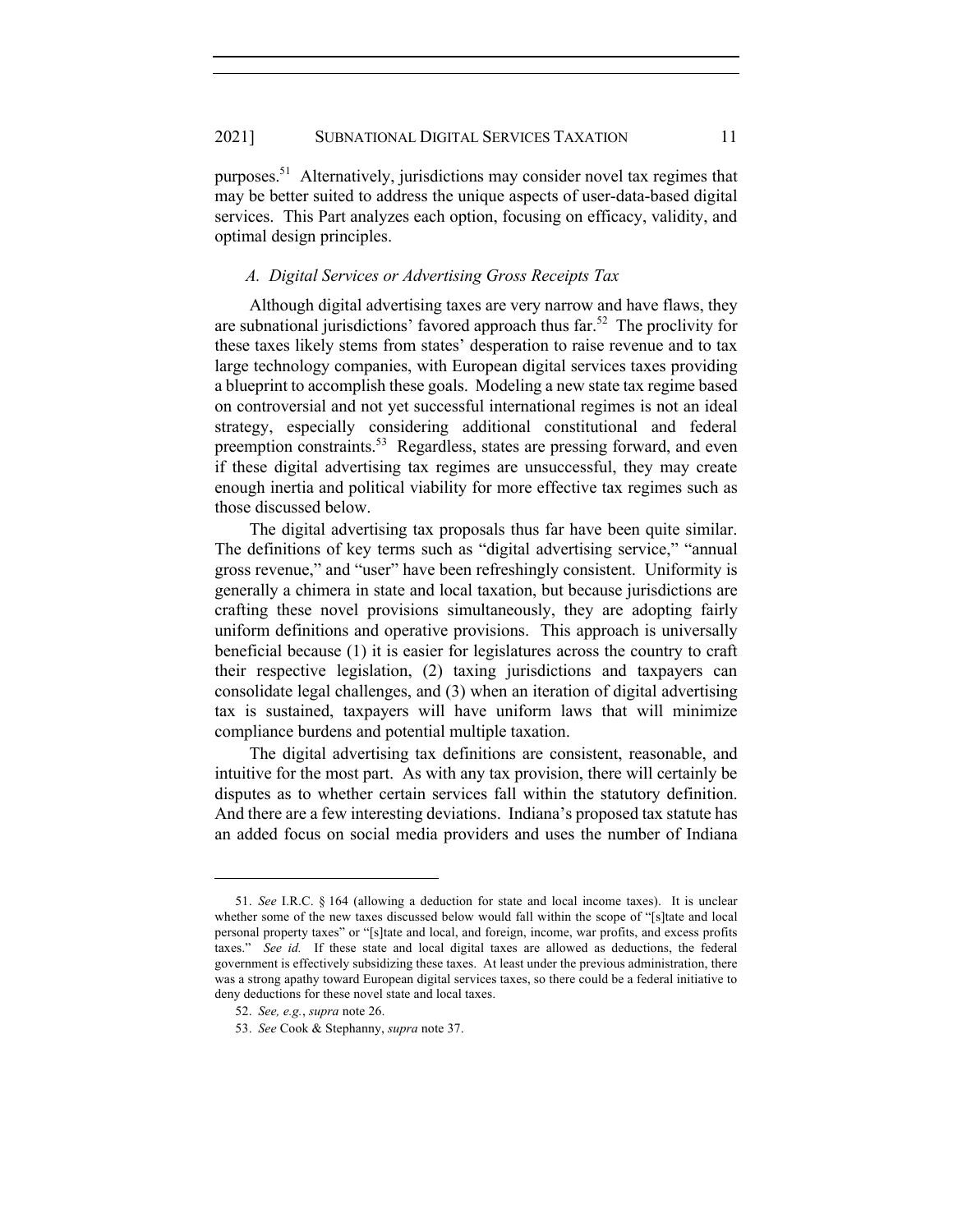purposes.[51] Alternatively, jurisdictions may consider novel tax regimes that may be better suited to address the unique aspects of user-data-based digital services. This Part analyzes each option, focusing on efficacy, validity, and optimal design principles.

### *A. Digital Services or Advertising Gross Receipts Tax*

Although digital advertising taxes are very narrow and have flaws, they are subnational jurisdictions' favored approach thus far.[52] The proclivity for these taxes likely stems from states' desperation to raise revenue and to tax large technology companies, with European digital services taxes providing a blueprint to accomplish these goals. Modeling a new state tax regime based on controversial and not yet successful international regimes is not an ideal strategy, especially considering additional constitutional and federal preemption constraints.[53] Regardless, states are pressing forward, and even if these digital advertising tax regimes are unsuccessful, they may create enough inertia and political viability for more effective tax regimes such as those discussed below.

The digital advertising tax proposals thus far have been quite similar. The definitions of key terms such as "digital advertising service," "annual gross revenue," and "user" have been refreshingly consistent. Uniformity is generally a chimera in state and local taxation, but because jurisdictions are crafting these novel provisions simultaneously, they are adopting fairly uniform definitions and operative provisions. This approach is universally beneficial because (1) it is easier for legislatures across the country to craft their respective legislation, (2) taxing jurisdictions and taxpayers can consolidate legal challenges, and (3) when an iteration of digital advertising tax is sustained, taxpayers will have uniform laws that will minimize compliance burdens and potential multiple taxation.

The digital advertising tax definitions are consistent, reasonable, and intuitive for the most part. As with any tax provision, there will certainly be disputes as to whether certain services fall within the statutory definition. And there are a few interesting deviations. Indiana's proposed tax statute has an added focus on social media providers and uses the number of Indiana

---

51. *See* I.R.C. § 164 (allowing a deduction for state and local income taxes). It is unclear whether some of the new taxes discussed below would fall within the scope of "[s]tate and local personal property taxes" or "[s]tate and local, and foreign, income, war profits, and excess profits taxes." *See id.* If these state and local digital taxes are allowed as deductions, the federal government is effectively subsidizing these taxes. At least under the previous administration, there was a strong apathy toward European digital services taxes, so there could be a federal initiative to deny deductions for these novel state and local taxes.

52. *See, e.g.*, *supra* note 26.

53. *See* Cook & Stephanny, *supra* note 37.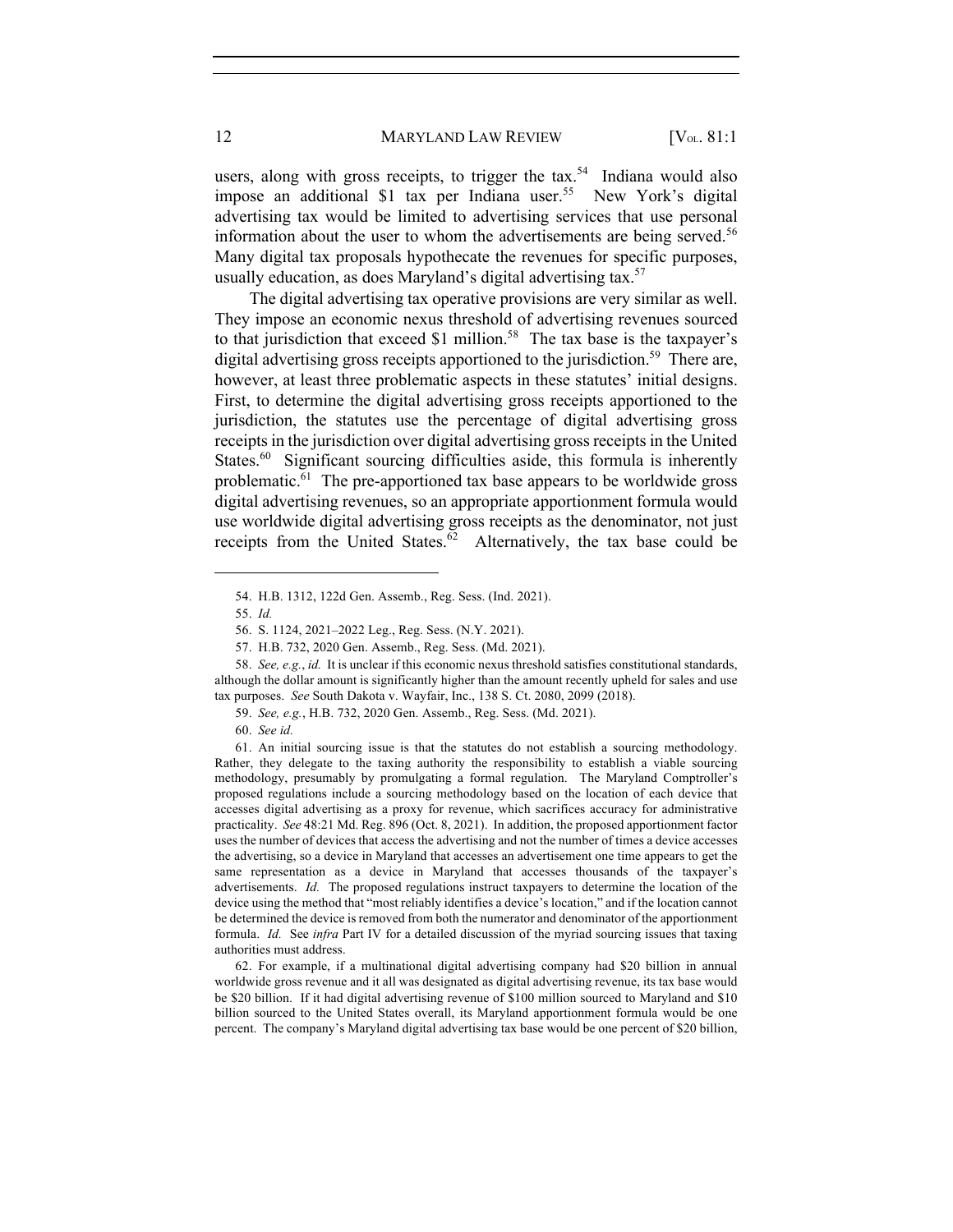users, along with gross receipts, to trigger the tax.[54] Indiana would also impose an additional $1 tax per Indiana user.[55] New York's digital advertising tax would be limited to advertising services that use personal information about the user to whom the advertisements are being served.[56] Many digital tax proposals hypothecate the revenues for specific purposes, usually education, as does Maryland's digital advertising tax.[57]

The digital advertising tax operative provisions are very similar as well. They impose an economic nexus threshold of advertising revenues sourced to that jurisdiction that exceed $1 million.[58] The tax base is the taxpayer's digital advertising gross receipts apportioned to the jurisdiction.[59] There are, however, at least three problematic aspects in these statutes' initial designs. First, to determine the digital advertising gross receipts apportioned to the jurisdiction, the statutes use the percentage of digital advertising gross receipts in the jurisdiction over digital advertising gross receipts in the United States.[60] Significant sourcing difficulties aside, this formula is inherently problematic.[61] The pre-apportioned tax base appears to be worldwide gross digital advertising revenues, so an appropriate apportionment formula would use worldwide digital advertising gross receipts as the denominator, not just receipts from the United States.[62] Alternatively, the tax base could be

---

54. H.B. 1312, 122d Gen. Assemb., Reg. Sess. (Ind. 2021).

55. *Id.*

56. S. 1124, 2021–2022 Leg., Reg. Sess. (N.Y. 2021).

57. H.B. 732, 2020 Gen. Assemb., Reg. Sess. (Md. 2021).

58. *See, e.g.*, *id.* It is unclear if this economic nexus threshold satisfies constitutional standards, although the dollar amount is significantly higher than the amount recently upheld for sales and use tax purposes. *See* South Dakota v. Wayfair, Inc., 138 S. Ct. 2080, 2099 (2018).

59. *See, e.g.*, H.B. 732, 2020 Gen. Assemb., Reg. Sess. (Md. 2021).

60. *See id.*

61. An initial sourcing issue is that the statutes do not establish a sourcing methodology. Rather, they delegate to the taxing authority the responsibility to establish a viable sourcing methodology, presumably by promulgating a formal regulation. The Maryland Comptroller's proposed regulations include a sourcing methodology based on the location of each device that accesses digital advertising as a proxy for revenue, which sacrifices accuracy for administrative practicality. *See* 48:21 Md. Reg. 896 (Oct. 8, 2021). In addition, the proposed apportionment factor uses the number of devices that access the advertising and not the number of times a device accesses the advertising, so a device in Maryland that accesses an advertisement one time appears to get the same representation as a device in Maryland that accesses thousands of the taxpayer's advertisements. *Id.* The proposed regulations instruct taxpayers to determine the location of the device using the method that "most reliably identifies a device's location," and if the location cannot be determined the device is removed from both the numerator and denominator of the apportionment formula. *Id.* See *infra* Part IV for a detailed discussion of the myriad sourcing issues that taxing authorities must address.

62. For example, if a multinational digital advertising company had $20 billion in annual worldwide gross revenue and it all was designated as digital advertising revenue, its tax base would be $20 billion. If it had digital advertising revenue of $100 million sourced to Maryland and $10 billion sourced to the United States overall, its Maryland apportionment formula would be one percent. The company's Maryland digital advertising tax base would be one percent of $20 billion,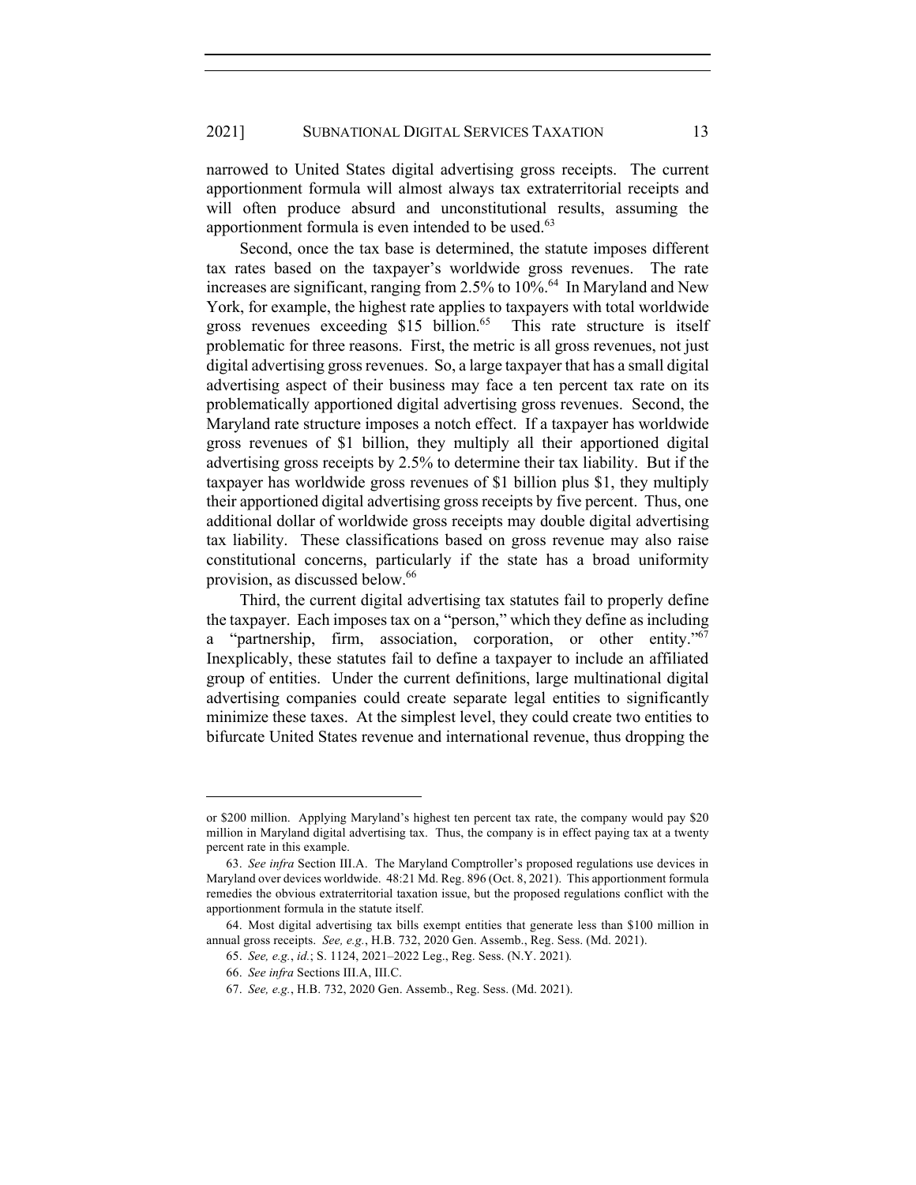narrowed to United States digital advertising gross receipts. The current apportionment formula will almost always tax extraterritorial receipts and will often produce absurd and unconstitutional results, assuming the apportionment formula is even intended to be used.[63]

Second, once the tax base is determined, the statute imposes different tax rates based on the taxpayer's worldwide gross revenues. The rate increases are significant, ranging from 2.5% to 10%.[64] In Maryland and New York, for example, the highest rate applies to taxpayers with total worldwide gross revenues exceeding $15 billion.[65] This rate structure is itself problematic for three reasons. First, the metric is all gross revenues, not just digital advertising gross revenues. So, a large taxpayer that has a small digital advertising aspect of their business may face a ten percent tax rate on its problematically apportioned digital advertising gross revenues. Second, the Maryland rate structure imposes a notch effect. If a taxpayer has worldwide gross revenues of $1 billion, they multiply all their apportioned digital advertising gross receipts by 2.5% to determine their tax liability. But if the taxpayer has worldwide gross revenues of $1 billion plus $1, they multiply their apportioned digital advertising gross receipts by five percent. Thus, one additional dollar of worldwide gross receipts may double digital advertising tax liability. These classifications based on gross revenue may also raise constitutional concerns, particularly if the state has a broad uniformity provision, as discussed below.[66]

Third, the current digital advertising tax statutes fail to properly define the taxpayer. Each imposes tax on a "person," which they define as including a "partnership, firm, association, corporation, or other entity."[67] Inexplicably, these statutes fail to define a taxpayer to include an affiliated group of entities. Under the current definitions, large multinational digital advertising companies could create separate legal entities to significantly minimize these taxes. At the simplest level, they could create two entities to bifurcate United States revenue and international revenue, thus dropping the

---

or $200 million. Applying Maryland's highest ten percent tax rate, the company would pay $20 million in Maryland digital advertising tax. Thus, the company is in effect paying tax at a twenty percent rate in this example.

63. *See infra* Section III.A. The Maryland Comptroller's proposed regulations use devices in Maryland over devices worldwide. 48:21 Md. Reg. 896 (Oct. 8, 2021). This apportionment formula remedies the obvious extraterritorial taxation issue, but the proposed regulations conflict with the apportionment formula in the statute itself.

64. Most digital advertising tax bills exempt entities that generate less than $100 million in annual gross receipts. *See, e.g.*, H.B. 732, 2020 Gen. Assemb., Reg. Sess. (Md. 2021).

65. *See, e.g.*, *id.*; S. 1124, 2021–2022 Leg., Reg. Sess. (N.Y. 2021).

66. *See infra* Sections III.A, III.C.

67. *See, e.g.*, H.B. 732, 2020 Gen. Assemb., Reg. Sess. (Md. 2021).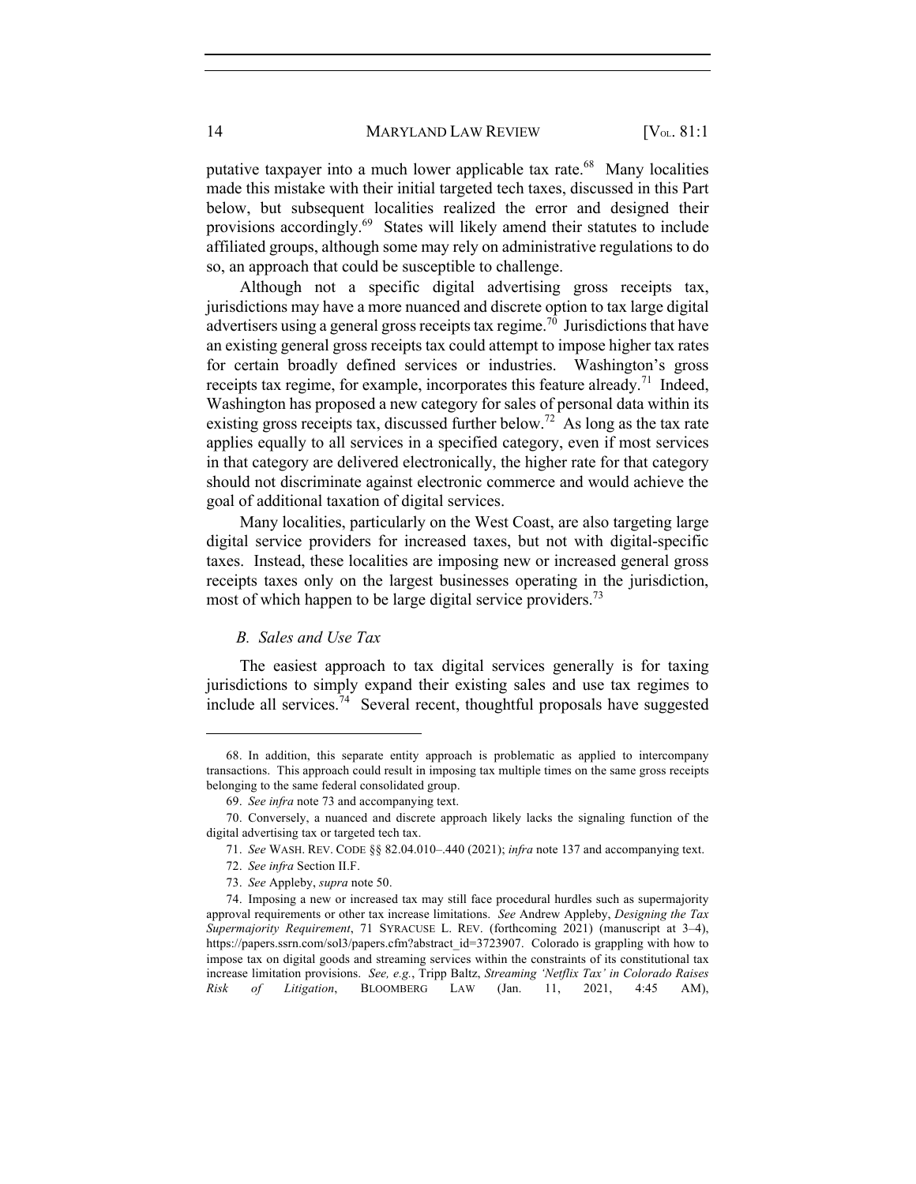putative taxpayer into a much lower applicable tax rate.[68] Many localities made this mistake with their initial targeted tech taxes, discussed in this Part below, but subsequent localities realized the error and designed their provisions accordingly.[69] States will likely amend their statutes to include affiliated groups, although some may rely on administrative regulations to do so, an approach that could be susceptible to challenge.

Although not a specific digital advertising gross receipts tax, jurisdictions may have a more nuanced and discrete option to tax large digital advertisers using a general gross receipts tax regime.[70] Jurisdictions that have an existing general gross receipts tax could attempt to impose higher tax rates for certain broadly defined services or industries. Washington's gross receipts tax regime, for example, incorporates this feature already.[71] Indeed, Washington has proposed a new category for sales of personal data within its existing gross receipts tax, discussed further below.[72] As long as the tax rate applies equally to all services in a specified category, even if most services in that category are delivered electronically, the higher rate for that category should not discriminate against electronic commerce and would achieve the goal of additional taxation of digital services.

Many localities, particularly on the West Coast, are also targeting large digital service providers for increased taxes, but not with digital-specific taxes. Instead, these localities are imposing new or increased general gross receipts taxes only on the largest businesses operating in the jurisdiction, most of which happen to be large digital service providers.[73]

### *B. Sales and Use Tax*

The easiest approach to tax digital services generally is for taxing jurisdictions to simply expand their existing sales and use tax regimes to include all services.[74] Several recent, thoughtful proposals have suggested

---

68. In addition, this separate entity approach is problematic as applied to intercompany transactions. This approach could result in imposing tax multiple times on the same gross receipts belonging to the same federal consolidated group.

69. *See infra* note 73 and accompanying text.

70. Conversely, a nuanced and discrete approach likely lacks the signaling function of the digital advertising tax or targeted tech tax.

71. *See* WASH. REV. CODE §§ 82.04.010–.440 (2021); *infra* note 137 and accompanying text.

72. *See infra* Section II.F.

73. *See* Appleby, *supra* note 50.

74. Imposing a new or increased tax may still face procedural hurdles such as supermajority approval requirements or other tax increase limitations. *See* Andrew Appleby, *Designing the Tax Supermajority Requirement*, 71 SYRACUSE L. REV. (forthcoming 2021) (manuscript at 3–4), https://papers.ssrn.com/sol3/papers.cfm?abstract_id=3723907. Colorado is grappling with how to impose tax on digital goods and streaming services within the constraints of its constitutional tax increase limitation provisions. *See, e.g.*, Tripp Baltz, *Streaming 'Netflix Tax' in Colorado Raises Risk of Litigation*, BLOOMBERG LAW (Jan. 11, 2021, 4:45 AM),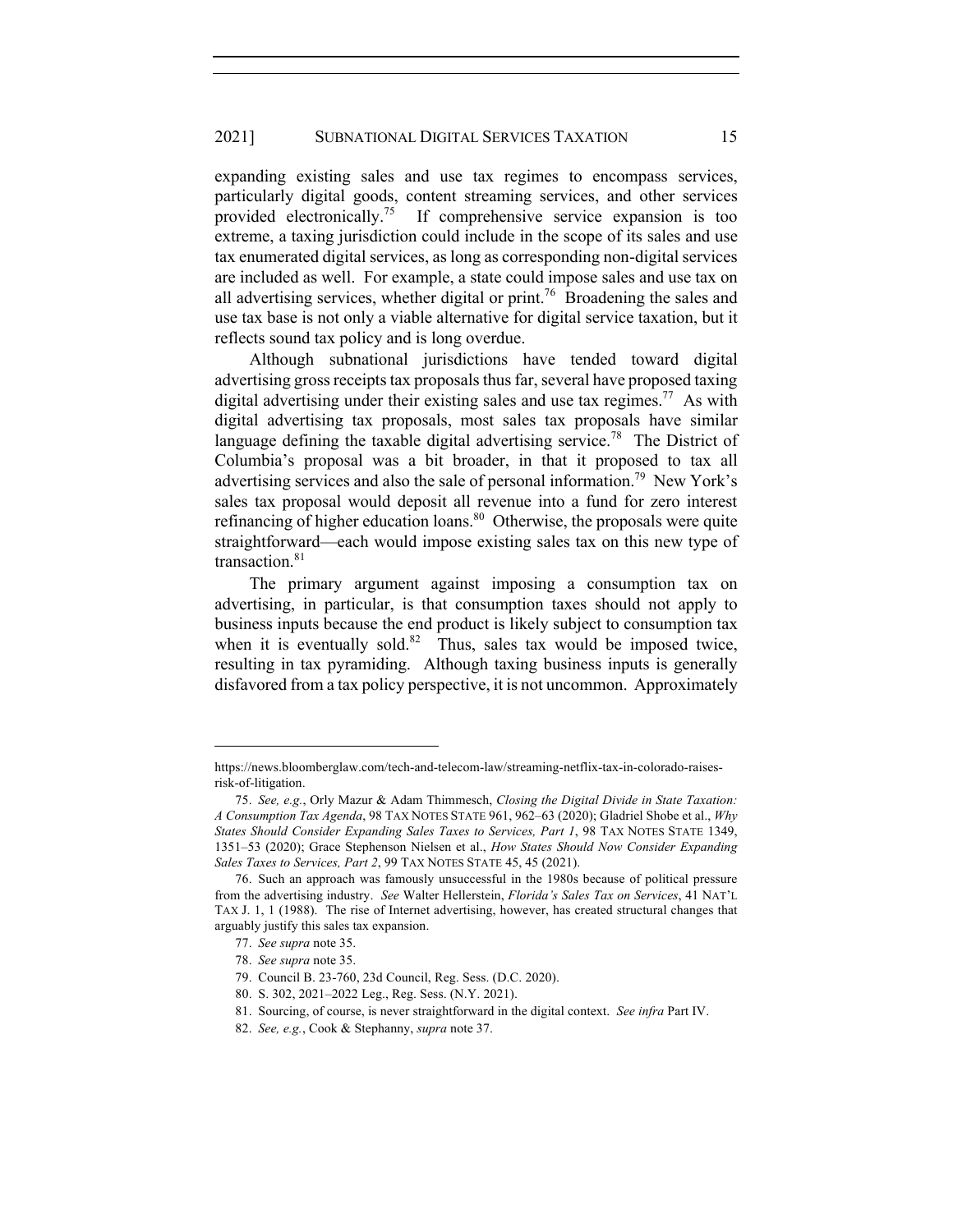expanding existing sales and use tax regimes to encompass services, particularly digital goods, content streaming services, and other services provided electronically.[75] If comprehensive service expansion is too extreme, a taxing jurisdiction could include in the scope of its sales and use tax enumerated digital services, as long as corresponding non-digital services are included as well. For example, a state could impose sales and use tax on all advertising services, whether digital or print.[76] Broadening the sales and use tax base is not only a viable alternative for digital service taxation, but it reflects sound tax policy and is long overdue.

Although subnational jurisdictions have tended toward digital advertising gross receipts tax proposals thus far, several have proposed taxing digital advertising under their existing sales and use tax regimes.[77] As with digital advertising tax proposals, most sales tax proposals have similar language defining the taxable digital advertising service.[78] The District of Columbia's proposal was a bit broader, in that it proposed to tax all advertising services and also the sale of personal information.[79] New York's sales tax proposal would deposit all revenue into a fund for zero interest refinancing of higher education loans.[80] Otherwise, the proposals were quite straightforward—each would impose existing sales tax on this new type of transaction.[81]

The primary argument against imposing a consumption tax on advertising, in particular, is that consumption taxes should not apply to business inputs because the end product is likely subject to consumption tax when it is eventually sold.[82] Thus, sales tax would be imposed twice, resulting in tax pyramiding. Although taxing business inputs is generally disfavored from a tax policy perspective, it is not uncommon. Approximately

---

https://news.bloomberglaw.com/tech-and-telecom-law/streaming-netflix-tax-in-colorado-raises-risk-of-litigation.

75. *See, e.g.*, Orly Mazur & Adam Thimmesch, *Closing the Digital Divide in State Taxation: A Consumption Tax Agenda*, 98 TAX NOTES STATE 961, 962–63 (2020); Gladriel Shobe et al., *Why States Should Consider Expanding Sales Taxes to Services, Part 1*, 98 TAX NOTES STATE 1349, 1351–53 (2020); Grace Stephenson Nielsen et al., *How States Should Now Consider Expanding Sales Taxes to Services, Part 2*, 99 TAX NOTES STATE 45, 45 (2021).

76. Such an approach was famously unsuccessful in the 1980s because of political pressure from the advertising industry. *See* Walter Hellerstein, *Florida's Sales Tax on Services*, 41 NAT'L TAX J. 1, 1 (1988). The rise of Internet advertising, however, has created structural changes that arguably justify this sales tax expansion.

77. *See supra* note 35.

78. *See supra* note 35.

79. Council B. 23-760, 23d Council, Reg. Sess. (D.C. 2020).

80. S. 302, 2021–2022 Leg., Reg. Sess. (N.Y. 2021).

81. Sourcing, of course, is never straightforward in the digital context. *See infra* Part IV.

82. *See, e.g.*, Cook & Stephanny, *supra* note 37.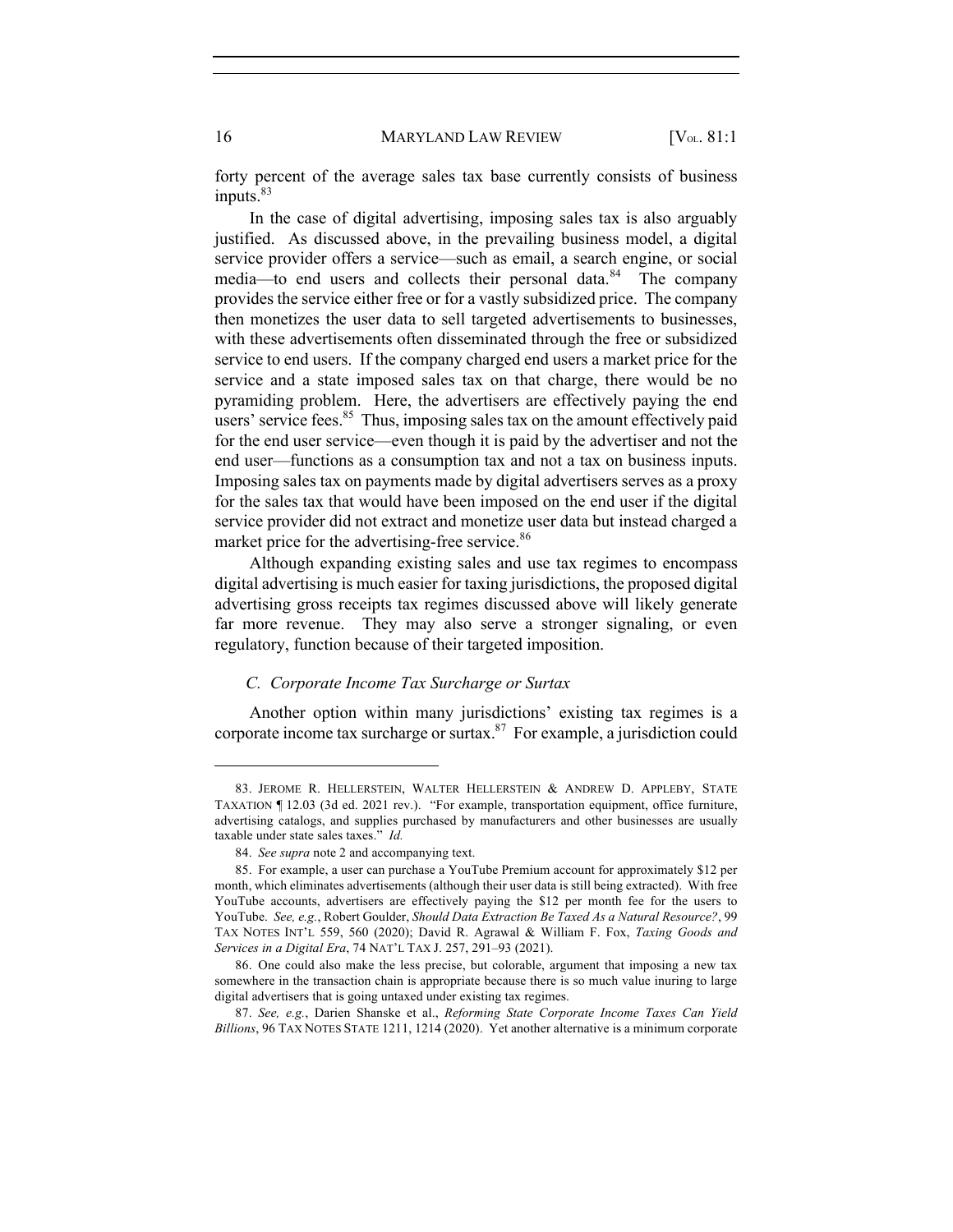forty percent of the average sales tax base currently consists of business inputs.[83]

In the case of digital advertising, imposing sales tax is also arguably justified. As discussed above, in the prevailing business model, a digital service provider offers a service—such as email, a search engine, or social media—to end users and collects their personal data.[84] The company provides the service either free or for a vastly subsidized price. The company then monetizes the user data to sell targeted advertisements to businesses, with these advertisements often disseminated through the free or subsidized service to end users. If the company charged end users a market price for the service and a state imposed sales tax on that charge, there would be no pyramiding problem. Here, the advertisers are effectively paying the end users' service fees.[85] Thus, imposing sales tax on the amount effectively paid for the end user service—even though it is paid by the advertiser and not the end user—functions as a consumption tax and not a tax on business inputs. Imposing sales tax on payments made by digital advertisers serves as a proxy for the sales tax that would have been imposed on the end user if the digital service provider did not extract and monetize user data but instead charged a market price for the advertising-free service.[86]

Although expanding existing sales and use tax regimes to encompass digital advertising is much easier for taxing jurisdictions, the proposed digital advertising gross receipts tax regimes discussed above will likely generate far more revenue. They may also serve a stronger signaling, or even regulatory, function because of their targeted imposition.

### *C. Corporate Income Tax Surcharge or Surtax*

Another option within many jurisdictions' existing tax regimes is a corporate income tax surcharge or surtax.[87] For example, a jurisdiction could

---

83. JEROME R. HELLERSTEIN, WALTER HELLERSTEIN & ANDREW D. APPLEBY, STATE TAXATION ¶ 12.03 (3d ed. 2021 rev.). "For example, transportation equipment, office furniture, advertising catalogs, and supplies purchased by manufacturers and other businesses are usually taxable under state sales taxes." *Id.*

84. *See supra* note 2 and accompanying text.

85. For example, a user can purchase a YouTube Premium account for approximately $12 per month, which eliminates advertisements (although their user data is still being extracted). With free YouTube accounts, advertisers are effectively paying the $12 per month fee for the users to YouTube. *See, e.g.*, Robert Goulder, *Should Data Extraction Be Taxed As a Natural Resource?*, 99 TAX NOTES INT'L 559, 560 (2020); David R. Agrawal & William F. Fox, *Taxing Goods and Services in a Digital Era*, 74 NAT'L TAX J. 257, 291–93 (2021).

86. One could also make the less precise, but colorable, argument that imposing a new tax somewhere in the transaction chain is appropriate because there is so much value inuring to large digital advertisers that is going untaxed under existing tax regimes.

87. *See, e.g.*, Darien Shanske et al., *Reforming State Corporate Income Taxes Can Yield Billions*, 96 TAX NOTES STATE 1211, 1214 (2020). Yet another alternative is a minimum corporate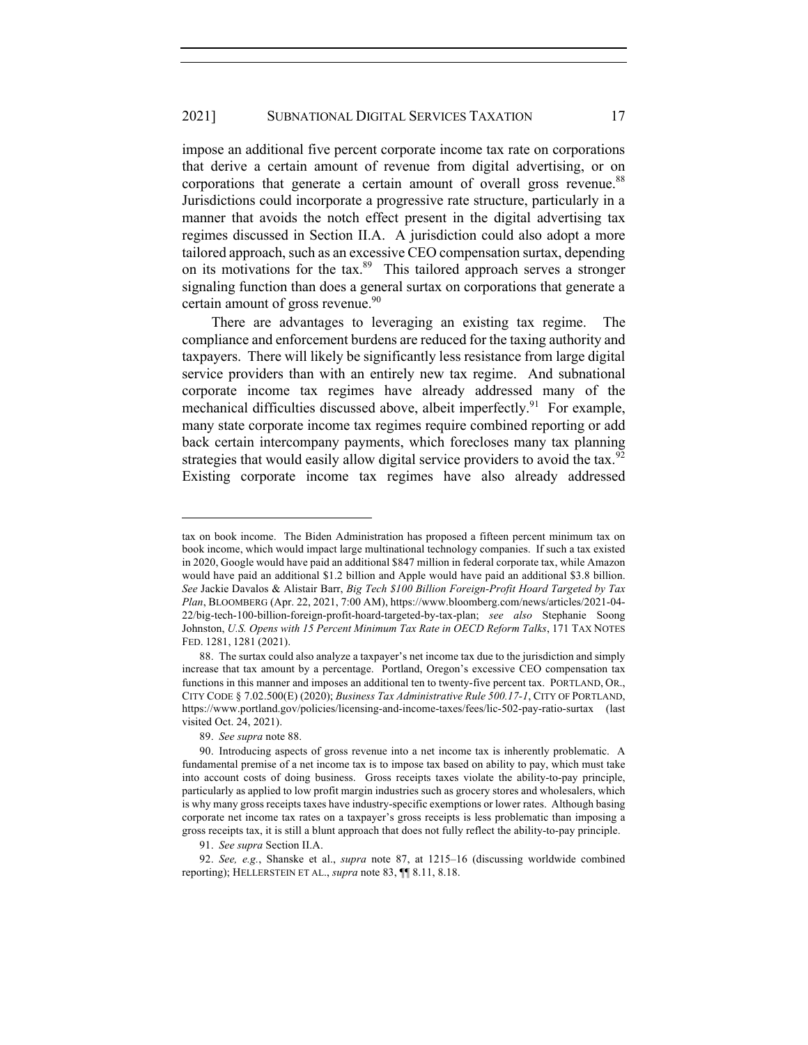impose an additional five percent corporate income tax rate on corporations that derive a certain amount of revenue from digital advertising, or on corporations that generate a certain amount of overall gross revenue.[88] Jurisdictions could incorporate a progressive rate structure, particularly in a manner that avoids the notch effect present in the digital advertising tax regimes discussed in Section II.A. A jurisdiction could also adopt a more tailored approach, such as an excessive CEO compensation surtax, depending on its motivations for the tax.[89] This tailored approach serves a stronger signaling function than does a general surtax on corporations that generate a certain amount of gross revenue.[90]

There are advantages to leveraging an existing tax regime. The compliance and enforcement burdens are reduced for the taxing authority and taxpayers. There will likely be significantly less resistance from large digital service providers than with an entirely new tax regime. And subnational corporate income tax regimes have already addressed many of the mechanical difficulties discussed above, albeit imperfectly.[91] For example, many state corporate income tax regimes require combined reporting or add back certain intercompany payments, which forecloses many tax planning strategies that would easily allow digital service providers to avoid the tax.[92] Existing corporate income tax regimes have also already addressed

---

tax on book income. The Biden Administration has proposed a fifteen percent minimum tax on book income, which would impact large multinational technology companies. If such a tax existed in 2020, Google would have paid an additional $847 million in federal corporate tax, while Amazon would have paid an additional $1.2 billion and Apple would have paid an additional $3.8 billion. *See* Jackie Davalos & Alistair Barr, *Big Tech $100 Billion Foreign-Profit Hoard Targeted by Tax Plan*, BLOOMBERG (Apr. 22, 2021, 7:00 AM), https://www.bloomberg.com/news/articles/2021-04-22/big-tech-100-billion-foreign-profit-hoard-targeted-by-tax-plan; *see also* Stephanie Soong Johnston, *U.S. Opens with 15 Percent Minimum Tax Rate in OECD Reform Talks*, 171 TAX NOTES FED. 1281, 1281 (2021).

88. The surtax could also analyze a taxpayer's net income tax due to the jurisdiction and simply increase that tax amount by a percentage. Portland, Oregon's excessive CEO compensation tax functions in this manner and imposes an additional ten to twenty-five percent tax. PORTLAND, OR., CITY CODE § 7.02.500(E) (2020); *Business Tax Administrative Rule 500.17-1*, CITY OF PORTLAND, https://www.portland.gov/policies/licensing-and-income-taxes/fees/lic-502-pay-ratio-surtax (last visited Oct. 24, 2021).

89. *See supra* note 88.

90. Introducing aspects of gross revenue into a net income tax is inherently problematic. A fundamental premise of a net income tax is to impose tax based on ability to pay, which must take into account costs of doing business. Gross receipts taxes violate the ability-to-pay principle, particularly as applied to low profit margin industries such as grocery stores and wholesalers, which is why many gross receipts taxes have industry-specific exemptions or lower rates. Although basing corporate net income tax rates on a taxpayer's gross receipts is less problematic than imposing a gross receipts tax, it is still a blunt approach that does not fully reflect the ability-to-pay principle.

91. *See supra* Section II.A.

92. *See, e.g.*, Shanske et al., *supra* note 87, at 1215–16 (discussing worldwide combined reporting); HELLERSTEIN ET AL., *supra* note 83, ¶¶ 8.11, 8.18.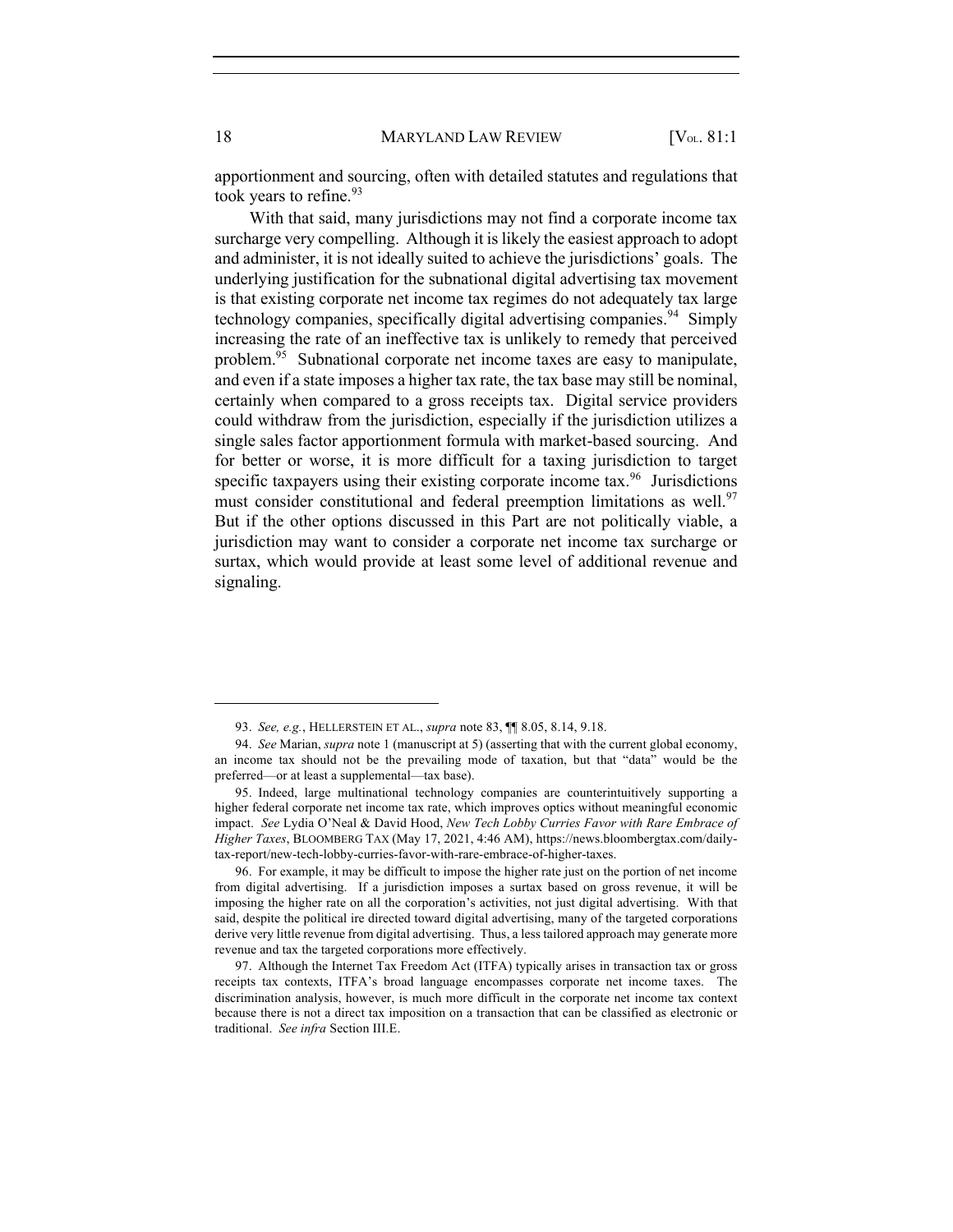apportionment and sourcing, often with detailed statutes and regulations that took years to refine.[93]

With that said, many jurisdictions may not find a corporate income tax surcharge very compelling. Although it is likely the easiest approach to adopt and administer, it is not ideally suited to achieve the jurisdictions' goals. The underlying justification for the subnational digital advertising tax movement is that existing corporate net income tax regimes do not adequately tax large technology companies, specifically digital advertising companies.[94] Simply increasing the rate of an ineffective tax is unlikely to remedy that perceived problem.[95] Subnational corporate net income taxes are easy to manipulate, and even if a state imposes a higher tax rate, the tax base may still be nominal, certainly when compared to a gross receipts tax. Digital service providers could withdraw from the jurisdiction, especially if the jurisdiction utilizes a single sales factor apportionment formula with market-based sourcing. And for better or worse, it is more difficult for a taxing jurisdiction to target specific taxpayers using their existing corporate income tax.[96] Jurisdictions must consider constitutional and federal preemption limitations as well.[97] But if the other options discussed in this Part are not politically viable, a jurisdiction may want to consider a corporate net income tax surcharge or surtax, which would provide at least some level of additional revenue and signaling.

---

93. *See, e.g.*, HELLERSTEIN ET AL., *supra* note 83, ¶¶ 8.05, 8.14, 9.18.

94. *See* Marian, *supra* note 1 (manuscript at 5) (asserting that with the current global economy, an income tax should not be the prevailing mode of taxation, but that "data" would be the preferred—or at least a supplemental—tax base).

95. Indeed, large multinational technology companies are counterintuitively supporting a higher federal corporate net income tax rate, which improves optics without meaningful economic impact. *See* Lydia O'Neal & David Hood, *New Tech Lobby Curries Favor with Rare Embrace of Higher Taxes*, BLOOMBERG TAX (May 17, 2021, 4:46 AM), https://news.bloombergtax.com/daily-tax-report/new-tech-lobby-curries-favor-with-rare-embrace-of-higher-taxes.

96. For example, it may be difficult to impose the higher rate just on the portion of net income from digital advertising. If a jurisdiction imposes a surtax based on gross revenue, it will be imposing the higher rate on all the corporation's activities, not just digital advertising. With that said, despite the political ire directed toward digital advertising, many of the targeted corporations derive very little revenue from digital advertising. Thus, a less tailored approach may generate more revenue and tax the targeted corporations more effectively.

97. Although the Internet Tax Freedom Act (ITFA) typically arises in transaction tax or gross receipts tax contexts, ITFA's broad language encompasses corporate net income taxes. The discrimination analysis, however, is much more difficult in the corporate net income tax context because there is not a direct tax imposition on a transaction that can be classified as electronic or traditional. *See infra* Section III.E.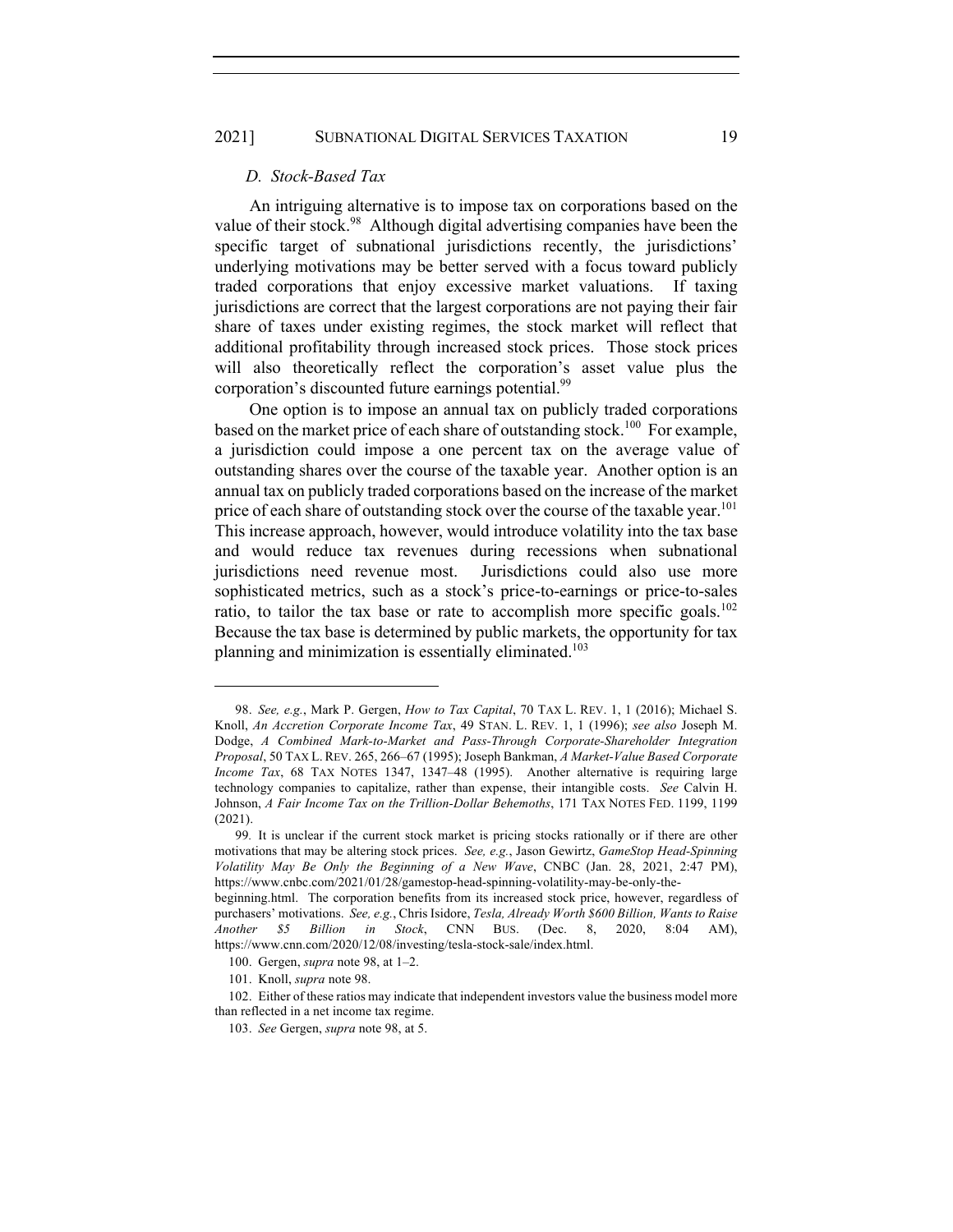### *D. Stock-Based Tax*

An intriguing alternative is to impose tax on corporations based on the value of their stock.[98] Although digital advertising companies have been the specific target of subnational jurisdictions recently, the jurisdictions' underlying motivations may be better served with a focus toward publicly traded corporations that enjoy excessive market valuations. If taxing jurisdictions are correct that the largest corporations are not paying their fair share of taxes under existing regimes, the stock market will reflect that additional profitability through increased stock prices. Those stock prices will also theoretically reflect the corporation's asset value plus the corporation's discounted future earnings potential.[99]

One option is to impose an annual tax on publicly traded corporations based on the market price of each share of outstanding stock.[100] For example, a jurisdiction could impose a one percent tax on the average value of outstanding shares over the course of the taxable year. Another option is an annual tax on publicly traded corporations based on the increase of the market price of each share of outstanding stock over the course of the taxable year.[101] This increase approach, however, would introduce volatility into the tax base and would reduce tax revenues during recessions when subnational jurisdictions need revenue most. Jurisdictions could also use more sophisticated metrics, such as a stock's price-to-earnings or price-to-sales ratio, to tailor the tax base or rate to accomplish more specific goals.[102] Because the tax base is determined by public markets, the opportunity for tax planning and minimization is essentially eliminated.[103]

---

98. *See, e.g.*, Mark P. Gergen, *How to Tax Capital*, 70 TAX L. REV. 1, 1 (2016); Michael S. Knoll, *An Accretion Corporate Income Tax*, 49 STAN. L. REV. 1, 1 (1996); *see also* Joseph M. Dodge, *A Combined Mark-to-Market and Pass-Through Corporate-Shareholder Integration Proposal*, 50 TAX L. REV. 265, 266–67 (1995); Joseph Bankman, *A Market-Value Based Corporate Income Tax*, 68 TAX NOTES 1347, 1347–48 (1995). Another alternative is requiring large technology companies to capitalize, rather than expense, their intangible costs. *See* Calvin H. Johnson, *A Fair Income Tax on the Trillion-Dollar Behemoths*, 171 TAX NOTES FED. 1199, 1199 (2021).

99. It is unclear if the current stock market is pricing stocks rationally or if there are other motivations that may be altering stock prices. *See, e.g.*, Jason Gewirtz, *GameStop Head-Spinning Volatility May Be Only the Beginning of a New Wave*, CNBC (Jan. 28, 2021, 2:47 PM), https://www.cnbc.com/2021/01/28/gamestop-head-spinning-volatility-may-be-only-the-beginning.html. The corporation benefits from its increased stock price, however, regardless of purchasers' motivations. *See, e.g.*, Chris Isidore, *Tesla, Already Worth $600 Billion, Wants to Raise Another $5 Billion in Stock*, CNN BUS. (Dec. 8, 2020, 8:04 AM), https://www.cnn.com/2020/12/08/investing/tesla-stock-sale/index.html.

100. Gergen, *supra* note 98, at 1–2.

101. Knoll, *supra* note 98.

102. Either of these ratios may indicate that independent investors value the business model more than reflected in a net income tax regime.

103. *See* Gergen, *supra* note 98, at 5.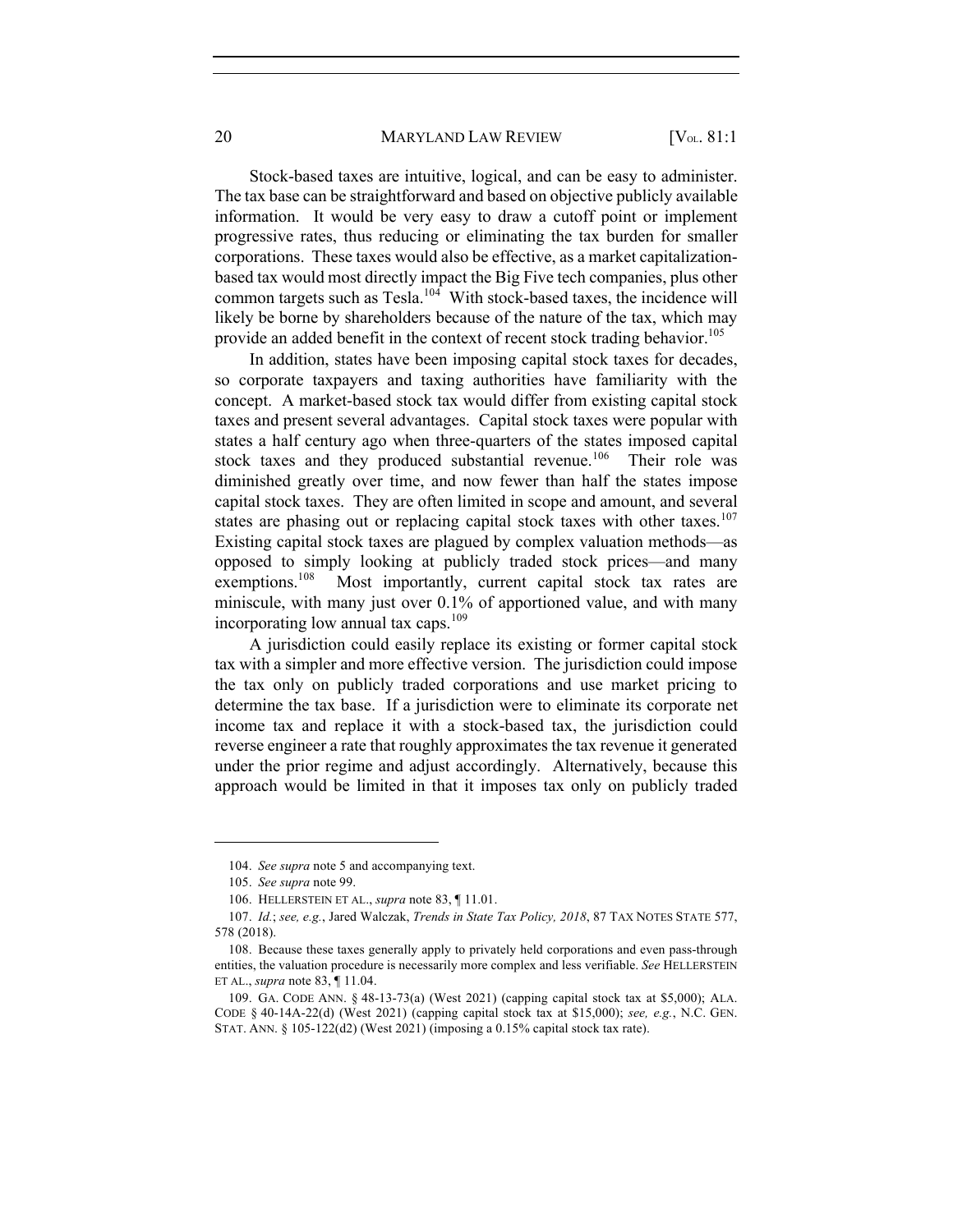Stock-based taxes are intuitive, logical, and can be easy to administer. The tax base can be straightforward and based on objective publicly available information. It would be very easy to draw a cutoff point or implement progressive rates, thus reducing or eliminating the tax burden for smaller corporations. These taxes would also be effective, as a market capitalization-based tax would most directly impact the Big Five tech companies, plus other common targets such as Tesla.[104] With stock-based taxes, the incidence will likely be borne by shareholders because of the nature of the tax, which may provide an added benefit in the context of recent stock trading behavior.[105]

In addition, states have been imposing capital stock taxes for decades, so corporate taxpayers and taxing authorities have familiarity with the concept. A market-based stock tax would differ from existing capital stock taxes and present several advantages. Capital stock taxes were popular with states a half century ago when three-quarters of the states imposed capital stock taxes and they produced substantial revenue.[106] Their role was diminished greatly over time, and now fewer than half the states impose capital stock taxes. They are often limited in scope and amount, and several states are phasing out or replacing capital stock taxes with other taxes.[107] Existing capital stock taxes are plagued by complex valuation methods—as opposed to simply looking at publicly traded stock prices—and many exemptions.[108] Most importantly, current capital stock tax rates are miniscule, with many just over 0.1% of apportioned value, and with many incorporating low annual tax caps.[109]

A jurisdiction could easily replace its existing or former capital stock tax with a simpler and more effective version. The jurisdiction could impose the tax only on publicly traded corporations and use market pricing to determine the tax base. If a jurisdiction were to eliminate its corporate net income tax and replace it with a stock-based tax, the jurisdiction could reverse engineer a rate that roughly approximates the tax revenue it generated under the prior regime and adjust accordingly. Alternatively, because this approach would be limited in that it imposes tax only on publicly traded

---

104. *See supra* note 5 and accompanying text.

105. *See supra* note 99.

106. HELLERSTEIN ET AL., *supra* note 83, ¶ 11.01.

107. *Id.*; *see, e.g.*, Jared Walczak, *Trends in State Tax Policy, 2018*, 87 TAX NOTES STATE 577, 578 (2018).

108. Because these taxes generally apply to privately held corporations and even pass-through entities, the valuation procedure is necessarily more complex and less verifiable. *See* HELLERSTEIN ET AL., *supra* note 83, ¶ 11.04.

109. GA. CODE ANN. § 48-13-73(a) (West 2021) (capping capital stock tax at $5,000); ALA. CODE § 40-14A-22(d) (West 2021) (capping capital stock tax at $15,000); *see, e.g.*, N.C. GEN. STAT. ANN. § 105-122(d2) (West 2021) (imposing a 0.15% capital stock tax rate).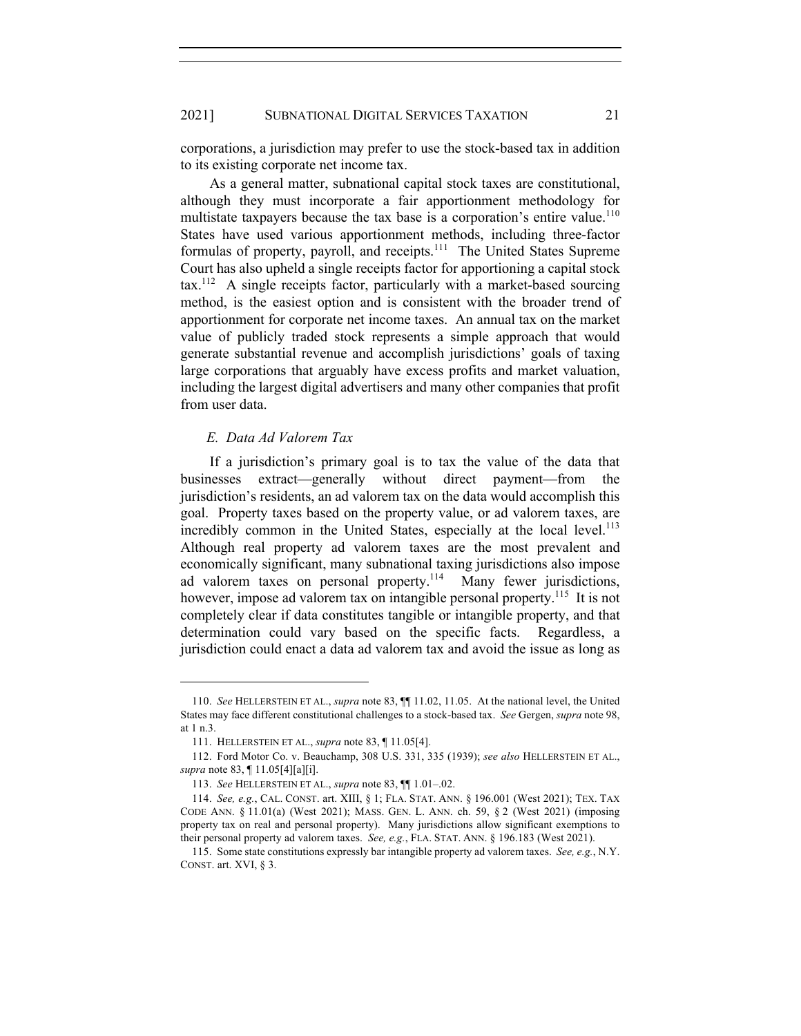corporations, a jurisdiction may prefer to use the stock-based tax in addition to its existing corporate net income tax.

As a general matter, subnational capital stock taxes are constitutional, although they must incorporate a fair apportionment methodology for multistate taxpayers because the tax base is a corporation's entire value.[110] States have used various apportionment methods, including three-factor formulas of property, payroll, and receipts.[111] The United States Supreme Court has also upheld a single receipts factor for apportioning a capital stock tax.[112] A single receipts factor, particularly with a market-based sourcing method, is the easiest option and is consistent with the broader trend of apportionment for corporate net income taxes. An annual tax on the market value of publicly traded stock represents a simple approach that would generate substantial revenue and accomplish jurisdictions' goals of taxing large corporations that arguably have excess profits and market valuation, including the largest digital advertisers and many other companies that profit from user data.

### *E. Data Ad Valorem Tax*

If a jurisdiction's primary goal is to tax the value of the data that businesses extract—generally without direct payment—from the jurisdiction's residents, an ad valorem tax on the data would accomplish this goal. Property taxes based on the property value, or ad valorem taxes, are incredibly common in the United States, especially at the local level.[113] Although real property ad valorem taxes are the most prevalent and economically significant, many subnational taxing jurisdictions also impose ad valorem taxes on personal property.[114] Many fewer jurisdictions, however, impose ad valorem tax on intangible personal property.[115] It is not completely clear if data constitutes tangible or intangible property, and that determination could vary based on the specific facts. Regardless, a jurisdiction could enact a data ad valorem tax and avoid the issue as long as

---

110. *See* HELLERSTEIN ET AL., *supra* note 83, ¶¶ 11.02, 11.05. At the national level, the United States may face different constitutional challenges to a stock-based tax. *See* Gergen, *supra* note 98, at 1 n.3.

111. HELLERSTEIN ET AL., *supra* note 83, ¶ 11.05[4].

112. Ford Motor Co. v. Beauchamp, 308 U.S. 331, 335 (1939); *see also* HELLERSTEIN ET AL., *supra* note 83, ¶ 11.05[4][a][i].

113. *See* HELLERSTEIN ET AL., *supra* note 83, ¶¶ 1.01–.02.

114. *See, e.g.*, CAL. CONST. art. XIII, § 1; FLA. STAT. ANN. § 196.001 (West 2021); TEX. TAX CODE ANN. § 11.01(a) (West 2021); MASS. GEN. L. ANN. ch. 59, § 2 (West 2021) (imposing property tax on real and personal property). Many jurisdictions allow significant exemptions to their personal property ad valorem taxes. *See, e.g.*, FLA. STAT. ANN. § 196.183 (West 2021).

115. Some state constitutions expressly bar intangible property ad valorem taxes. *See, e.g.*, N.Y. CONST. art. XVI, § 3.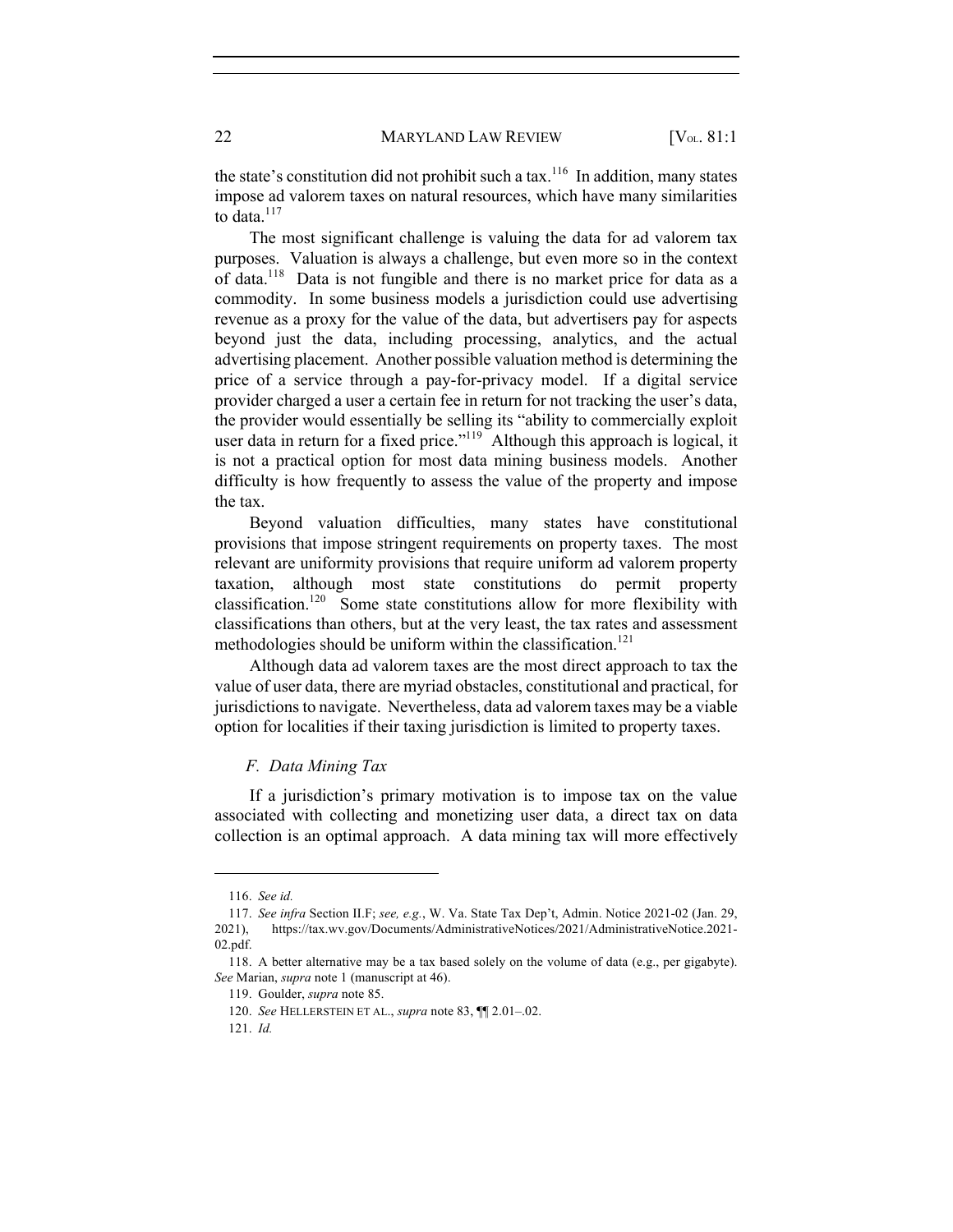the state's constitution did not prohibit such a tax.[116] In addition, many states impose ad valorem taxes on natural resources, which have many similarities to data.[117]

The most significant challenge is valuing the data for ad valorem tax purposes. Valuation is always a challenge, but even more so in the context of data.[118] Data is not fungible and there is no market price for data as a commodity. In some business models a jurisdiction could use advertising revenue as a proxy for the value of the data, but advertisers pay for aspects beyond just the data, including processing, analytics, and the actual advertising placement. Another possible valuation method is determining the price of a service through a pay-for-privacy model. If a digital service provider charged a user a certain fee in return for not tracking the user's data, the provider would essentially be selling its "ability to commercially exploit user data in return for a fixed price."[119] Although this approach is logical, it is not a practical option for most data mining business models. Another difficulty is how frequently to assess the value of the property and impose the tax.

Beyond valuation difficulties, many states have constitutional provisions that impose stringent requirements on property taxes. The most relevant are uniformity provisions that require uniform ad valorem property taxation, although most state constitutions do permit property classification.[120] Some state constitutions allow for more flexibility with classifications than others, but at the very least, the tax rates and assessment methodologies should be uniform within the classification.[121]

Although data ad valorem taxes are the most direct approach to tax the value of user data, there are myriad obstacles, constitutional and practical, for jurisdictions to navigate. Nevertheless, data ad valorem taxes may be a viable option for localities if their taxing jurisdiction is limited to property taxes.

### *F. Data Mining Tax*

If a jurisdiction's primary motivation is to impose tax on the value associated with collecting and monetizing user data, a direct tax on data collection is an optimal approach. A data mining tax will more effectively

---

116. *See id.*

117. *See infra* Section II.F; *see, e.g.*, W. Va. State Tax Dep't, Admin. Notice 2021-02 (Jan. 29, 2021), https://tax.wv.gov/Documents/AdministrativeNotices/2021/AdministrativeNotice.2021-02.pdf.

118. A better alternative may be a tax based solely on the volume of data (e.g., per gigabyte). *See* Marian, *supra* note 1 (manuscript at 46).

119. Goulder, *supra* note 85.

120. *See* HELLERSTEIN ET AL., *supra* note 83, ¶¶ 2.01–.02.

121. *Id.*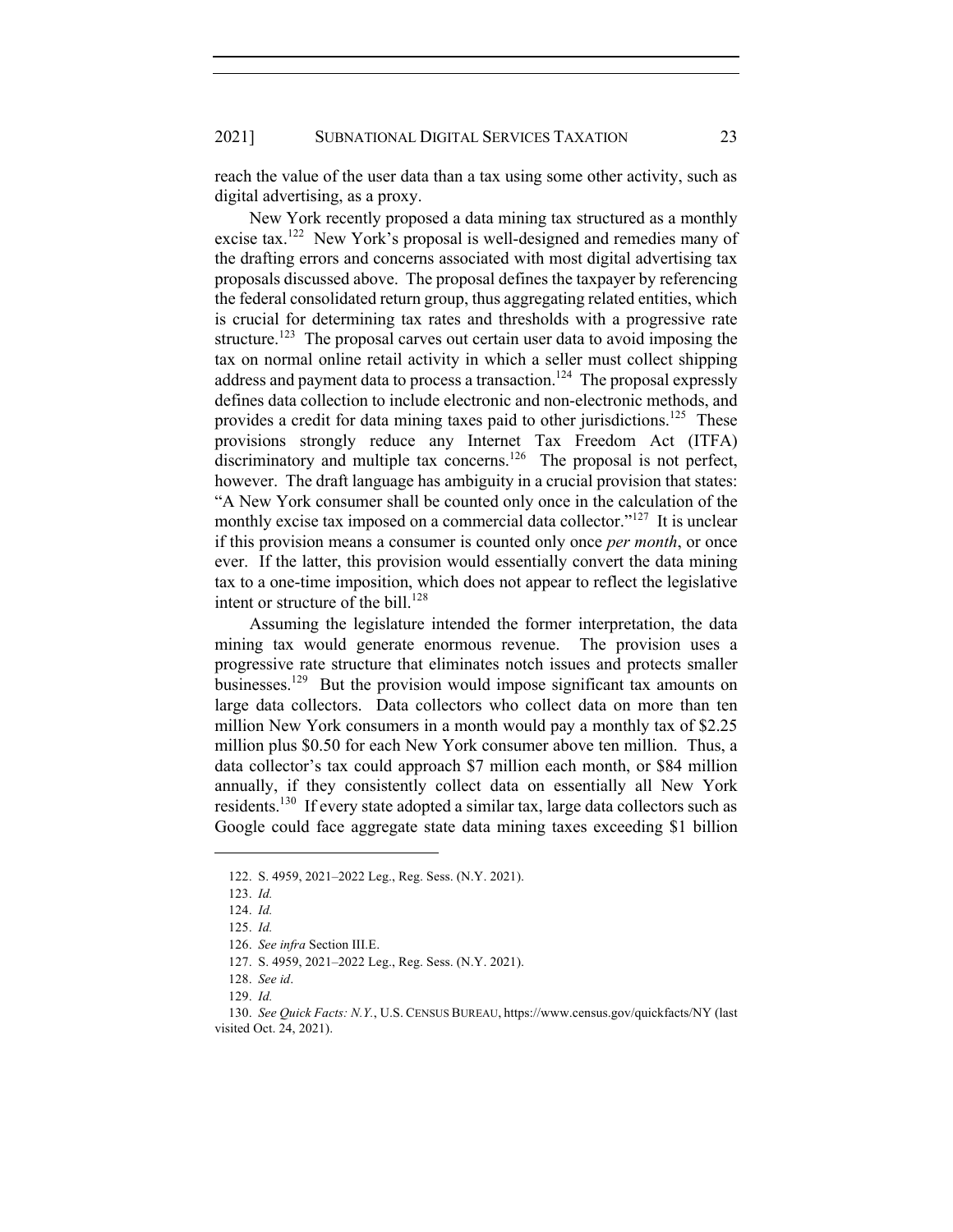reach the value of the user data than a tax using some other activity, such as digital advertising, as a proxy.

New York recently proposed a data mining tax structured as a monthly excise tax.[122] New York's proposal is well-designed and remedies many of the drafting errors and concerns associated with most digital advertising tax proposals discussed above. The proposal defines the taxpayer by referencing the federal consolidated return group, thus aggregating related entities, which is crucial for determining tax rates and thresholds with a progressive rate structure.[123] The proposal carves out certain user data to avoid imposing the tax on normal online retail activity in which a seller must collect shipping address and payment data to process a transaction.[124] The proposal expressly defines data collection to include electronic and non-electronic methods, and provides a credit for data mining taxes paid to other jurisdictions.[125] These provisions strongly reduce any Internet Tax Freedom Act (ITFA) discriminatory and multiple tax concerns.[126] The proposal is not perfect, however. The draft language has ambiguity in a crucial provision that states: "A New York consumer shall be counted only once in the calculation of the monthly excise tax imposed on a commercial data collector."[127] It is unclear if this provision means a consumer is counted only once *per month*, or once ever. If the latter, this provision would essentially convert the data mining tax to a one-time imposition, which does not appear to reflect the legislative intent or structure of the bill.[128]

Assuming the legislature intended the former interpretation, the data mining tax would generate enormous revenue. The provision uses a progressive rate structure that eliminates notch issues and protects smaller businesses.[129] But the provision would impose significant tax amounts on large data collectors. Data collectors who collect data on more than ten million New York consumers in a month would pay a monthly tax of $2.25 million plus $0.50 for each New York consumer above ten million. Thus, a data collector's tax could approach $7 million each month, or $84 million annually, if they consistently collect data on essentially all New York residents.[130] If every state adopted a similar tax, large data collectors such as Google could face aggregate state data mining taxes exceeding $1 billion

---

122. S. 4959, 2021–2022 Leg., Reg. Sess. (N.Y. 2021).

123. *Id.*

124. *Id.*

125. *Id.*

126. *See infra* Section III.E.

127. S. 4959, 2021–2022 Leg., Reg. Sess. (N.Y. 2021).

128. *See id*.

129. *Id.*

130. *See Quick Facts: N.Y.*, U.S. CENSUS BUREAU, https://www.census.gov/quickfacts/NY (last visited Oct. 24, 2021).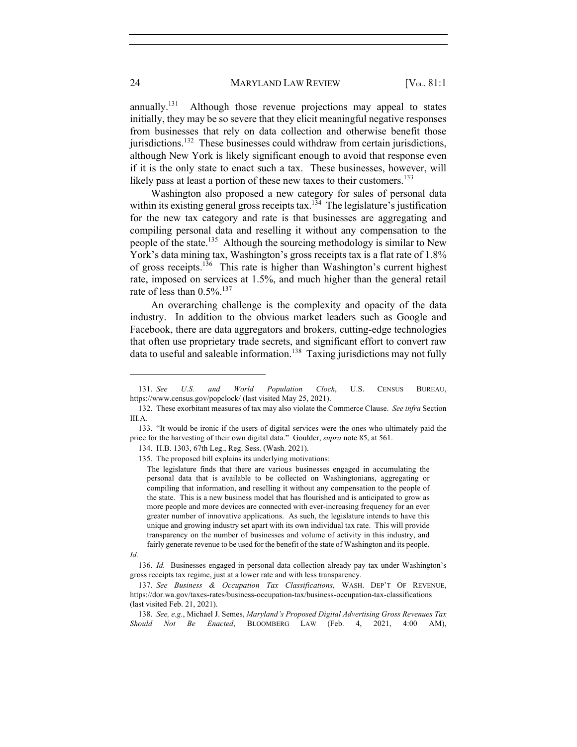annually.[131] Although those revenue projections may appeal to states initially, they may be so severe that they elicit meaningful negative responses from businesses that rely on data collection and otherwise benefit those jurisdictions.[132] These businesses could withdraw from certain jurisdictions, although New York is likely significant enough to avoid that response even if it is the only state to enact such a tax. These businesses, however, will likely pass at least a portion of these new taxes to their customers.[133]

Washington also proposed a new category for sales of personal data within its existing general gross receipts tax.[134] The legislature's justification for the new tax category and rate is that businesses are aggregating and compiling personal data and reselling it without any compensation to the people of the state.[135] Although the sourcing methodology is similar to New York's data mining tax, Washington's gross receipts tax is a flat rate of 1.8% of gross receipts.[136] This rate is higher than Washington's current highest rate, imposed on services at 1.5%, and much higher than the general retail rate of less than 0.5%.[137]

An overarching challenge is the complexity and opacity of the data industry. In addition to the obvious market leaders such as Google and Facebook, there are data aggregators and brokers, cutting-edge technologies that often use proprietary trade secrets, and significant effort to convert raw data to useful and saleable information.[138] Taxing jurisdictions may not fully

---

131. *See U.S. and World Population Clock*, U.S. CENSUS BUREAU, https://www.census.gov/popclock/ (last visited May 25, 2021).

132. These exorbitant measures of tax may also violate the Commerce Clause. *See infra* Section III.A.

133. "It would be ironic if the users of digital services were the ones who ultimately paid the price for the harvesting of their own digital data." Goulder, *supra* note 85, at 561.

134. H.B. 1303, 67th Leg., Reg. Sess. (Wash. 2021).

135. The proposed bill explains its underlying motivations:

> The legislature finds that there are various businesses engaged in accumulating the personal data that is available to be collected on Washingtonians, aggregating or compiling that information, and reselling it without any compensation to the people of the state. This is a new business model that has flourished and is anticipated to grow as more people and more devices are connected with ever-increasing frequency for an ever greater number of innovative applications. As such, the legislature intends to have this unique and growing industry set apart with its own individual tax rate. This will provide transparency on the number of businesses and volume of activity in this industry, and fairly generate revenue to be used for the benefit of the state of Washington and its people.

*Id.*

136. *Id.* Businesses engaged in personal data collection already pay tax under Washington's gross receipts tax regime, just at a lower rate and with less transparency.

137. *See Business & Occupation Tax Classifications*, WASH. DEP'T OF REVENUE, https://dor.wa.gov/taxes-rates/business-occupation-tax/business-occupation-tax-classifications (last visited Feb. 21, 2021).

138. *See, e.g.*, Michael J. Semes, *Maryland's Proposed Digital Advertising Gross Revenues Tax Should Not Be Enacted*, BLOOMBERG LAW (Feb. 4, 2021, 4:00 AM),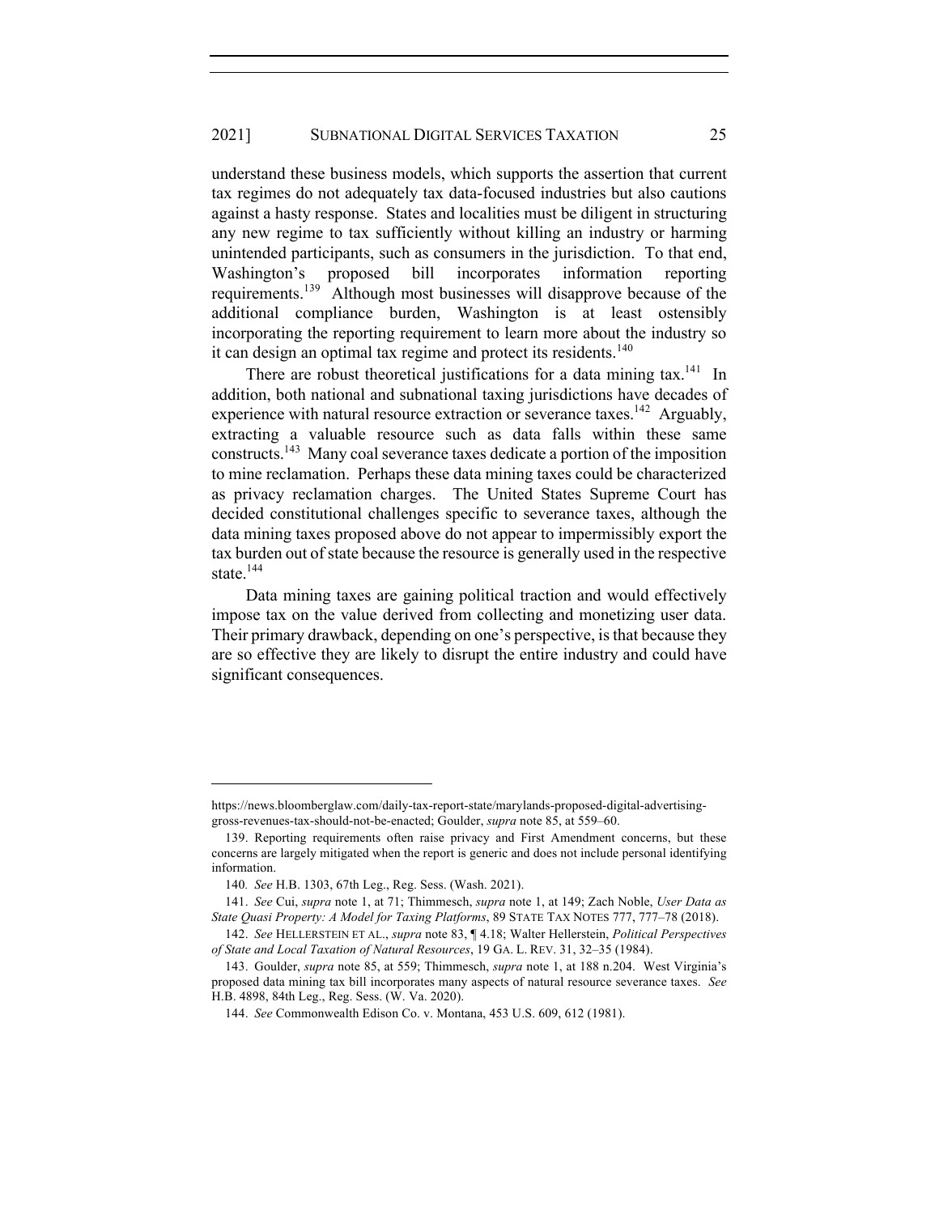understand these business models, which supports the assertion that current tax regimes do not adequately tax data-focused industries but also cautions against a hasty response. States and localities must be diligent in structuring any new regime to tax sufficiently without killing an industry or harming unintended participants, such as consumers in the jurisdiction. To that end, Washington's proposed bill incorporates information reporting requirements.[139] Although most businesses will disapprove because of the additional compliance burden, Washington is at least ostensibly incorporating the reporting requirement to learn more about the industry so it can design an optimal tax regime and protect its residents.[140]

There are robust theoretical justifications for a data mining tax.[141] In addition, both national and subnational taxing jurisdictions have decades of experience with natural resource extraction or severance taxes.[142] Arguably, extracting a valuable resource such as data falls within these same constructs.[143] Many coal severance taxes dedicate a portion of the imposition to mine reclamation. Perhaps these data mining taxes could be characterized as privacy reclamation charges. The United States Supreme Court has decided constitutional challenges specific to severance taxes, although the data mining taxes proposed above do not appear to impermissibly export the tax burden out of state because the resource is generally used in the respective state.[144]

Data mining taxes are gaining political traction and would effectively impose tax on the value derived from collecting and monetizing user data. Their primary drawback, depending on one's perspective, is that because they are so effective they are likely to disrupt the entire industry and could have significant consequences.

---

https://news.bloomberglaw.com/daily-tax-report-state/marylands-proposed-digital-advertising-gross-revenues-tax-should-not-be-enacted; Goulder, *supra* note 85, at 559–60.

139. Reporting requirements often raise privacy and First Amendment concerns, but these concerns are largely mitigated when the report is generic and does not include personal identifying information.

140. *See* H.B. 1303, 67th Leg., Reg. Sess. (Wash. 2021).

141. *See* Cui, *supra* note 1, at 71; Thimmesch, *supra* note 1, at 149; Zach Noble, *User Data as State Quasi Property: A Model for Taxing Platforms*, 89 STATE TAX NOTES 777, 777–78 (2018).

142. *See* HELLERSTEIN ET AL., *supra* note 83, ¶ 4.18; Walter Hellerstein, *Political Perspectives of State and Local Taxation of Natural Resources*, 19 GA. L. REV. 31, 32–35 (1984).

143. Goulder, *supra* note 85, at 559; Thimmesch, *supra* note 1, at 188 n.204. West Virginia's proposed data mining tax bill incorporates many aspects of natural resource severance taxes. *See* H.B. 4898, 84th Leg., Reg. Sess. (W. Va. 2020).

144. *See* Commonwealth Edison Co. v. Montana, 453 U.S. 609, 612 (1981).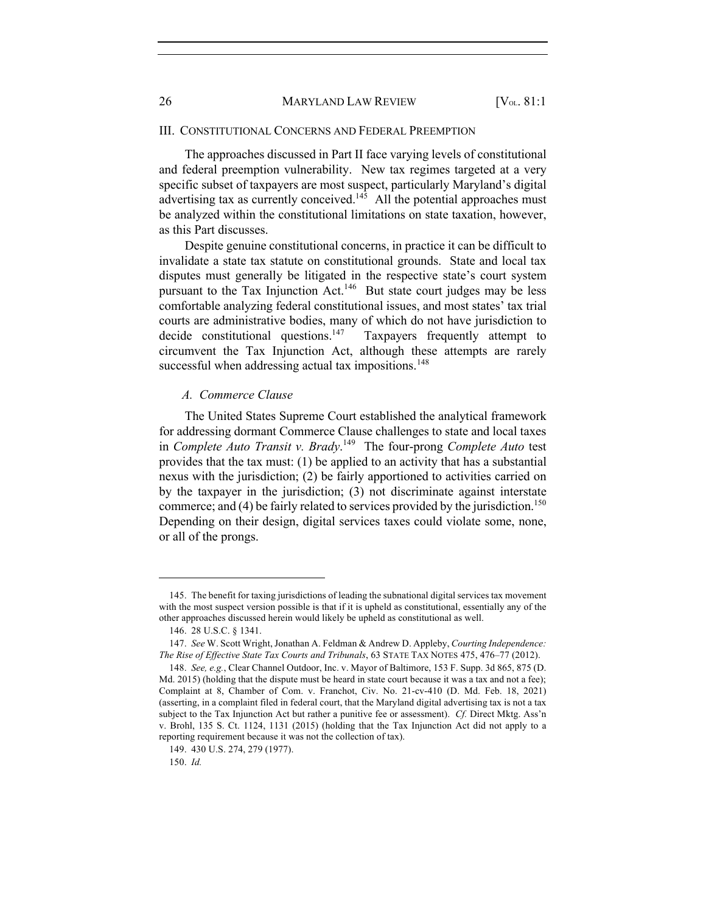## III. Constitutional Concerns and Federal Preemption

The approaches discussed in Part II face varying levels of constitutional and federal preemption vulnerability. New tax regimes targeted at a very specific subset of taxpayers are most suspect, particularly Maryland's digital advertising tax as currently conceived.[145] All the potential approaches must be analyzed within the constitutional limitations on state taxation, however, as this Part discusses.

Despite genuine constitutional concerns, in practice it can be difficult to invalidate a state tax statute on constitutional grounds. State and local tax disputes must generally be litigated in the respective state's court system pursuant to the Tax Injunction Act.[146] But state court judges may be less comfortable analyzing federal constitutional issues, and most states' tax trial courts are administrative bodies, many of which do not have jurisdiction to decide constitutional questions.[147] Taxpayers frequently attempt to circumvent the Tax Injunction Act, although these attempts are rarely successful when addressing actual tax impositions.[148]

### *A. Commerce Clause*

The United States Supreme Court established the analytical framework for addressing dormant Commerce Clause challenges to state and local taxes in *Complete Auto Transit v. Brady*.[149] The four-prong *Complete Auto* test provides that the tax must: (1) be applied to an activity that has a substantial nexus with the jurisdiction; (2) be fairly apportioned to activities carried on by the taxpayer in the jurisdiction; (3) not discriminate against interstate commerce; and (4) be fairly related to services provided by the jurisdiction.[150] Depending on their design, digital services taxes could violate some, none, or all of the prongs.

---

145. The benefit for taxing jurisdictions of leading the subnational digital services tax movement with the most suspect version possible is that if it is upheld as constitutional, essentially any of the other approaches discussed herein would likely be upheld as constitutional as well.

146. 28 U.S.C. § 1341.

147. *See* W. Scott Wright, Jonathan A. Feldman & Andrew D. Appleby, *Courting Independence: The Rise of Effective State Tax Courts and Tribunals*, 63 STATE TAX NOTES 475, 476–77 (2012).

148. *See, e.g.*, Clear Channel Outdoor, Inc. v. Mayor of Baltimore, 153 F. Supp. 3d 865, 875 (D. Md. 2015) (holding that the dispute must be heard in state court because it was a tax and not a fee); Complaint at 8, Chamber of Com. v. Franchot, Civ. No. 21-cv-410 (D. Md. Feb. 18, 2021) (asserting, in a complaint filed in federal court, that the Maryland digital advertising tax is not a tax subject to the Tax Injunction Act but rather a punitive fee or assessment). *Cf.* Direct Mktg. Ass'n v. Brohl, 135 S. Ct. 1124, 1131 (2015) (holding that the Tax Injunction Act did not apply to a reporting requirement because it was not the collection of tax).

149. 430 U.S. 274, 279 (1977).

150. *Id.*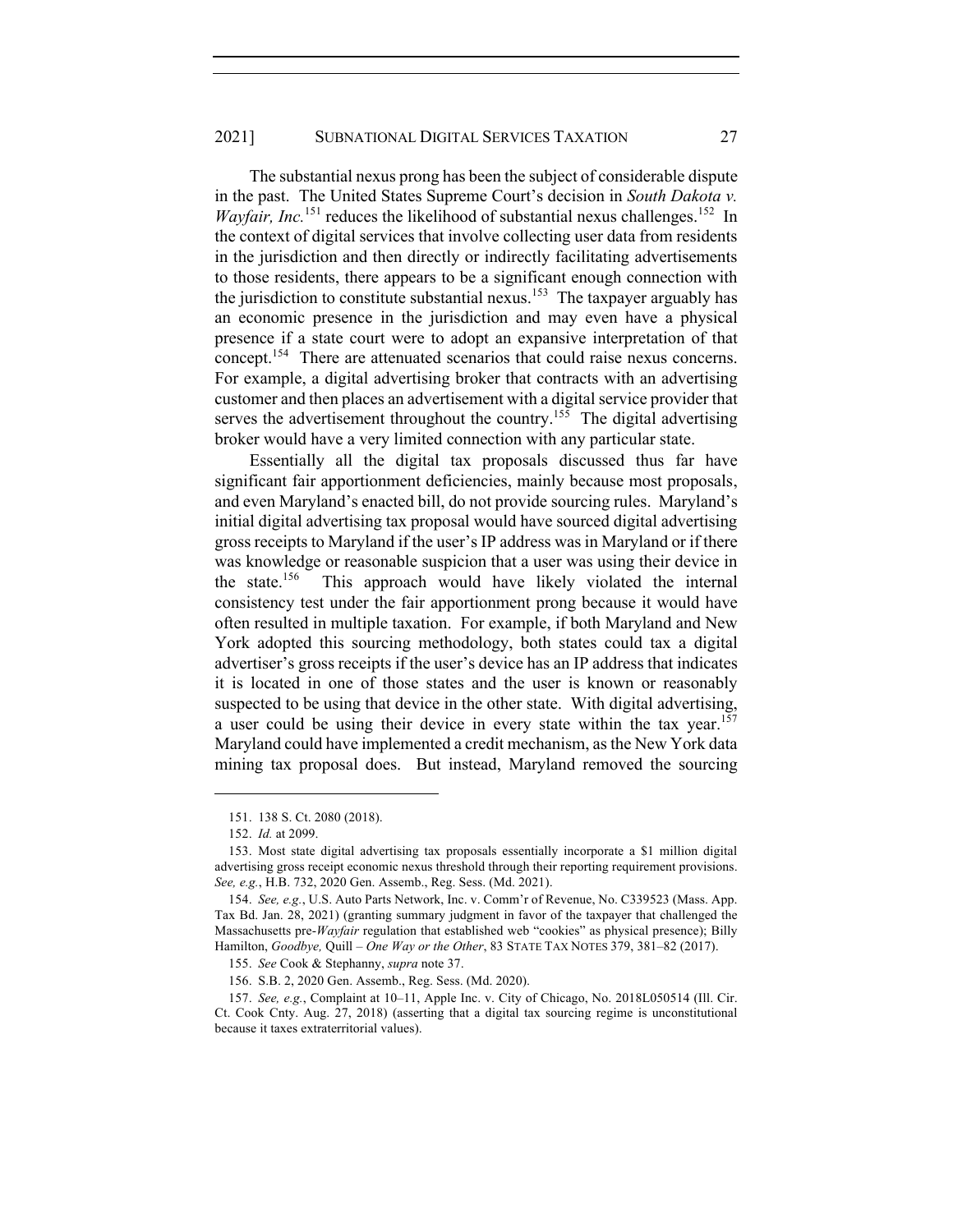The substantial nexus prong has been the subject of considerable dispute in the past. The United States Supreme Court's decision in *South Dakota v. Wayfair, Inc.*[151] reduces the likelihood of substantial nexus challenges.[152] In the context of digital services that involve collecting user data from residents in the jurisdiction and then directly or indirectly facilitating advertisements to those residents, there appears to be a significant enough connection with the jurisdiction to constitute substantial nexus.[153] The taxpayer arguably has an economic presence in the jurisdiction and may even have a physical presence if a state court were to adopt an expansive interpretation of that concept.[154] There are attenuated scenarios that could raise nexus concerns. For example, a digital advertising broker that contracts with an advertising customer and then places an advertisement with a digital service provider that serves the advertisement throughout the country.[155] The digital advertising broker would have a very limited connection with any particular state.

Essentially all the digital tax proposals discussed thus far have significant fair apportionment deficiencies, mainly because most proposals, and even Maryland's enacted bill, do not provide sourcing rules. Maryland's initial digital advertising tax proposal would have sourced digital advertising gross receipts to Maryland if the user's IP address was in Maryland or if there was knowledge or reasonable suspicion that a user was using their device in the state.[156] This approach would have likely violated the internal consistency test under the fair apportionment prong because it would have often resulted in multiple taxation. For example, if both Maryland and New York adopted this sourcing methodology, both states could tax a digital advertiser's gross receipts if the user's device has an IP address that indicates it is located in one of those states and the user is known or reasonably suspected to be using that device in the other state. With digital advertising, a user could be using their device in every state within the tax year.[157] Maryland could have implemented a credit mechanism, as the New York data mining tax proposal does. But instead, Maryland removed the sourcing

---

151. 138 S. Ct. 2080 (2018).

152. *Id.* at 2099.

153. Most state digital advertising tax proposals essentially incorporate a $1 million digital advertising gross receipt economic nexus threshold through their reporting requirement provisions. *See, e.g.*, H.B. 732, 2020 Gen. Assemb., Reg. Sess. (Md. 2021).

154. *See, e.g.*, U.S. Auto Parts Network, Inc. v. Comm'r of Revenue, No. C339523 (Mass. App. Tax Bd. Jan. 28, 2021) (granting summary judgment in favor of the taxpayer that challenged the Massachusetts pre-*Wayfair* regulation that established web "cookies" as physical presence); Billy Hamilton, *Goodbye,* Quill *– One Way or the Other*, 83 STATE TAX NOTES 379, 381–82 (2017).

155. *See* Cook & Stephanny, *supra* note 37.

156. S.B. 2, 2020 Gen. Assemb., Reg. Sess. (Md. 2020).

157. *See, e.g.*, Complaint at 10–11, Apple Inc. v. City of Chicago, No. 2018L050514 (Ill. Cir. Ct. Cook Cnty. Aug. 27, 2018) (asserting that a digital tax sourcing regime is unconstitutional because it taxes extraterritorial values).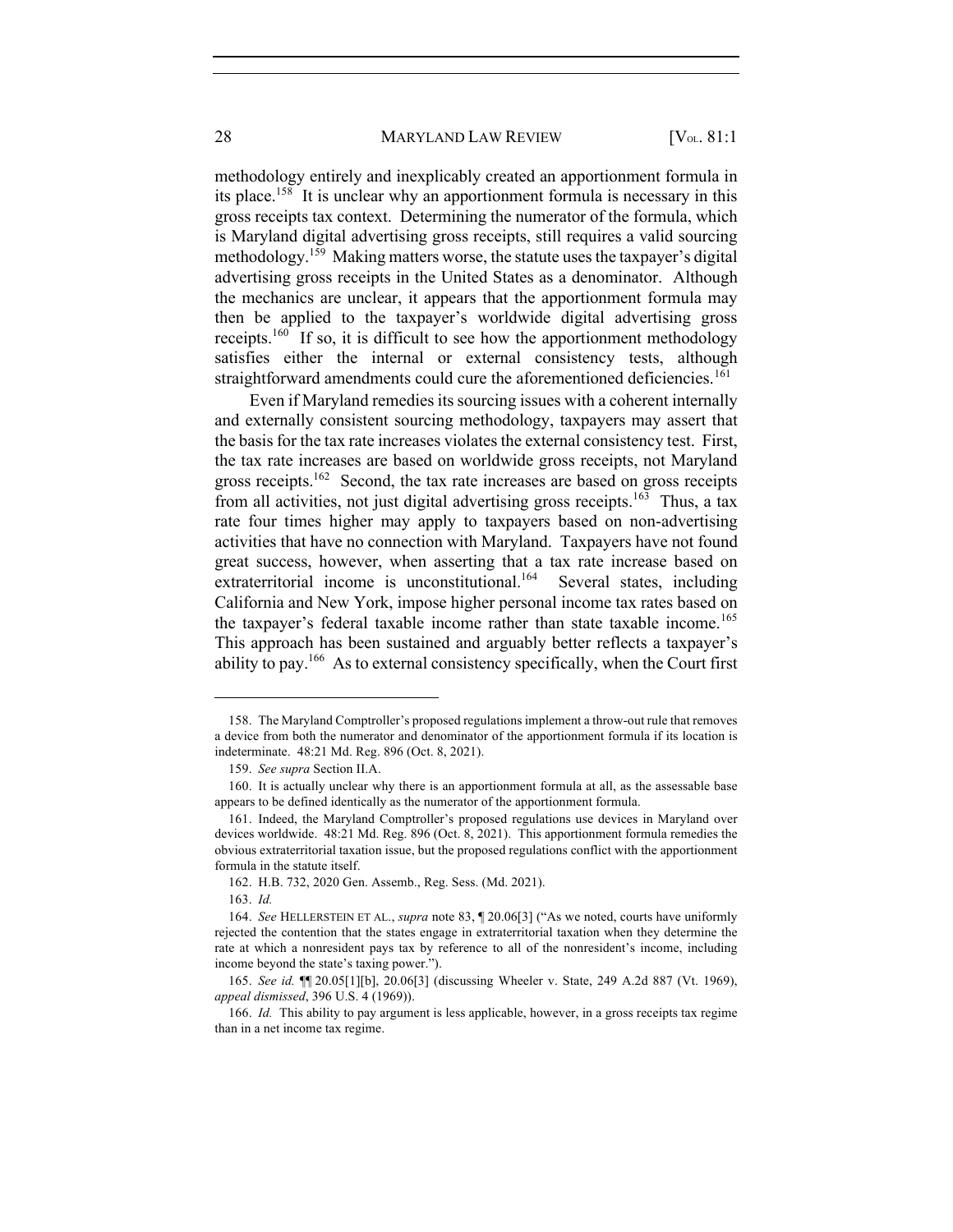methodology entirely and inexplicably created an apportionment formula in its place.[158] It is unclear why an apportionment formula is necessary in this gross receipts tax context. Determining the numerator of the formula, which is Maryland digital advertising gross receipts, still requires a valid sourcing methodology.[159] Making matters worse, the statute uses the taxpayer's digital advertising gross receipts in the United States as a denominator. Although the mechanics are unclear, it appears that the apportionment formula may then be applied to the taxpayer's worldwide digital advertising gross receipts.[160] If so, it is difficult to see how the apportionment methodology satisfies either the internal or external consistency tests, although straightforward amendments could cure the aforementioned deficiencies.[161]

Even if Maryland remedies its sourcing issues with a coherent internally and externally consistent sourcing methodology, taxpayers may assert that the basis for the tax rate increases violates the external consistency test. First, the tax rate increases are based on worldwide gross receipts, not Maryland gross receipts.[162] Second, the tax rate increases are based on gross receipts from all activities, not just digital advertising gross receipts.[163] Thus, a tax rate four times higher may apply to taxpayers based on non-advertising activities that have no connection with Maryland. Taxpayers have not found great success, however, when asserting that a tax rate increase based on extraterritorial income is unconstitutional.[164] Several states, including California and New York, impose higher personal income tax rates based on the taxpayer's federal taxable income rather than state taxable income.[165] This approach has been sustained and arguably better reflects a taxpayer's ability to pay.[166] As to external consistency specifically, when the Court first

---

158. The Maryland Comptroller's proposed regulations implement a throw-out rule that removes a device from both the numerator and denominator of the apportionment formula if its location is indeterminate. 48:21 Md. Reg. 896 (Oct. 8, 2021).

159. *See supra* Section II.A.

160. It is actually unclear why there is an apportionment formula at all, as the assessable base appears to be defined identically as the numerator of the apportionment formula.

161. Indeed, the Maryland Comptroller's proposed regulations use devices in Maryland over devices worldwide. 48:21 Md. Reg. 896 (Oct. 8, 2021). This apportionment formula remedies the obvious extraterritorial taxation issue, but the proposed regulations conflict with the apportionment formula in the statute itself.

162. H.B. 732, 2020 Gen. Assemb., Reg. Sess. (Md. 2021).

163. *Id.*

164. *See* HELLERSTEIN ET AL., *supra* note 83, ¶ 20.06[3] ("As we noted, courts have uniformly rejected the contention that the states engage in extraterritorial taxation when they determine the rate at which a nonresident pays tax by reference to all of the nonresident's income, including income beyond the state's taxing power.").

165. *See id.* ¶¶ 20.05[1][b], 20.06[3] (discussing Wheeler v. State, 249 A.2d 887 (Vt. 1969), *appeal dismissed*, 396 U.S. 4 (1969)).

166. *Id.* This ability to pay argument is less applicable, however, in a gross receipts tax regime than in a net income tax regime.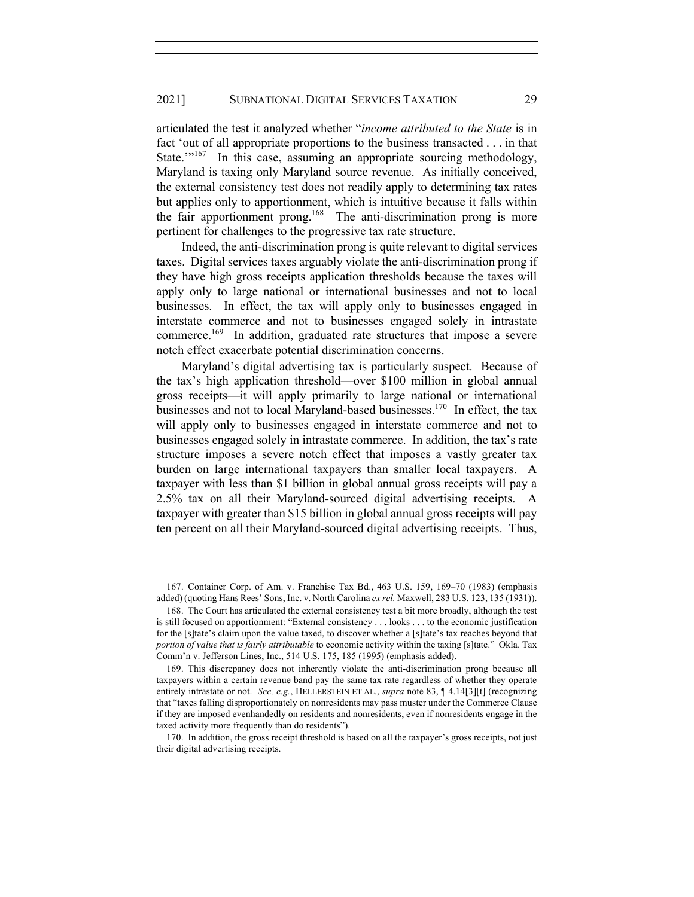articulated the test it analyzed whether "*income attributed to the State* is in fact 'out of all appropriate proportions to the business transacted . . . in that State.'"[167] In this case, assuming an appropriate sourcing methodology, Maryland is taxing only Maryland source revenue. As initially conceived, the external consistency test does not readily apply to determining tax rates but applies only to apportionment, which is intuitive because it falls within the fair apportionment prong.[168] The anti-discrimination prong is more pertinent for challenges to the progressive tax rate structure.

Indeed, the anti-discrimination prong is quite relevant to digital services taxes. Digital services taxes arguably violate the anti-discrimination prong if they have high gross receipts application thresholds because the taxes will apply only to large national or international businesses and not to local businesses. In effect, the tax will apply only to businesses engaged in interstate commerce and not to businesses engaged solely in intrastate commerce.[169] In addition, graduated rate structures that impose a severe notch effect exacerbate potential discrimination concerns.

Maryland's digital advertising tax is particularly suspect. Because of the tax's high application threshold—over $100 million in global annual gross receipts—it will apply primarily to large national or international businesses and not to local Maryland-based businesses.[170] In effect, the tax will apply only to businesses engaged in interstate commerce and not to businesses engaged solely in intrastate commerce. In addition, the tax's rate structure imposes a severe notch effect that imposes a vastly greater tax burden on large international taxpayers than smaller local taxpayers. A taxpayer with less than $1 billion in global annual gross receipts will pay a 2.5% tax on all their Maryland-sourced digital advertising receipts. A taxpayer with greater than $15 billion in global annual gross receipts will pay ten percent on all their Maryland-sourced digital advertising receipts. Thus,

---

167. Container Corp. of Am. v. Franchise Tax Bd., 463 U.S. 159, 169–70 (1983) (emphasis added) (quoting Hans Rees' Sons, Inc. v. North Carolina *ex rel.* Maxwell, 283 U.S. 123, 135 (1931)).

168. The Court has articulated the external consistency test a bit more broadly, although the test is still focused on apportionment: "External consistency . . . looks . . . to the economic justification for the [s]tate's claim upon the value taxed, to discover whether a [s]tate's tax reaches beyond that *portion of value that is fairly attributable* to economic activity within the taxing [s]tate." Okla. Tax Comm'n v. Jefferson Lines, Inc., 514 U.S. 175, 185 (1995) (emphasis added).

169. This discrepancy does not inherently violate the anti-discrimination prong because all taxpayers within a certain revenue band pay the same tax rate regardless of whether they operate entirely intrastate or not. *See, e.g.*, HELLERSTEIN ET AL., *supra* note 83, ¶ 4.14[3][t] (recognizing that "taxes falling disproportionately on nonresidents may pass muster under the Commerce Clause if they are imposed evenhandedly on residents and nonresidents, even if nonresidents engage in the taxed activity more frequently than do residents").

170. In addition, the gross receipt threshold is based on all the taxpayer's gross receipts, not just their digital advertising receipts.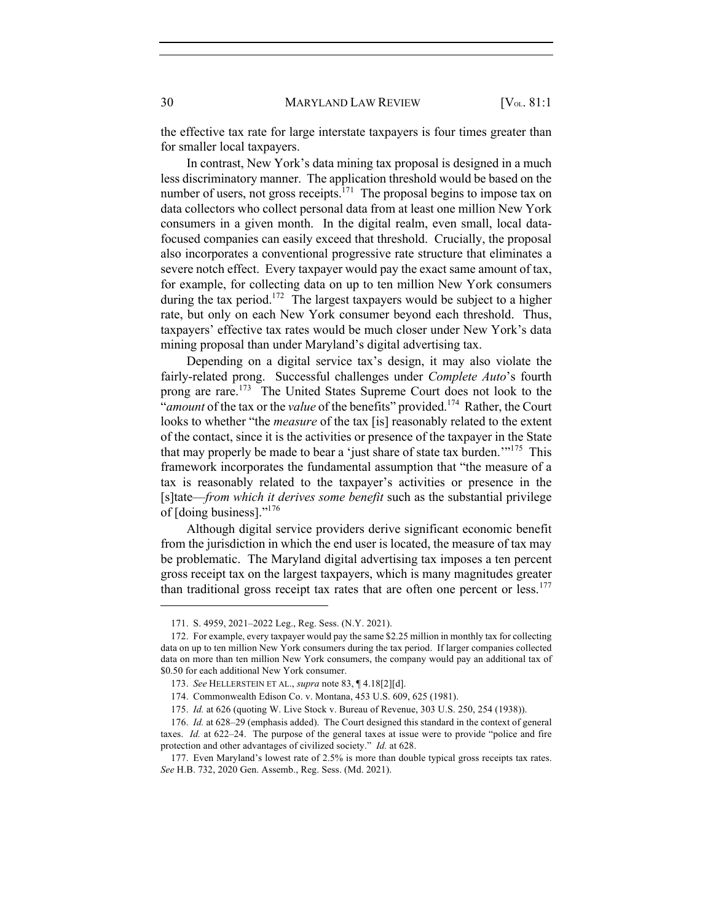the effective tax rate for large interstate taxpayers is four times greater than for smaller local taxpayers.

In contrast, New York's data mining tax proposal is designed in a much less discriminatory manner. The application threshold would be based on the number of users, not gross receipts.[171] The proposal begins to impose tax on data collectors who collect personal data from at least one million New York consumers in a given month. In the digital realm, even small, local data-focused companies can easily exceed that threshold. Crucially, the proposal also incorporates a conventional progressive rate structure that eliminates a severe notch effect. Every taxpayer would pay the exact same amount of tax, for example, for collecting data on up to ten million New York consumers during the tax period.[172] The largest taxpayers would be subject to a higher rate, but only on each New York consumer beyond each threshold. Thus, taxpayers' effective tax rates would be much closer under New York's data mining proposal than under Maryland's digital advertising tax.

Depending on a digital service tax's design, it may also violate the fairly-related prong. Successful challenges under *Complete Auto*'s fourth prong are rare.[173] The United States Supreme Court does not look to the "*amount* of the tax or the *value* of the benefits" provided.[174] Rather, the Court looks to whether "the *measure* of the tax [is] reasonably related to the extent of the contact, since it is the activities or presence of the taxpayer in the State that may properly be made to bear a 'just share of state tax burden.'"[175] This framework incorporates the fundamental assumption that "the measure of a tax is reasonably related to the taxpayer's activities or presence in the [s]tate—*from which it derives some benefit* such as the substantial privilege of [doing business]."[176]

Although digital service providers derive significant economic benefit from the jurisdiction in which the end user is located, the measure of tax may be problematic. The Maryland digital advertising tax imposes a ten percent gross receipt tax on the largest taxpayers, which is many magnitudes greater than traditional gross receipt tax rates that are often one percent or less.[177]

---

171. S. 4959, 2021–2022 Leg., Reg. Sess. (N.Y. 2021).

172. For example, every taxpayer would pay the same $2.25 million in monthly tax for collecting data on up to ten million New York consumers during the tax period. If larger companies collected data on more than ten million New York consumers, the company would pay an additional tax of $0.50 for each additional New York consumer.

173. *See* HELLERSTEIN ET AL., *supra* note 83, ¶ 4.18[2][d].

174. Commonwealth Edison Co. v. Montana, 453 U.S. 609, 625 (1981).

175. *Id.* at 626 (quoting W. Live Stock v. Bureau of Revenue, 303 U.S. 250, 254 (1938)).

176. *Id.* at 628–29 (emphasis added). The Court designed this standard in the context of general taxes. *Id.* at 622–24. The purpose of the general taxes at issue were to provide "police and fire protection and other advantages of civilized society." *Id.* at 628.

177. Even Maryland's lowest rate of 2.5% is more than double typical gross receipts tax rates. *See* H.B. 732, 2020 Gen. Assemb., Reg. Sess. (Md. 2021).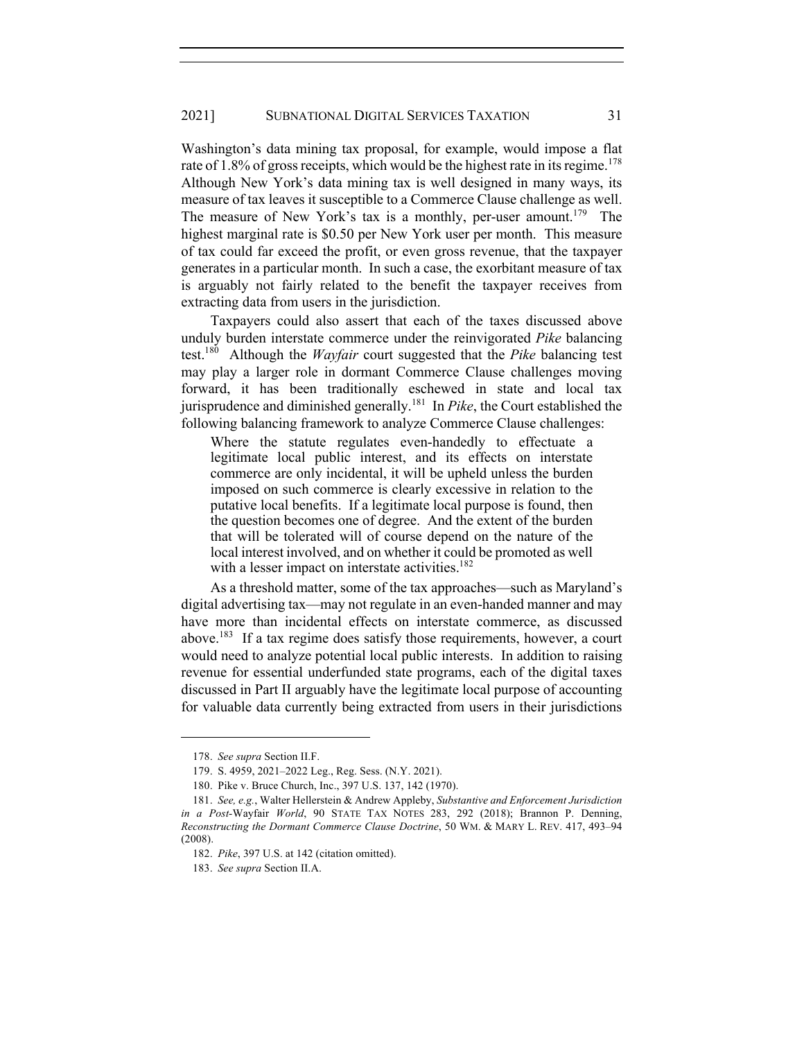Washington's data mining tax proposal, for example, would impose a flat rate of 1.8% of gross receipts, which would be the highest rate in its regime.[178] Although New York's data mining tax is well designed in many ways, its measure of tax leaves it susceptible to a Commerce Clause challenge as well. The measure of New York's tax is a monthly, per-user amount.[179] The highest marginal rate is $0.50 per New York user per month. This measure of tax could far exceed the profit, or even gross revenue, that the taxpayer generates in a particular month. In such a case, the exorbitant measure of tax is arguably not fairly related to the benefit the taxpayer receives from extracting data from users in the jurisdiction.

Taxpayers could also assert that each of the taxes discussed above unduly burden interstate commerce under the reinvigorated *Pike* balancing test.[180] Although the *Wayfair* court suggested that the *Pike* balancing test may play a larger role in dormant Commerce Clause challenges moving forward, it has been traditionally eschewed in state and local tax jurisprudence and diminished generally.[181] In *Pike*, the Court established the following balancing framework to analyze Commerce Clause challenges:

> Where the statute regulates even-handedly to effectuate a legitimate local public interest, and its effects on interstate commerce are only incidental, it will be upheld unless the burden imposed on such commerce is clearly excessive in relation to the putative local benefits. If a legitimate local purpose is found, then the question becomes one of degree. And the extent of the burden that will be tolerated will of course depend on the nature of the local interest involved, and on whether it could be promoted as well with a lesser impact on interstate activities.[182]

As a threshold matter, some of the tax approaches—such as Maryland's digital advertising tax—may not regulate in an even-handed manner and may have more than incidental effects on interstate commerce, as discussed above.[183] If a tax regime does satisfy those requirements, however, a court would need to analyze potential local public interests. In addition to raising revenue for essential underfunded state programs, each of the digital taxes discussed in Part II arguably have the legitimate local purpose of accounting for valuable data currently being extracted from users in their jurisdictions

---

178. *See supra* Section II.F.

179. S. 4959, 2021–2022 Leg., Reg. Sess. (N.Y. 2021).

180. Pike v. Bruce Church, Inc., 397 U.S. 137, 142 (1970).

181. *See, e.g.*, Walter Hellerstein & Andrew Appleby, *Substantive and Enforcement Jurisdiction in a Post-*Wayfair *World*, 90 STATE TAX NOTES 283, 292 (2018); Brannon P. Denning, *Reconstructing the Dormant Commerce Clause Doctrine*, 50 WM. & MARY L. REV. 417, 493–94 (2008).

182. *Pike*, 397 U.S. at 142 (citation omitted).

183. *See supra* Section II.A.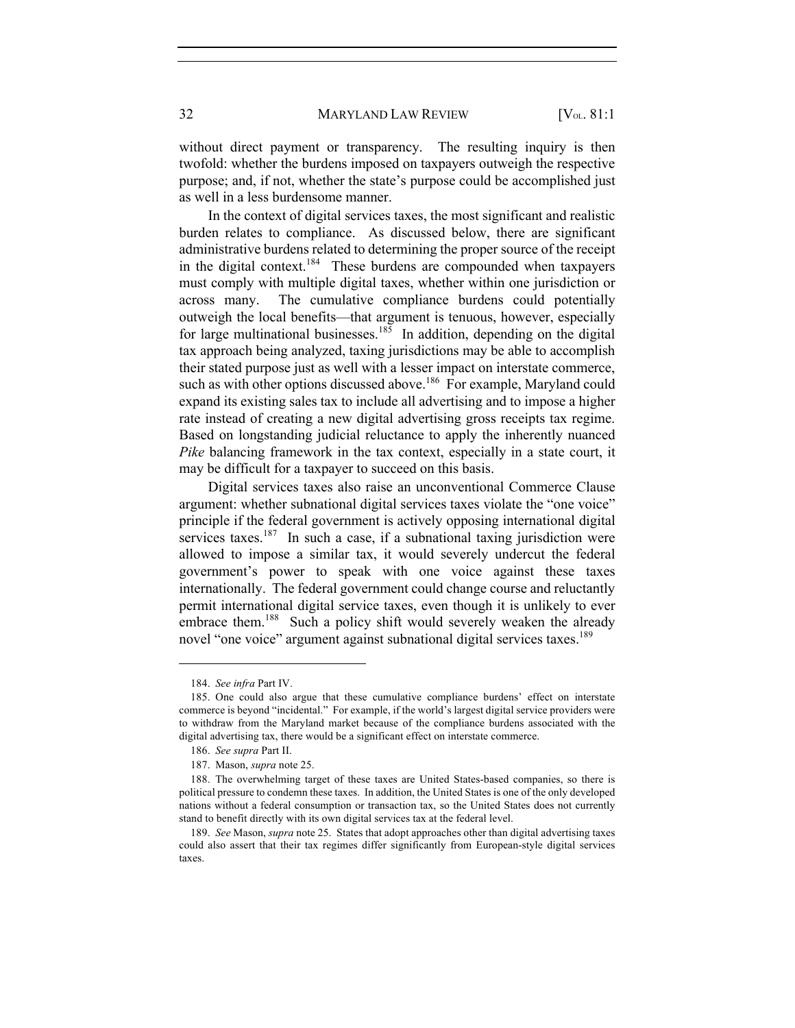without direct payment or transparency. The resulting inquiry is then twofold: whether the burdens imposed on taxpayers outweigh the respective purpose; and, if not, whether the state's purpose could be accomplished just as well in a less burdensome manner.

In the context of digital services taxes, the most significant and realistic burden relates to compliance. As discussed below, there are significant administrative burdens related to determining the proper source of the receipt in the digital context.[184] These burdens are compounded when taxpayers must comply with multiple digital taxes, whether within one jurisdiction or across many. The cumulative compliance burdens could potentially outweigh the local benefits—that argument is tenuous, however, especially for large multinational businesses.[185] In addition, depending on the digital tax approach being analyzed, taxing jurisdictions may be able to accomplish their stated purpose just as well with a lesser impact on interstate commerce, such as with other options discussed above.[186] For example, Maryland could expand its existing sales tax to include all advertising and to impose a higher rate instead of creating a new digital advertising gross receipts tax regime. Based on longstanding judicial reluctance to apply the inherently nuanced *Pike* balancing framework in the tax context, especially in a state court, it may be difficult for a taxpayer to succeed on this basis.

Digital services taxes also raise an unconventional Commerce Clause argument: whether subnational digital services taxes violate the "one voice" principle if the federal government is actively opposing international digital services taxes.[187] In such a case, if a subnational taxing jurisdiction were allowed to impose a similar tax, it would severely undercut the federal government's power to speak with one voice against these taxes internationally. The federal government could change course and reluctantly permit international digital service taxes, even though it is unlikely to ever embrace them.[188] Such a policy shift would severely weaken the already novel "one voice" argument against subnational digital services taxes.[189]

---

184. *See infra* Part IV.

185. One could also argue that these cumulative compliance burdens' effect on interstate commerce is beyond "incidental." For example, if the world's largest digital service providers were to withdraw from the Maryland market because of the compliance burdens associated with the digital advertising tax, there would be a significant effect on interstate commerce.

186. *See supra* Part II.

187. Mason, *supra* note 25.

188. The overwhelming target of these taxes are United States-based companies, so there is political pressure to condemn these taxes. In addition, the United States is one of the only developed nations without a federal consumption or transaction tax, so the United States does not currently stand to benefit directly with its own digital services tax at the federal level.

189. *See* Mason, *supra* note 25. States that adopt approaches other than digital advertising taxes could also assert that their tax regimes differ significantly from European-style digital services taxes.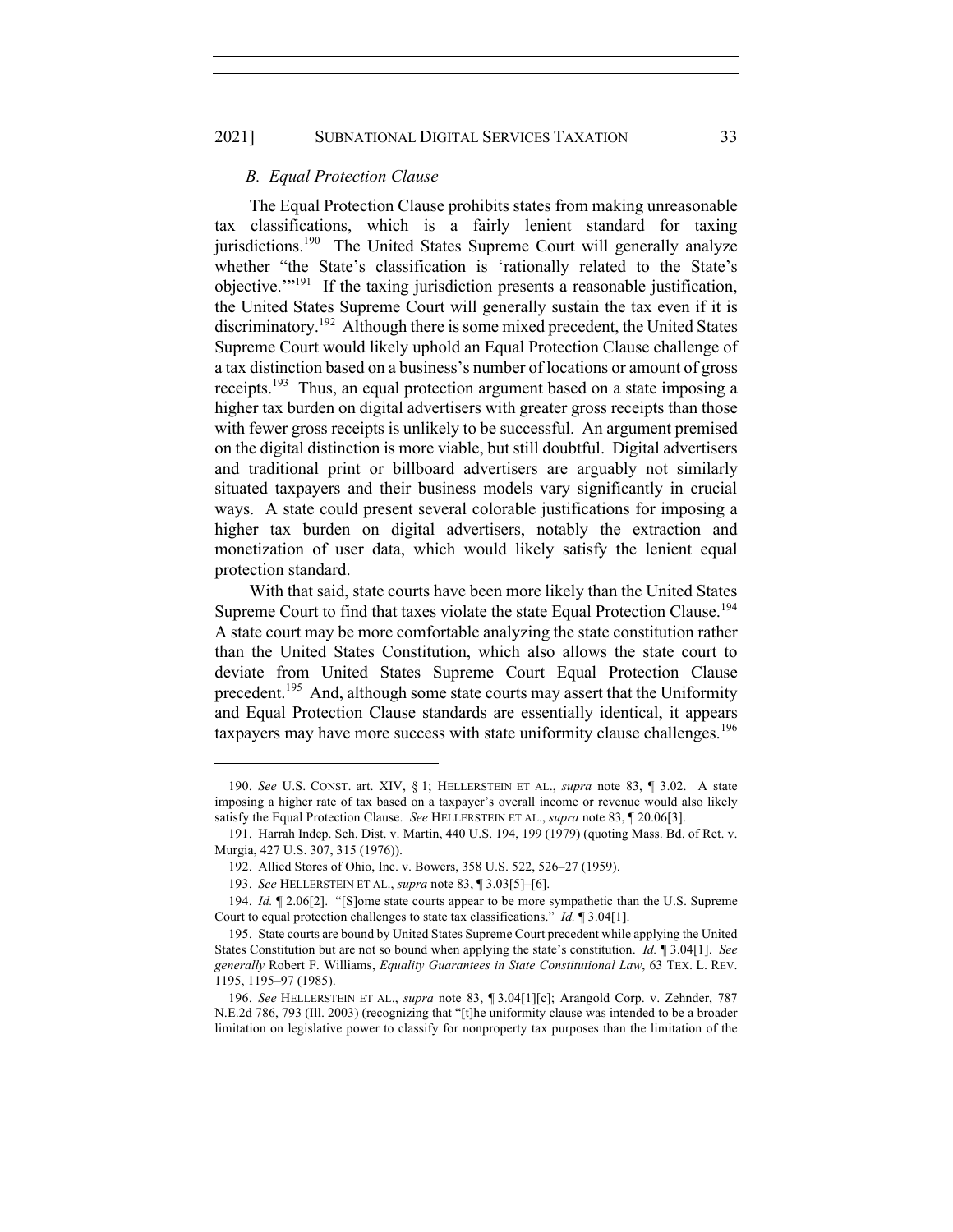### *B. Equal Protection Clause*

The Equal Protection Clause prohibits states from making unreasonable tax classifications, which is a fairly lenient standard for taxing jurisdictions.[190] The United States Supreme Court will generally analyze whether "the State's classification is 'rationally related to the State's objective.'"[191] If the taxing jurisdiction presents a reasonable justification, the United States Supreme Court will generally sustain the tax even if it is discriminatory.[192] Although there is some mixed precedent, the United States Supreme Court would likely uphold an Equal Protection Clause challenge of a tax distinction based on a business's number of locations or amount of gross receipts.[193] Thus, an equal protection argument based on a state imposing a higher tax burden on digital advertisers with greater gross receipts than those with fewer gross receipts is unlikely to be successful. An argument premised on the digital distinction is more viable, but still doubtful. Digital advertisers and traditional print or billboard advertisers are arguably not similarly situated taxpayers and their business models vary significantly in crucial ways. A state could present several colorable justifications for imposing a higher tax burden on digital advertisers, notably the extraction and monetization of user data, which would likely satisfy the lenient equal protection standard.

With that said, state courts have been more likely than the United States Supreme Court to find that taxes violate the state Equal Protection Clause.[194] A state court may be more comfortable analyzing the state constitution rather than the United States Constitution, which also allows the state court to deviate from United States Supreme Court Equal Protection Clause precedent.[195] And, although some state courts may assert that the Uniformity and Equal Protection Clause standards are essentially identical, it appears taxpayers may have more success with state uniformity clause challenges.[196]

---

190. *See* U.S. CONST. art. XIV, § 1; HELLERSTEIN ET AL., *supra* note 83, ¶ 3.02. A state imposing a higher rate of tax based on a taxpayer's overall income or revenue would also likely satisfy the Equal Protection Clause. *See* HELLERSTEIN ET AL., *supra* note 83, ¶ 20.06[3].

191. Harrah Indep. Sch. Dist. v. Martin, 440 U.S. 194, 199 (1979) (quoting Mass. Bd. of Ret. v. Murgia, 427 U.S. 307, 315 (1976)).

192. Allied Stores of Ohio, Inc. v. Bowers, 358 U.S. 522, 526–27 (1959).

193. *See* HELLERSTEIN ET AL., *supra* note 83, ¶ 3.03[5]–[6].

194. *Id.* ¶ 2.06[2]. "[S]ome state courts appear to be more sympathetic than the U.S. Supreme Court to equal protection challenges to state tax classifications." *Id.* ¶ 3.04[1].

195. State courts are bound by United States Supreme Court precedent while applying the United States Constitution but are not so bound when applying the state's constitution. *Id.* ¶ 3.04[1]. *See generally* Robert F. Williams, *Equality Guarantees in State Constitutional Law*, 63 TEX. L. REV. 1195, 1195–97 (1985).

196. *See* HELLERSTEIN ET AL., *supra* note 83, ¶ 3.04[1][c]; Arangold Corp. v. Zehnder, 787 N.E.2d 786, 793 (Ill. 2003) (recognizing that "[t]he uniformity clause was intended to be a broader limitation on legislative power to classify for nonproperty tax purposes than the limitation of the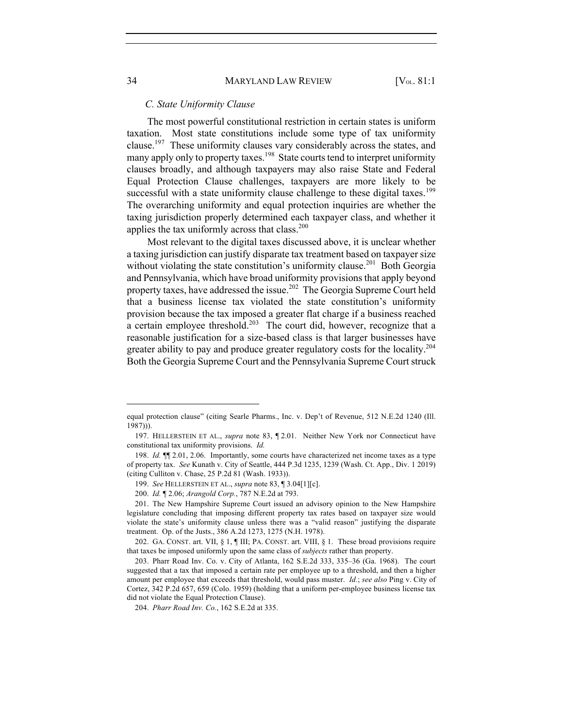### *C. State Uniformity Clause*

The most powerful constitutional restriction in certain states is uniform taxation. Most state constitutions include some type of tax uniformity clause.[197] These uniformity clauses vary considerably across the states, and many apply only to property taxes.[198] State courts tend to interpret uniformity clauses broadly, and although taxpayers may also raise State and Federal Equal Protection Clause challenges, taxpayers are more likely to be successful with a state uniformity clause challenge to these digital taxes.[199] The overarching uniformity and equal protection inquiries are whether the taxing jurisdiction properly determined each taxpayer class, and whether it applies the tax uniformly across that class.[200]

Most relevant to the digital taxes discussed above, it is unclear whether a taxing jurisdiction can justify disparate tax treatment based on taxpayer size without violating the state constitution's uniformity clause.[201] Both Georgia and Pennsylvania, which have broad uniformity provisions that apply beyond property taxes, have addressed the issue.[202] The Georgia Supreme Court held that a business license tax violated the state constitution's uniformity provision because the tax imposed a greater flat charge if a business reached a certain employee threshold.[203] The court did, however, recognize that a reasonable justification for a size-based class is that larger businesses have greater ability to pay and produce greater regulatory costs for the locality.[204] Both the Georgia Supreme Court and the Pennsylvania Supreme Court struck

---

equal protection clause" (citing Searle Pharms., Inc. v. Dep't of Revenue, 512 N.E.2d 1240 (Ill. 1987))).

197. HELLERSTEIN ET AL., *supra* note 83, ¶ 2.01. Neither New York nor Connecticut have constitutional tax uniformity provisions. *Id.*

198. *Id.* ¶¶ 2.01, 2.06. Importantly, some courts have characterized net income taxes as a type of property tax. *See* Kunath v. City of Seattle, 444 P.3d 1235, 1239 (Wash. Ct. App., Div. 1 2019) (citing Culliton v. Chase, 25 P.2d 81 (Wash. 1933)).

199. *See* HELLERSTEIN ET AL., *supra* note 83, ¶ 3.04[1][c].

200. *Id.* ¶ 2.06; *Arangold Corp.*, 787 N.E.2d at 793.

201. The New Hampshire Supreme Court issued an advisory opinion to the New Hampshire legislature concluding that imposing different property tax rates based on taxpayer size would violate the state's uniformity clause unless there was a "valid reason" justifying the disparate treatment. Op. of the Justs., 386 A.2d 1273, 1275 (N.H. 1978).

202. GA. CONST. art. VII, § 1, ¶ III; PA. CONST. art. VIII, § 1. These broad provisions require that taxes be imposed uniformly upon the same class of *subjects* rather than property.

203. Pharr Road Inv. Co. v. City of Atlanta, 162 S.E.2d 333, 335–36 (Ga. 1968). The court suggested that a tax that imposed a certain rate per employee up to a threshold, and then a higher amount per employee that exceeds that threshold, would pass muster. *Id.*; *see also* Ping v. City of Cortez, 342 P.2d 657, 659 (Colo. 1959) (holding that a uniform per-employee business license tax did not violate the Equal Protection Clause).

204. *Pharr Road Inv. Co.*, 162 S.E.2d at 335.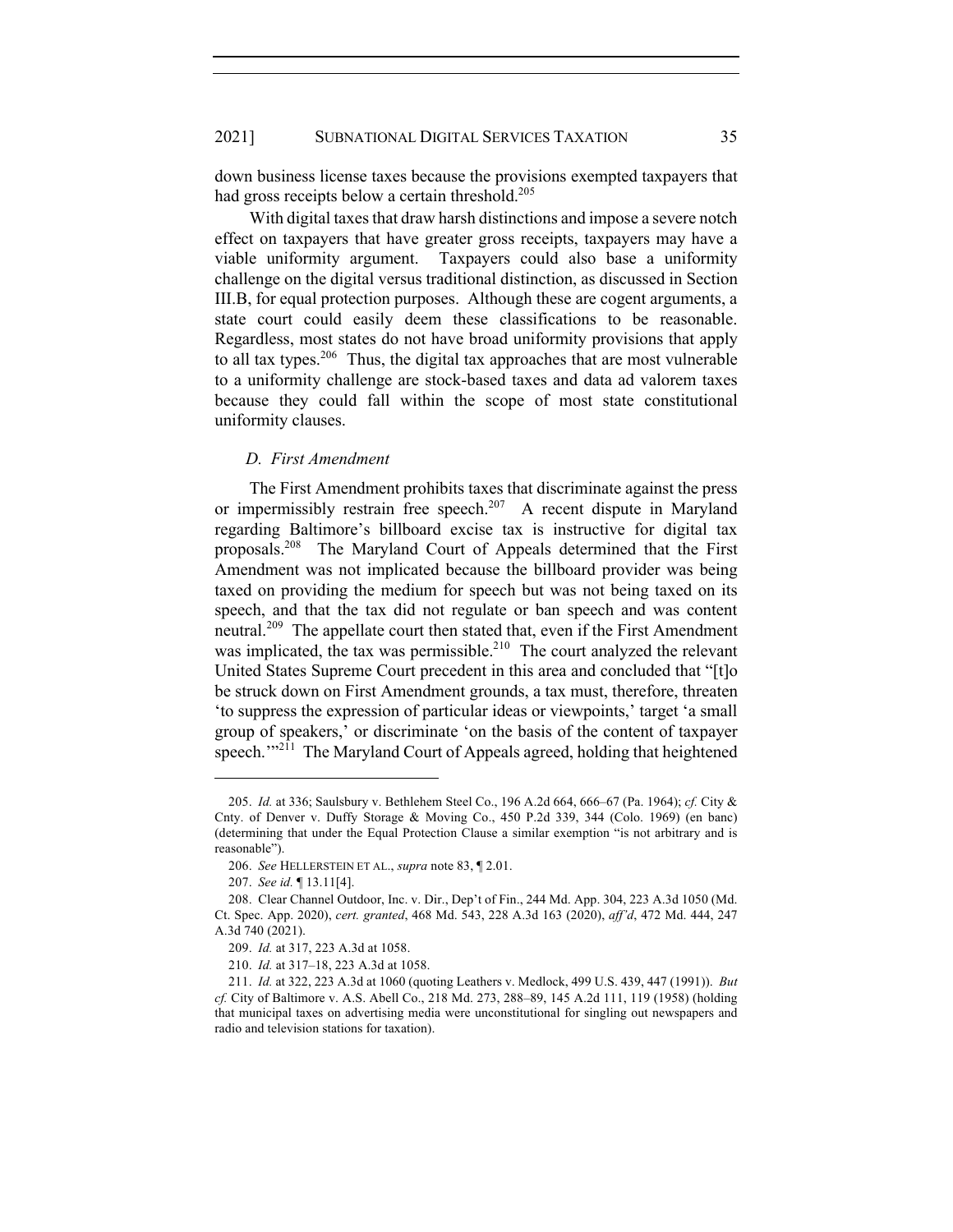down business license taxes because the provisions exempted taxpayers that had gross receipts below a certain threshold.[205]

With digital taxes that draw harsh distinctions and impose a severe notch effect on taxpayers that have greater gross receipts, taxpayers may have a viable uniformity argument. Taxpayers could also base a uniformity challenge on the digital versus traditional distinction, as discussed in Section III.B, for equal protection purposes. Although these are cogent arguments, a state court could easily deem these classifications to be reasonable. Regardless, most states do not have broad uniformity provisions that apply to all tax types.[206] Thus, the digital tax approaches that are most vulnerable to a uniformity challenge are stock-based taxes and data ad valorem taxes because they could fall within the scope of most state constitutional uniformity clauses.

### *D. First Amendment*

The First Amendment prohibits taxes that discriminate against the press or impermissibly restrain free speech.[207] A recent dispute in Maryland regarding Baltimore's billboard excise tax is instructive for digital tax proposals.[208] The Maryland Court of Appeals determined that the First Amendment was not implicated because the billboard provider was being taxed on providing the medium for speech but was not being taxed on its speech, and that the tax did not regulate or ban speech and was content neutral.[209] The appellate court then stated that, even if the First Amendment was implicated, the tax was permissible.[210] The court analyzed the relevant United States Supreme Court precedent in this area and concluded that "[t]o be struck down on First Amendment grounds, a tax must, therefore, threaten 'to suppress the expression of particular ideas or viewpoints,' target 'a small group of speakers,' or discriminate 'on the basis of the content of taxpayer speech.'"[211] The Maryland Court of Appeals agreed, holding that heightened

---

205. *Id.* at 336; Saulsbury v. Bethlehem Steel Co., 196 A.2d 664, 666–67 (Pa. 1964); *cf.* City & Cnty. of Denver v. Duffy Storage & Moving Co., 450 P.2d 339, 344 (Colo. 1969) (en banc) (determining that under the Equal Protection Clause a similar exemption "is not arbitrary and is reasonable").

206. *See* HELLERSTEIN ET AL., *supra* note 83, ¶ 2.01.

207. *See id.* ¶ 13.11[4].

208. Clear Channel Outdoor, Inc. v. Dir., Dep't of Fin., 244 Md. App. 304, 223 A.3d 1050 (Md. Ct. Spec. App. 2020), *cert. granted*, 468 Md. 543, 228 A.3d 163 (2020), *aff'd*, 472 Md. 444, 247 A.3d 740 (2021).

209. *Id.* at 317, 223 A.3d at 1058.

210. *Id.* at 317–18, 223 A.3d at 1058.

211. *Id.* at 322, 223 A.3d at 1060 (quoting Leathers v. Medlock, 499 U.S. 439, 447 (1991)). *But cf.* City of Baltimore v. A.S. Abell Co., 218 Md. 273, 288–89, 145 A.2d 111, 119 (1958) (holding that municipal taxes on advertising media were unconstitutional for singling out newspapers and radio and television stations for taxation).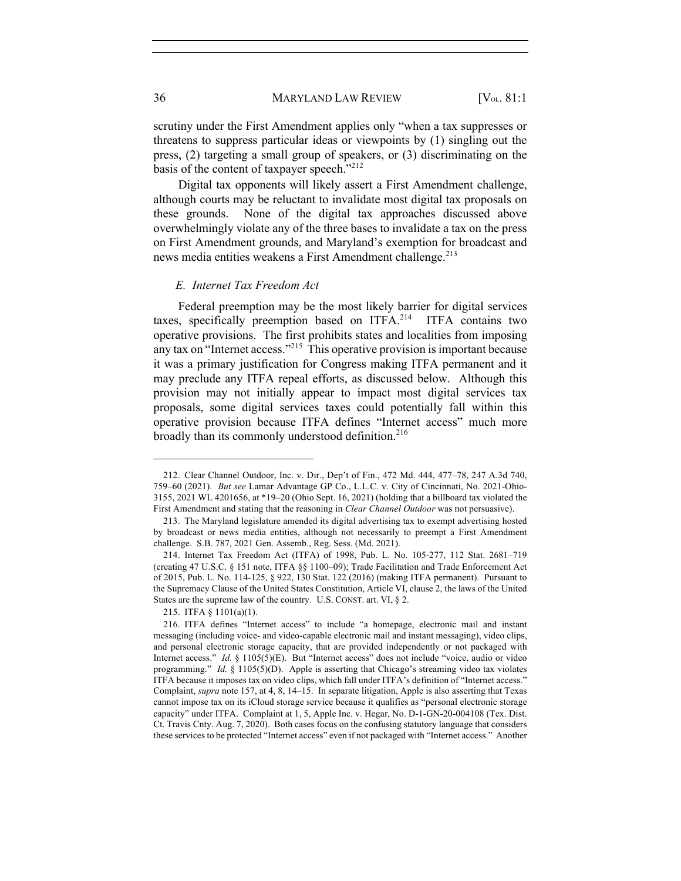scrutiny under the First Amendment applies only "when a tax suppresses or threatens to suppress particular ideas or viewpoints by (1) singling out the press, (2) targeting a small group of speakers, or (3) discriminating on the basis of the content of taxpayer speech."[212]

Digital tax opponents will likely assert a First Amendment challenge, although courts may be reluctant to invalidate most digital tax proposals on these grounds. None of the digital tax approaches discussed above overwhelmingly violate any of the three bases to invalidate a tax on the press on First Amendment grounds, and Maryland's exemption for broadcast and news media entities weakens a First Amendment challenge.[213]

### *E. Internet Tax Freedom Act*

Federal preemption may be the most likely barrier for digital services taxes, specifically preemption based on ITFA.[214] ITFA contains two operative provisions. The first prohibits states and localities from imposing any tax on "Internet access."[215] This operative provision is important because it was a primary justification for Congress making ITFA permanent and it may preclude any ITFA repeal efforts, as discussed below. Although this provision may not initially appear to impact most digital services tax proposals, some digital services taxes could potentially fall within this operative provision because ITFA defines "Internet access" much more broadly than its commonly understood definition.[216]

---

212. Clear Channel Outdoor, Inc. v. Dir., Dep't of Fin., 472 Md. 444, 477–78, 247 A.3d 740, 759–60 (2021). *But see* Lamar Advantage GP Co., L.L.C. v. City of Cincinnati, No. 2021-Ohio-3155, 2021 WL 4201656, at *19–20 (Ohio Sept. 16, 2021) (holding that a billboard tax violated the First Amendment and stating that the reasoning in *Clear Channel Outdoor* was not persuasive).

213. The Maryland legislature amended its digital advertising tax to exempt advertising hosted by broadcast or news media entities, although not necessarily to preempt a First Amendment challenge. S.B. 787, 2021 Gen. Assemb., Reg. Sess. (Md. 2021).

214. Internet Tax Freedom Act (ITFA) of 1998, Pub. L. No. 105-277, 112 Stat. 2681–719 (creating 47 U.S.C. § 151 note, ITFA §§ 1100–09); Trade Facilitation and Trade Enforcement Act of 2015, Pub. L. No. 114-125, § 922, 130 Stat. 122 (2016) (making ITFA permanent). Pursuant to the Supremacy Clause of the United States Constitution, Article VI, clause 2, the laws of the United States are the supreme law of the country. U.S. CONST. art. VI, § 2.

215. ITFA § 1101(a)(1).

216. ITFA defines "Internet access" to include "a homepage, electronic mail and instant messaging (including voice- and video-capable electronic mail and instant messaging), video clips, and personal electronic storage capacity, that are provided independently or not packaged with Internet access." *Id.* § 1105(5)(E). But "Internet access" does not include "voice, audio or video programming." *Id.* § 1105(5)(D). Apple is asserting that Chicago's streaming video tax violates ITFA because it imposes tax on video clips, which fall under ITFA's definition of "Internet access." Complaint, *supra* note 157, at 4, 8, 14–15. In separate litigation, Apple is also asserting that Texas cannot impose tax on its iCloud storage service because it qualifies as "personal electronic storage capacity" under ITFA. Complaint at 1, 5, Apple Inc. v. Hegar, No. D-1-GN-20-004108 (Tex. Dist. Ct. Travis Cnty. Aug. 7, 2020). Both cases focus on the confusing statutory language that considers these services to be protected "Internet access" even if not packaged with "Internet access." Another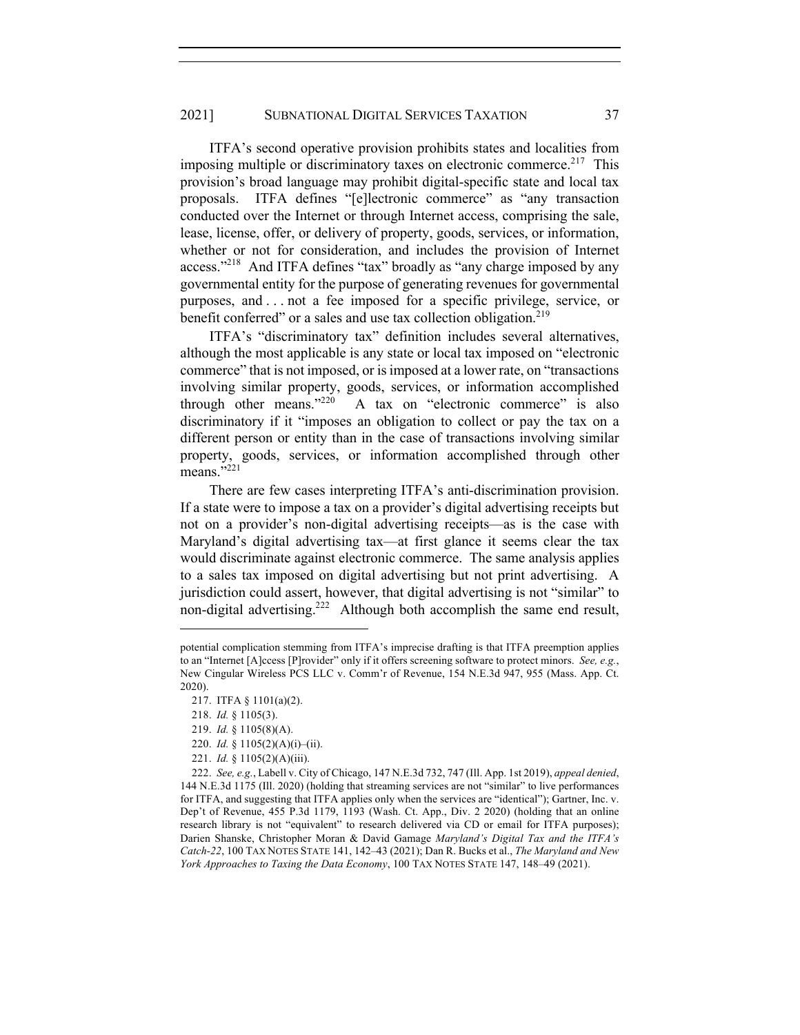ITFA's second operative provision prohibits states and localities from imposing multiple or discriminatory taxes on electronic commerce.[217] This provision's broad language may prohibit digital-specific state and local tax proposals. ITFA defines "[e]lectronic commerce" as "any transaction conducted over the Internet or through Internet access, comprising the sale, lease, license, offer, or delivery of property, goods, services, or information, whether or not for consideration, and includes the provision of Internet access."[218] And ITFA defines "tax" broadly as "any charge imposed by any governmental entity for the purpose of generating revenues for governmental purposes, and . . . not a fee imposed for a specific privilege, service, or benefit conferred" or a sales and use tax collection obligation.[219]

ITFA's "discriminatory tax" definition includes several alternatives, although the most applicable is any state or local tax imposed on "electronic commerce" that is not imposed, or is imposed at a lower rate, on "transactions involving similar property, goods, services, or information accomplished through other means."[220] A tax on "electronic commerce" is also discriminatory if it "imposes an obligation to collect or pay the tax on a different person or entity than in the case of transactions involving similar property, goods, services, or information accomplished through other means."[221]

There are few cases interpreting ITFA's anti-discrimination provision. If a state were to impose a tax on a provider's digital advertising receipts but not on a provider's non-digital advertising receipts—as is the case with Maryland's digital advertising tax—at first glance it seems clear the tax would discriminate against electronic commerce. The same analysis applies to a sales tax imposed on digital advertising but not print advertising. A jurisdiction could assert, however, that digital advertising is not "similar" to non-digital advertising.[222] Although both accomplish the same end result,

---

potential complication stemming from ITFA's imprecise drafting is that ITFA preemption applies to an "Internet [A]ccess [P]rovider" only if it offers screening software to protect minors. *See, e.g.*, New Cingular Wireless PCS LLC v. Comm'r of Revenue, 154 N.E.3d 947, 955 (Mass. App. Ct. 2020).

217. ITFA § 1101(a)(2).

218. *Id.* § 1105(3).

219. *Id.* § 1105(8)(A).

220. *Id.* § 1105(2)(A)(i)–(ii).

221. *Id.* § 1105(2)(A)(iii).

222. *See, e.g.*, Labell v. City of Chicago, 147 N.E.3d 732, 747 (Ill. App. 1st 2019), *appeal denied*, 144 N.E.3d 1175 (Ill. 2020) (holding that streaming services are not "similar" to live performances for ITFA, and suggesting that ITFA applies only when the services are "identical"); Gartner, Inc. v. Dep't of Revenue, 455 P.3d 1179, 1193 (Wash. Ct. App., Div. 2 2020) (holding that an online research library is not "equivalent" to research delivered via CD or email for ITFA purposes); Darien Shanske, Christopher Moran & David Gamage *Maryland's Digital Tax and the ITFA's Catch-22*, 100 TAX NOTES STATE 141, 142–43 (2021); Dan R. Bucks et al., *The Maryland and New York Approaches to Taxing the Data Economy*, 100 TAX NOTES STATE 147, 148–49 (2021).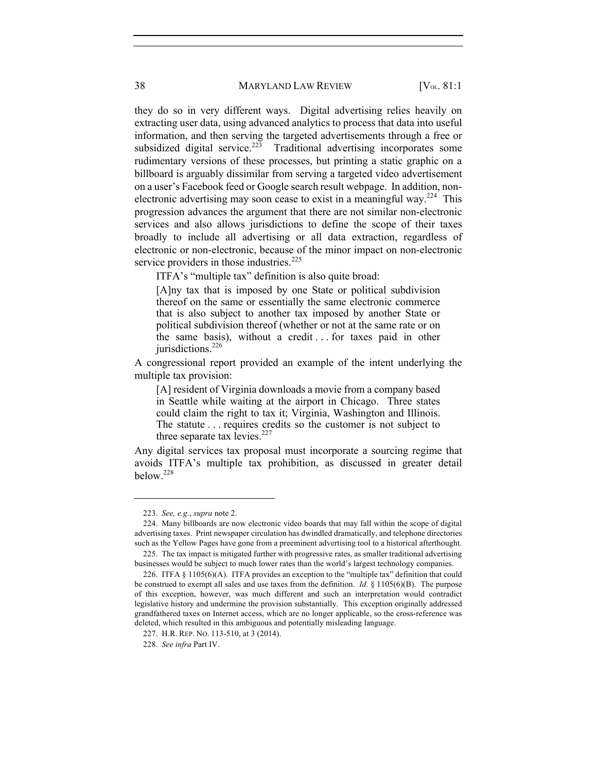they do so in very different ways. Digital advertising relies heavily on extracting user data, using advanced analytics to process that data into useful information, and then serving the targeted advertisements through a free or subsidized digital service.[223] Traditional advertising incorporates some rudimentary versions of these processes, but printing a static graphic on a billboard is arguably dissimilar from serving a targeted video advertisement on a user's Facebook feed or Google search result webpage. In addition, non-electronic advertising may soon cease to exist in a meaningful way.[224] This progression advances the argument that there are not similar non-electronic services and also allows jurisdictions to define the scope of their taxes broadly to include all advertising or all data extraction, regardless of electronic or non-electronic, because of the minor impact on non-electronic service providers in those industries.[225]

ITFA's "multiple tax" definition is also quite broad:

> [A]ny tax that is imposed by one State or political subdivision thereof on the same or essentially the same electronic commerce that is also subject to another tax imposed by another State or political subdivision thereof (whether or not at the same rate or on the same basis), without a credit . . . for taxes paid in other jurisdictions.[226]

A congressional report provided an example of the intent underlying the multiple tax provision:

> [A] resident of Virginia downloads a movie from a company based in Seattle while waiting at the airport in Chicago. Three states could claim the right to tax it; Virginia, Washington and Illinois. The statute . . . requires credits so the customer is not subject to three separate tax levies.[227]

Any digital services tax proposal must incorporate a sourcing regime that avoids ITFA's multiple tax prohibition, as discussed in greater detail below.[228]

---

223. *See, e.g.*, *supra* note 2.

224. Many billboards are now electronic video boards that may fall within the scope of digital advertising taxes. Print newspaper circulation has dwindled dramatically, and telephone directories such as the Yellow Pages have gone from a preeminent advertising tool to a historical afterthought.

225. The tax impact is mitigated further with progressive rates, as smaller traditional advertising businesses would be subject to much lower rates than the world's largest technology companies.

226. ITFA § 1105(6)(A). ITFA provides an exception to the "multiple tax" definition that could be construed to exempt all sales and use taxes from the definition. *Id.* § 1105(6)(B). The purpose of this exception, however, was much different and such an interpretation would contradict legislative history and undermine the provision substantially. This exception originally addressed grandfathered taxes on Internet access, which are no longer applicable, so the cross-reference was deleted, which resulted in this ambiguous and potentially misleading language.

227. H.R. REP. NO. 113-510, at 3 (2014).

228. *See infra* Part IV.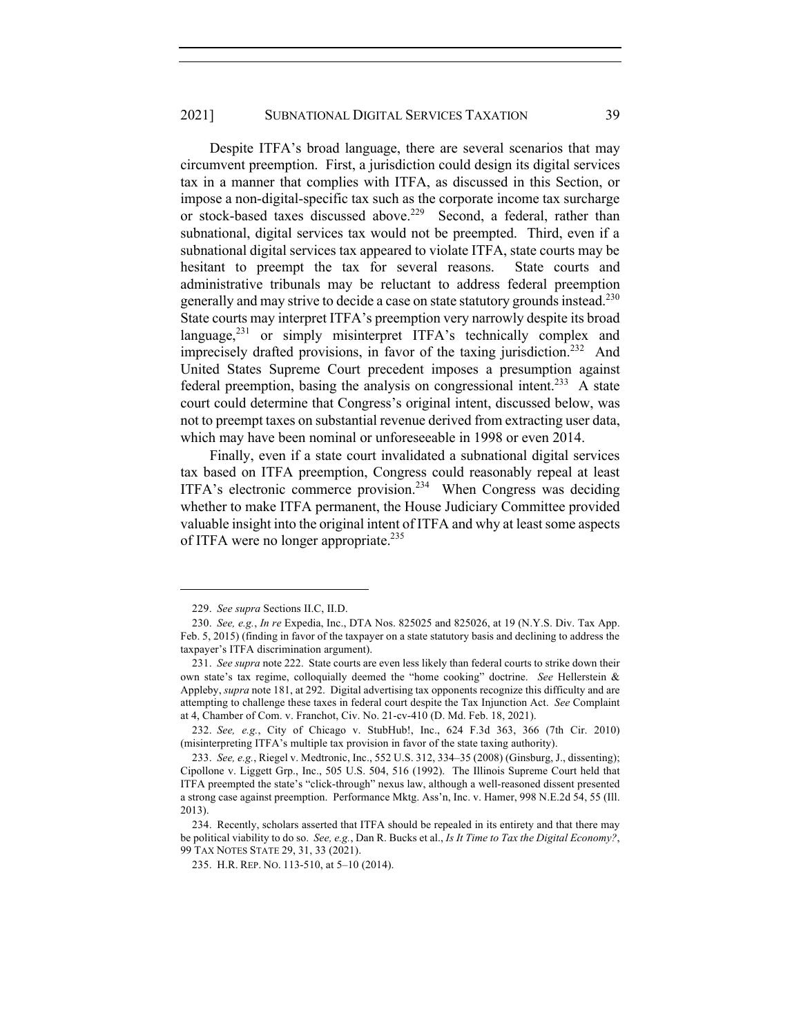Despite ITFA's broad language, there are several scenarios that may circumvent preemption. First, a jurisdiction could design its digital services tax in a manner that complies with ITFA, as discussed in this Section, or impose a non-digital-specific tax such as the corporate income tax surcharge or stock-based taxes discussed above.[229] Second, a federal, rather than subnational, digital services tax would not be preempted. Third, even if a subnational digital services tax appeared to violate ITFA, state courts may be hesitant to preempt the tax for several reasons. State courts and administrative tribunals may be reluctant to address federal preemption generally and may strive to decide a case on state statutory grounds instead.[230] State courts may interpret ITFA's preemption very narrowly despite its broad language,[231] or simply misinterpret ITFA's technically complex and imprecisely drafted provisions, in favor of the taxing jurisdiction.[232] And United States Supreme Court precedent imposes a presumption against federal preemption, basing the analysis on congressional intent.[233] A state court could determine that Congress's original intent, discussed below, was not to preempt taxes on substantial revenue derived from extracting user data, which may have been nominal or unforeseeable in 1998 or even 2014.

Finally, even if a state court invalidated a subnational digital services tax based on ITFA preemption, Congress could reasonably repeal at least ITFA's electronic commerce provision.[234] When Congress was deciding whether to make ITFA permanent, the House Judiciary Committee provided valuable insight into the original intent of ITFA and why at least some aspects of ITFA were no longer appropriate.[235]

---

229. *See supra* Sections II.C, II.D.

230. *See, e.g.*, *In re* Expedia, Inc., DTA Nos. 825025 and 825026, at 19 (N.Y.S. Div. Tax App. Feb. 5, 2015) (finding in favor of the taxpayer on a state statutory basis and declining to address the taxpayer's ITFA discrimination argument).

231. *See supra* note 222. State courts are even less likely than federal courts to strike down their own state's tax regime, colloquially deemed the "home cooking" doctrine. *See* Hellerstein & Appleby, *supra* note 181, at 292. Digital advertising tax opponents recognize this difficulty and are attempting to challenge these taxes in federal court despite the Tax Injunction Act. *See* Complaint at 4, Chamber of Com. v. Franchot, Civ. No. 21-cv-410 (D. Md. Feb. 18, 2021).

232. *See, e.g.*, City of Chicago v. StubHub!, Inc., 624 F.3d 363, 366 (7th Cir. 2010) (misinterpreting ITFA's multiple tax provision in favor of the state taxing authority).

233. *See, e.g.*, Riegel v. Medtronic, Inc., 552 U.S. 312, 334–35 (2008) (Ginsburg, J., dissenting); Cipollone v. Liggett Grp., Inc., 505 U.S. 504, 516 (1992). The Illinois Supreme Court held that ITFA preempted the state's "click-through" nexus law, although a well-reasoned dissent presented a strong case against preemption. Performance Mktg. Ass'n, Inc. v. Hamer, 998 N.E.2d 54, 55 (Ill. 2013).

234. Recently, scholars asserted that ITFA should be repealed in its entirety and that there may be political viability to do so. *See, e.g.*, Dan R. Bucks et al., *Is It Time to Tax the Digital Economy?*, 99 TAX NOTES STATE 29, 31, 33 (2021).

235. H.R. REP. NO. 113-510, at 5–10 (2014).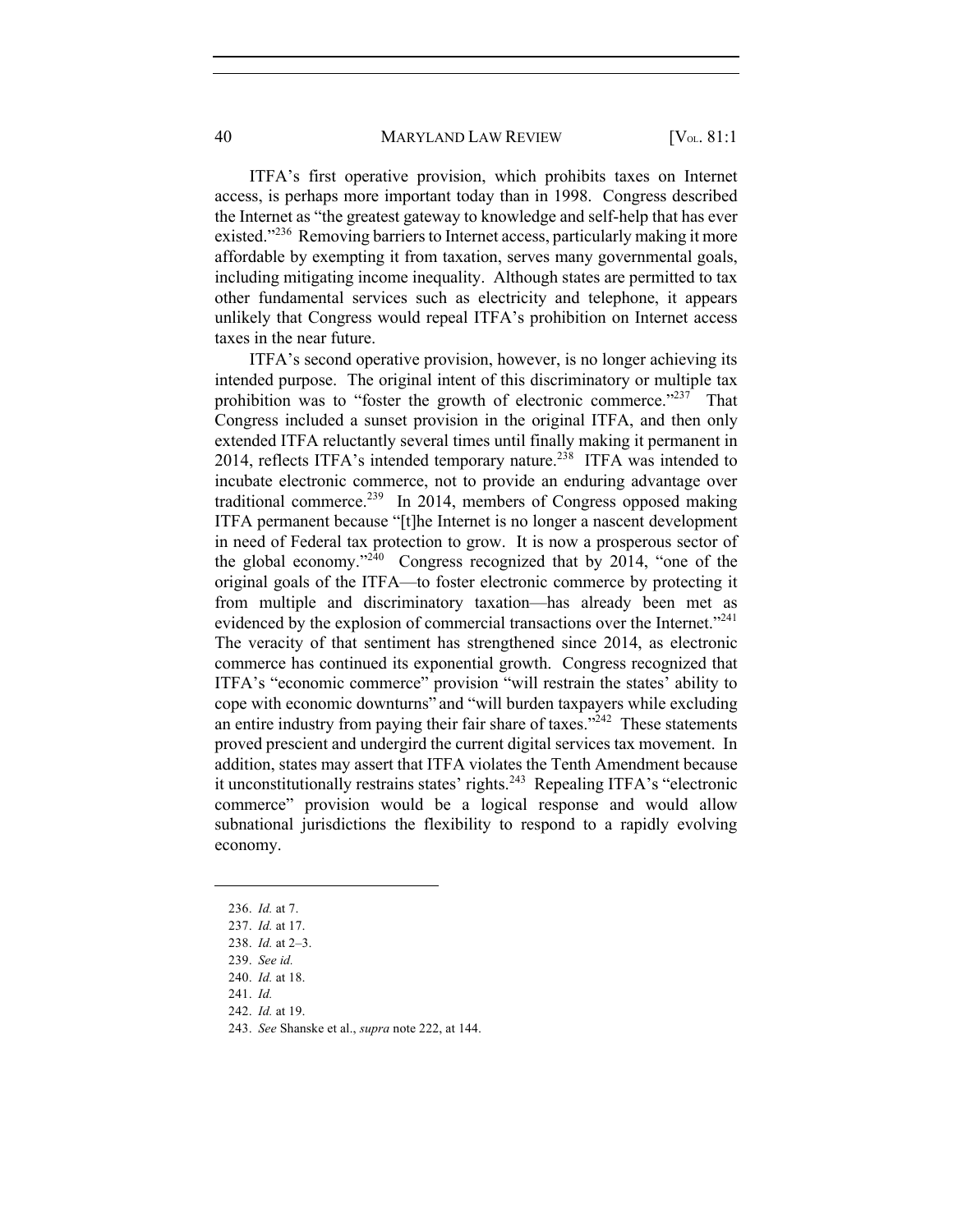ITFA's first operative provision, which prohibits taxes on Internet access, is perhaps more important today than in 1998. Congress described the Internet as "the greatest gateway to knowledge and self-help that has ever existed."[236] Removing barriers to Internet access, particularly making it more affordable by exempting it from taxation, serves many governmental goals, including mitigating income inequality. Although states are permitted to tax other fundamental services such as electricity and telephone, it appears unlikely that Congress would repeal ITFA's prohibition on Internet access taxes in the near future.

ITFA's second operative provision, however, is no longer achieving its intended purpose. The original intent of this discriminatory or multiple tax prohibition was to "foster the growth of electronic commerce."[237] That Congress included a sunset provision in the original ITFA, and then only extended ITFA reluctantly several times until finally making it permanent in 2014, reflects ITFA's intended temporary nature.[238] ITFA was intended to incubate electronic commerce, not to provide an enduring advantage over traditional commerce.[239] In 2014, members of Congress opposed making ITFA permanent because "[t]he Internet is no longer a nascent development in need of Federal tax protection to grow. It is now a prosperous sector of the global economy."[240] Congress recognized that by 2014, "one of the original goals of the ITFA—to foster electronic commerce by protecting it from multiple and discriminatory taxation—has already been met as evidenced by the explosion of commercial transactions over the Internet."[241] The veracity of that sentiment has strengthened since 2014, as electronic commerce has continued its exponential growth. Congress recognized that ITFA's "economic commerce" provision "will restrain the states' ability to cope with economic downturns" and "will burden taxpayers while excluding an entire industry from paying their fair share of taxes."[242] These statements proved prescient and undergird the current digital services tax movement. In addition, states may assert that ITFA violates the Tenth Amendment because it unconstitutionally restrains states' rights.[243] Repealing ITFA's "electronic commerce" provision would be a logical response and would allow subnational jurisdictions the flexibility to respond to a rapidly evolving economy.

---

236. *Id.* at 7.
237. *Id.* at 17.
238. *Id.* at 2–3.
239. *See id.*
240. *Id.* at 18.
241. *Id.*
242. *Id.* at 19.
243. *See* Shanske et al., *supra* note 222, at 144.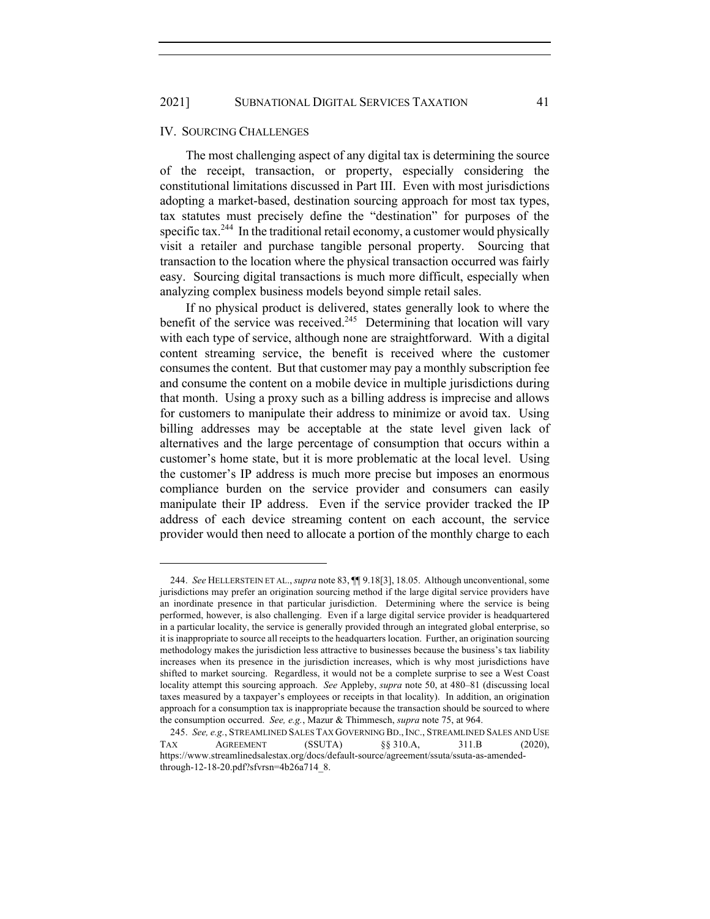## IV. SOURCING CHALLENGES

The most challenging aspect of any digital tax is determining the source of the receipt, transaction, or property, especially considering the constitutional limitations discussed in Part III. Even with most jurisdictions adopting a market-based, destination sourcing approach for most tax types, tax statutes must precisely define the "destination" for purposes of the specific tax.[244] In the traditional retail economy, a customer would physically visit a retailer and purchase tangible personal property. Sourcing that transaction to the location where the physical transaction occurred was fairly easy. Sourcing digital transactions is much more difficult, especially when analyzing complex business models beyond simple retail sales.

If no physical product is delivered, states generally look to where the benefit of the service was received.[245] Determining that location will vary with each type of service, although none are straightforward. With a digital content streaming service, the benefit is received where the customer consumes the content. But that customer may pay a monthly subscription fee and consume the content on a mobile device in multiple jurisdictions during that month. Using a proxy such as a billing address is imprecise and allows for customers to manipulate their address to minimize or avoid tax. Using billing addresses may be acceptable at the state level given lack of alternatives and the large percentage of consumption that occurs within a customer's home state, but it is more problematic at the local level. Using the customer's IP address is much more precise but imposes an enormous compliance burden on the service provider and consumers can easily manipulate their IP address. Even if the service provider tracked the IP address of each device streaming content on each account, the service provider would then need to allocate a portion of the monthly charge to each

---

244. *See* HELLERSTEIN ET AL., *supra* note 83, ¶¶ 9.18[3], 18.05. Although unconventional, some jurisdictions may prefer an origination sourcing method if the large digital service providers have an inordinate presence in that particular jurisdiction. Determining where the service is being performed, however, is also challenging. Even if a large digital service provider is headquartered in a particular locality, the service is generally provided through an integrated global enterprise, so it is inappropriate to source all receipts to the headquarters location. Further, an origination sourcing methodology makes the jurisdiction less attractive to businesses because the business's tax liability increases when its presence in the jurisdiction increases, which is why most jurisdictions have shifted to market sourcing. Regardless, it would not be a complete surprise to see a West Coast locality attempt this sourcing approach. *See* Appleby, *supra* note 50, at 480–81 (discussing local taxes measured by a taxpayer's employees or receipts in that locality). In addition, an origination approach for a consumption tax is inappropriate because the transaction should be sourced to where the consumption occurred. *See, e.g.*, Mazur & Thimmesch, *supra* note 75, at 964.

245. *See, e.g.*, STREAMLINED SALES TAX GOVERNING BD., INC., STREAMLINED SALES AND USE TAX AGREEMENT (SSUTA) §§ 310.A, 311.B (2020), https://www.streamlinedsalestax.org/docs/default-source/agreement/ssuta/ssuta-as-amended-through-12-18-20.pdf?sfvrsn=4b26a714_8.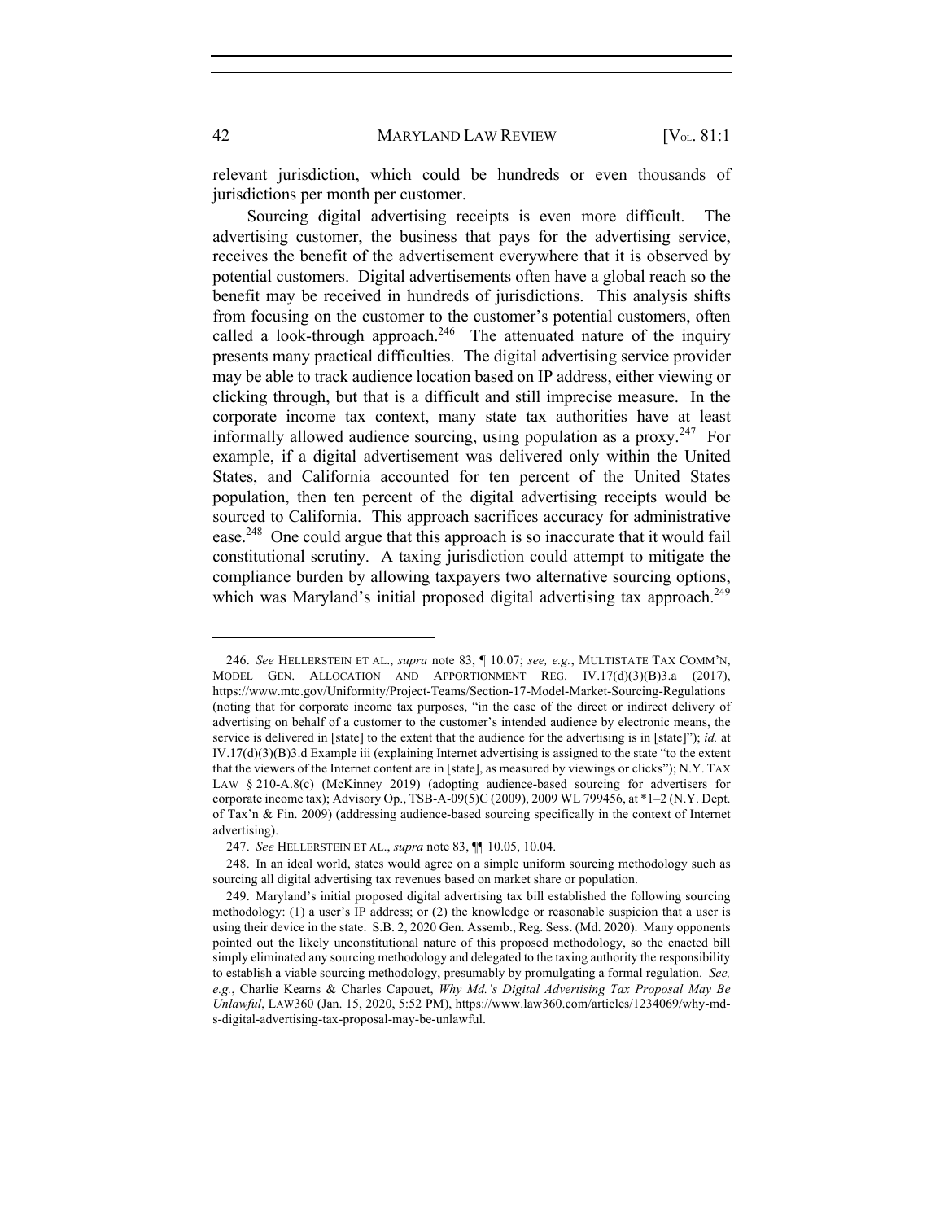relevant jurisdiction, which could be hundreds or even thousands of jurisdictions per month per customer.

Sourcing digital advertising receipts is even more difficult. The advertising customer, the business that pays for the advertising service, receives the benefit of the advertisement everywhere that it is observed by potential customers. Digital advertisements often have a global reach so the benefit may be received in hundreds of jurisdictions. This analysis shifts from focusing on the customer to the customer's potential customers, often called a look-through approach.[246] The attenuated nature of the inquiry presents many practical difficulties. The digital advertising service provider may be able to track audience location based on IP address, either viewing or clicking through, but that is a difficult and still imprecise measure. In the corporate income tax context, many state tax authorities have at least informally allowed audience sourcing, using population as a proxy.[247] For example, if a digital advertisement was delivered only within the United States, and California accounted for ten percent of the United States population, then ten percent of the digital advertising receipts would be sourced to California. This approach sacrifices accuracy for administrative ease.[248] One could argue that this approach is so inaccurate that it would fail constitutional scrutiny. A taxing jurisdiction could attempt to mitigate the compliance burden by allowing taxpayers two alternative sourcing options, which was Maryland's initial proposed digital advertising tax approach.[249]

---

246. *See* HELLERSTEIN ET AL., *supra* note 83, ¶ 10.07; *see, e.g.*, MULTISTATE TAX COMM'N, MODEL GEN. ALLOCATION AND APPORTIONMENT REG. IV.17(d)(3)(B)3.a (2017), https://www.mtc.gov/Uniformity/Project-Teams/Section-17-Model-Market-Sourcing-Regulations (noting that for corporate income tax purposes, "in the case of the direct or indirect delivery of advertising on behalf of a customer to the customer's intended audience by electronic means, the service is delivered in [state] to the extent that the audience for the advertising is in [state]"); *id.* at IV.17(d)(3)(B)3.d Example iii (explaining Internet advertising is assigned to the state "to the extent that the viewers of the Internet content are in [state], as measured by viewings or clicks"); N.Y. TAX LAW § 210-A.8(c) (McKinney 2019) (adopting audience-based sourcing for advertisers for corporate income tax); Advisory Op., TSB-A-09(5)C (2009), 2009 WL 799456, at *1–2 (N.Y. Dept. of Tax'n & Fin. 2009) (addressing audience-based sourcing specifically in the context of Internet advertising).

247. *See* HELLERSTEIN ET AL., *supra* note 83, ¶¶ 10.05, 10.04.

248. In an ideal world, states would agree on a simple uniform sourcing methodology such as sourcing all digital advertising tax revenues based on market share or population.

249. Maryland's initial proposed digital advertising tax bill established the following sourcing methodology: (1) a user's IP address; or (2) the knowledge or reasonable suspicion that a user is using their device in the state. S.B. 2, 2020 Gen. Assemb., Reg. Sess. (Md. 2020). Many opponents pointed out the likely unconstitutional nature of this proposed methodology, so the enacted bill simply eliminated any sourcing methodology and delegated to the taxing authority the responsibility to establish a viable sourcing methodology, presumably by promulgating a formal regulation. *See, e.g.*, Charlie Kearns & Charles Capouet, *Why Md.'s Digital Advertising Tax Proposal May Be Unlawful*, LAW360 (Jan. 15, 2020, 5:52 PM), https://www.law360.com/articles/1234069/why-md-s-digital-advertising-tax-proposal-may-be-unlawful.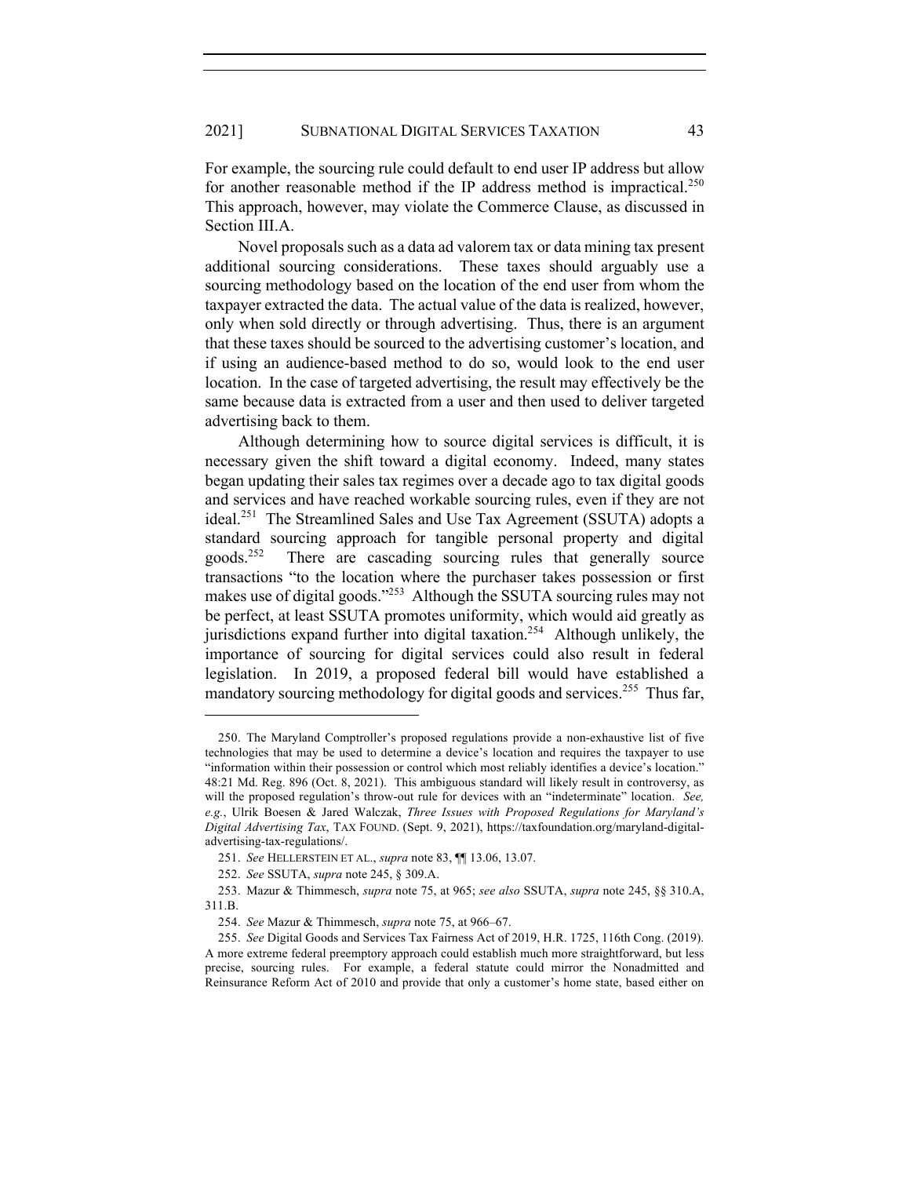For example, the sourcing rule could default to end user IP address but allow for another reasonable method if the IP address method is impractical.[250] This approach, however, may violate the Commerce Clause, as discussed in Section III.A.

Novel proposals such as a data ad valorem tax or data mining tax present additional sourcing considerations. These taxes should arguably use a sourcing methodology based on the location of the end user from whom the taxpayer extracted the data. The actual value of the data is realized, however, only when sold directly or through advertising. Thus, there is an argument that these taxes should be sourced to the advertising customer's location, and if using an audience-based method to do so, would look to the end user location. In the case of targeted advertising, the result may effectively be the same because data is extracted from a user and then used to deliver targeted advertising back to them.

Although determining how to source digital services is difficult, it is necessary given the shift toward a digital economy. Indeed, many states began updating their sales tax regimes over a decade ago to tax digital goods and services and have reached workable sourcing rules, even if they are not ideal.[251] The Streamlined Sales and Use Tax Agreement (SSUTA) adopts a standard sourcing approach for tangible personal property and digital goods.[252] There are cascading sourcing rules that generally source transactions "to the location where the purchaser takes possession or first makes use of digital goods."[253] Although the SSUTA sourcing rules may not be perfect, at least SSUTA promotes uniformity, which would aid greatly as jurisdictions expand further into digital taxation.[254] Although unlikely, the importance of sourcing for digital services could also result in federal legislation. In 2019, a proposed federal bill would have established a mandatory sourcing methodology for digital goods and services.[255] Thus far,

---

250. The Maryland Comptroller's proposed regulations provide a non-exhaustive list of five technologies that may be used to determine a device's location and requires the taxpayer to use "information within their possession or control which most reliably identifies a device's location." 48:21 Md. Reg. 896 (Oct. 8, 2021). This ambiguous standard will likely result in controversy, as will the proposed regulation's throw-out rule for devices with an "indeterminate" location. *See, e.g.*, Ulrik Boesen & Jared Walczak, *Three Issues with Proposed Regulations for Maryland's Digital Advertising Tax*, TAX FOUND. (Sept. 9, 2021), https://taxfoundation.org/maryland-digital-advertising-tax-regulations/.

251. *See* HELLERSTEIN ET AL., *supra* note 83, ¶¶ 13.06, 13.07.

252. *See* SSUTA, *supra* note 245, § 309.A.

253. Mazur & Thimmesch, *supra* note 75, at 965; *see also* SSUTA, *supra* note 245, §§ 310.A, 311.B.

254. *See* Mazur & Thimmesch, *supra* note 75, at 966–67.

255. *See* Digital Goods and Services Tax Fairness Act of 2019, H.R. 1725, 116th Cong. (2019). A more extreme federal preemptory approach could establish much more straightforward, but less precise, sourcing rules. For example, a federal statute could mirror the Nonadmitted and Reinsurance Reform Act of 2010 and provide that only a customer's home state, based either on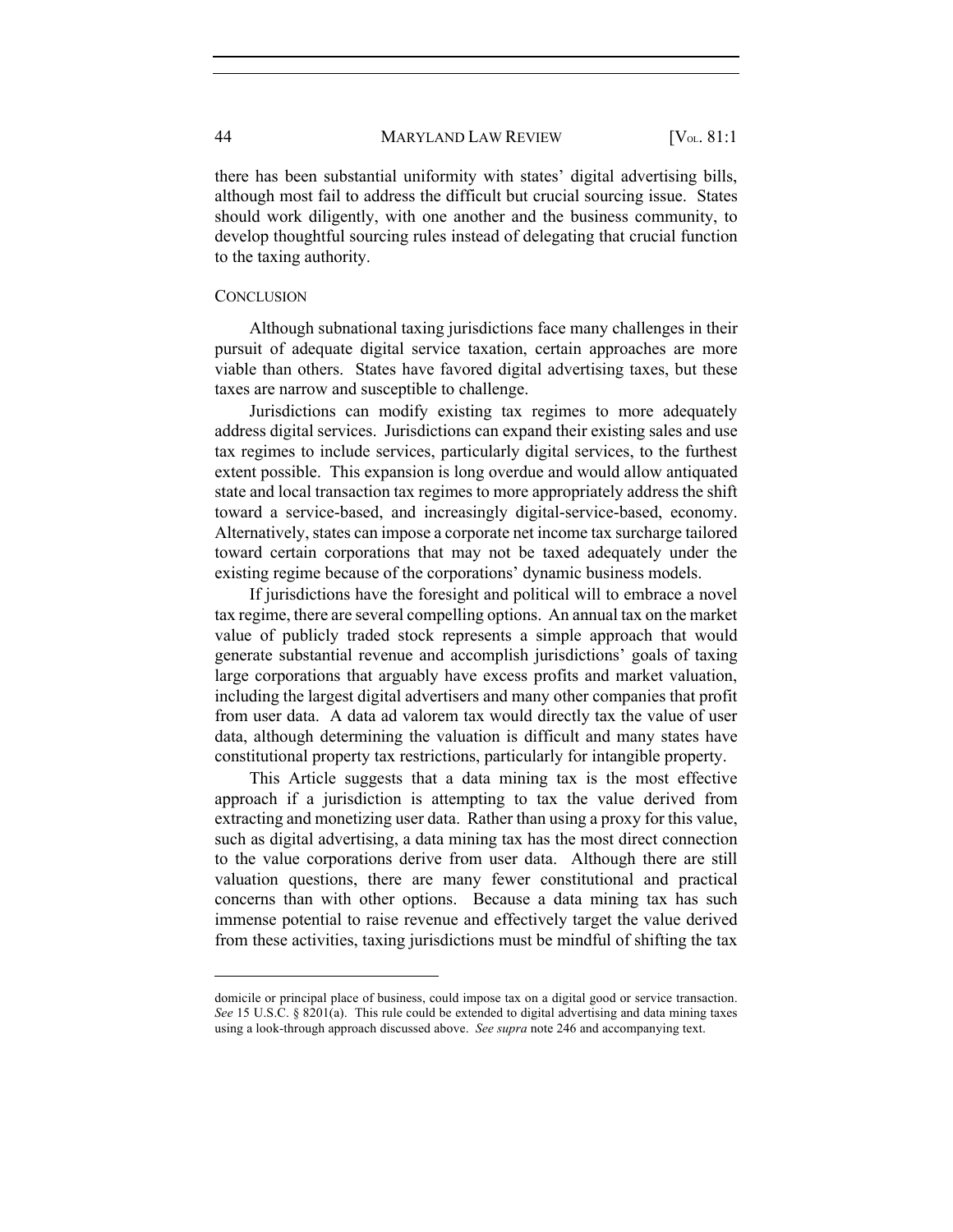there has been substantial uniformity with states' digital advertising bills, although most fail to address the difficult but crucial sourcing issue. States should work diligently, with one another and the business community, to develop thoughtful sourcing rules instead of delegating that crucial function to the taxing authority.

## CONCLUSION

Although subnational taxing jurisdictions face many challenges in their pursuit of adequate digital service taxation, certain approaches are more viable than others. States have favored digital advertising taxes, but these taxes are narrow and susceptible to challenge.

Jurisdictions can modify existing tax regimes to more adequately address digital services. Jurisdictions can expand their existing sales and use tax regimes to include services, particularly digital services, to the furthest extent possible. This expansion is long overdue and would allow antiquated state and local transaction tax regimes to more appropriately address the shift toward a service-based, and increasingly digital-service-based, economy. Alternatively, states can impose a corporate net income tax surcharge tailored toward certain corporations that may not be taxed adequately under the existing regime because of the corporations' dynamic business models.

If jurisdictions have the foresight and political will to embrace a novel tax regime, there are several compelling options. An annual tax on the market value of publicly traded stock represents a simple approach that would generate substantial revenue and accomplish jurisdictions' goals of taxing large corporations that arguably have excess profits and market valuation, including the largest digital advertisers and many other companies that profit from user data. A data ad valorem tax would directly tax the value of user data, although determining the valuation is difficult and many states have constitutional property tax restrictions, particularly for intangible property.

This Article suggests that a data mining tax is the most effective approach if a jurisdiction is attempting to tax the value derived from extracting and monetizing user data. Rather than using a proxy for this value, such as digital advertising, a data mining tax has the most direct connection to the value corporations derive from user data. Although there are still valuation questions, there are many fewer constitutional and practical concerns than with other options. Because a data mining tax has such immense potential to raise revenue and effectively target the value derived from these activities, taxing jurisdictions must be mindful of shifting the tax

---

domicile or principal place of business, could impose tax on a digital good or service transaction. *See* 15 U.S.C. § 8201(a). This rule could be extended to digital advertising and data mining taxes using a look-through approach discussed above. *See supra* note 246 and accompanying text.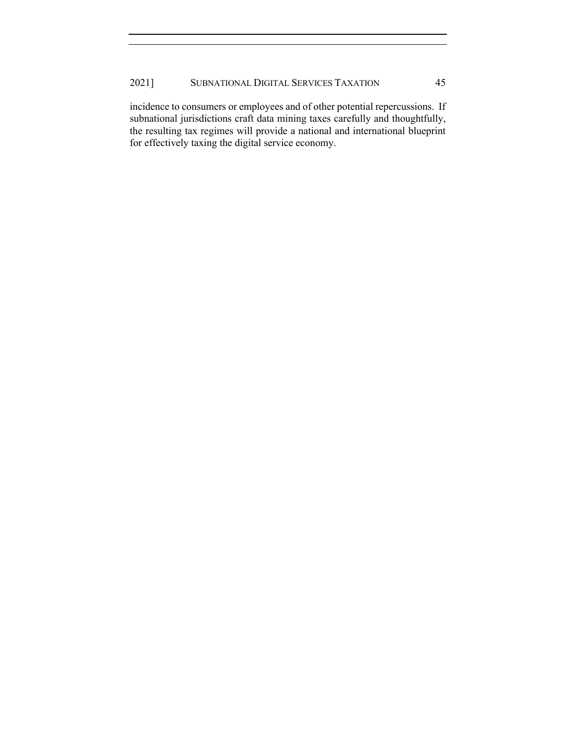incidence to consumers or employees and of other potential repercussions. If subnational jurisdictions craft data mining taxes carefully and thoughtfully, the resulting tax regimes will provide a national and international blueprint for effectively taxing the digital service economy.